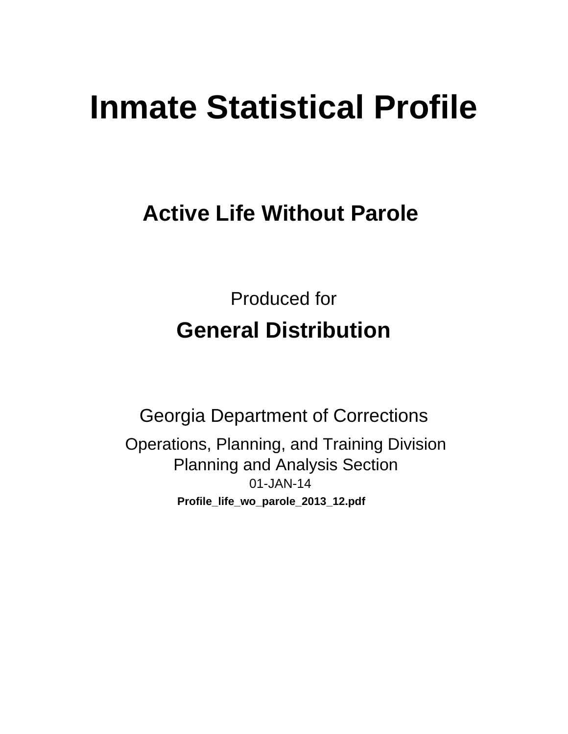# Inmate Statistical Profile

## Active Life Without Parole

Produced for

**General Distribution**

Georgia Department of Corrections

Operations, Planning, and Training Division
Planning and Analysis Section
01-JAN-14

**Profile_life_wo_parole_2013_12.pdf**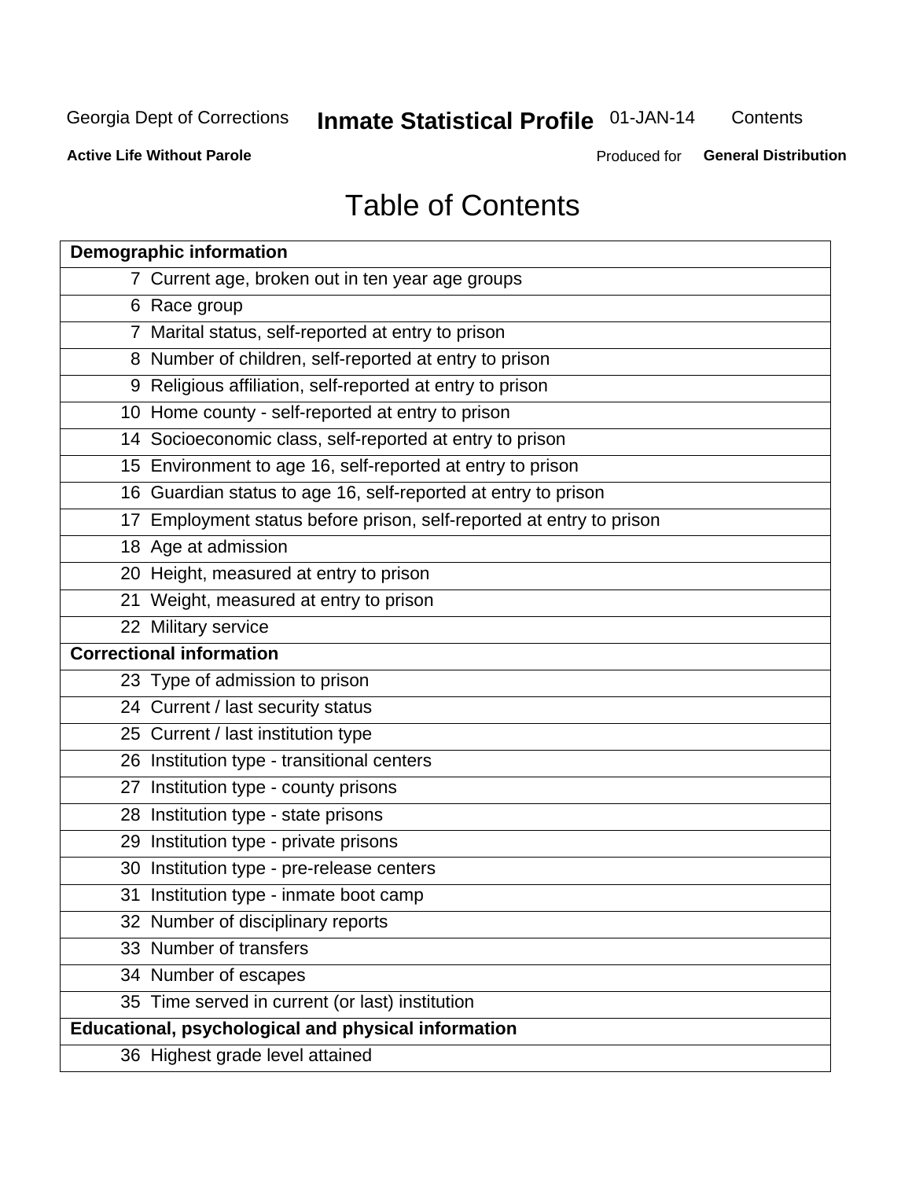# Table of Contents

| Demographic information | |
|---|---|
| 7 | Current age, broken out in ten year age groups |
| 6 | Race group |
| 7 | Marital status, self-reported at entry to prison |
| 8 | Number of children, self-reported at entry to prison |
| 9 | Religious affiliation, self-reported at entry to prison |
| 10 | Home county - self-reported at entry to prison |
| 14 | Socioeconomic class, self-reported at entry to prison |
| 15 | Environment to age 16, self-reported at entry to prison |
| 16 | Guardian status to age 16, self-reported at entry to prison |
| 17 | Employment status before prison, self-reported at entry to prison |
| 18 | Age at admission |
| 20 | Height, measured at entry to prison |
| 21 | Weight, measured at entry to prison |
| 22 | Military service |
| **Correctional information** | |
| 23 | Type of admission to prison |
| 24 | Current / last security status |
| 25 | Current / last institution type |
| 26 | Institution type - transitional centers |
| 27 | Institution type - county prisons |
| 28 | Institution type - state prisons |
| 29 | Institution type - private prisons |
| 30 | Institution type - pre-release centers |
| 31 | Institution type - inmate boot camp |
| 32 | Number of disciplinary reports |
| 33 | Number of transfers |
| 34 | Number of escapes |
| 35 | Time served in current (or last) institution |
| **Educational, psychological and physical information** | |
| 36 | Highest grade level attained |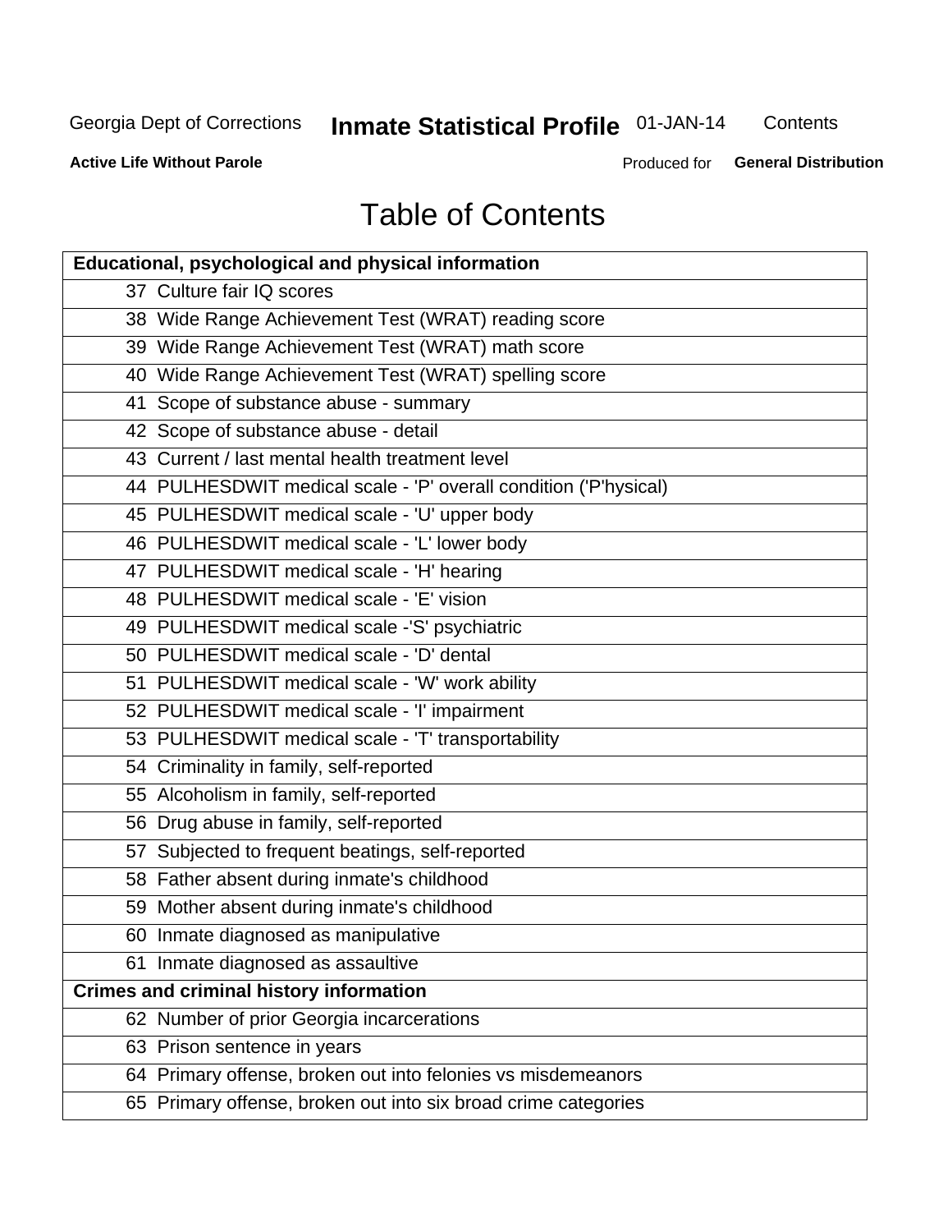# Table of Contents

| Educational, psychological and physical information | |
|---|---|
| 37 | Culture fair IQ scores |
| 38 | Wide Range Achievement Test (WRAT) reading score |
| 39 | Wide Range Achievement Test (WRAT) math score |
| 40 | Wide Range Achievement Test (WRAT) spelling score |
| 41 | Scope of substance abuse - summary |
| 42 | Scope of substance abuse - detail |
| 43 | Current / last mental health treatment level |
| 44 | PULHESDWIT medical scale - 'P' overall condition ('P'hysical) |
| 45 | PULHESDWIT medical scale - 'U' upper body |
| 46 | PULHESDWIT medical scale - 'L' lower body |
| 47 | PULHESDWIT medical scale - 'H' hearing |
| 48 | PULHESDWIT medical scale - 'E' vision |
| 49 | PULHESDWIT medical scale -'S' psychiatric |
| 50 | PULHESDWIT medical scale - 'D' dental |
| 51 | PULHESDWIT medical scale - 'W' work ability |
| 52 | PULHESDWIT medical scale - 'I' impairment |
| 53 | PULHESDWIT medical scale - 'T' transportability |
| 54 | Criminality in family, self-reported |
| 55 | Alcoholism in family, self-reported |
| 56 | Drug abuse in family, self-reported |
| 57 | Subjected to frequent beatings, self-reported |
| 58 | Father absent during inmate's childhood |
| 59 | Mother absent during inmate's childhood |
| 60 | Inmate diagnosed as manipulative |
| 61 | Inmate diagnosed as assaultive |
| **Crimes and criminal history information** | |
| 62 | Number of prior Georgia incarcerations |
| 63 | Prison sentence in years |
| 64 | Primary offense, broken out into felonies vs misdemeanors |
| 65 | Primary offense, broken out into six broad crime categories |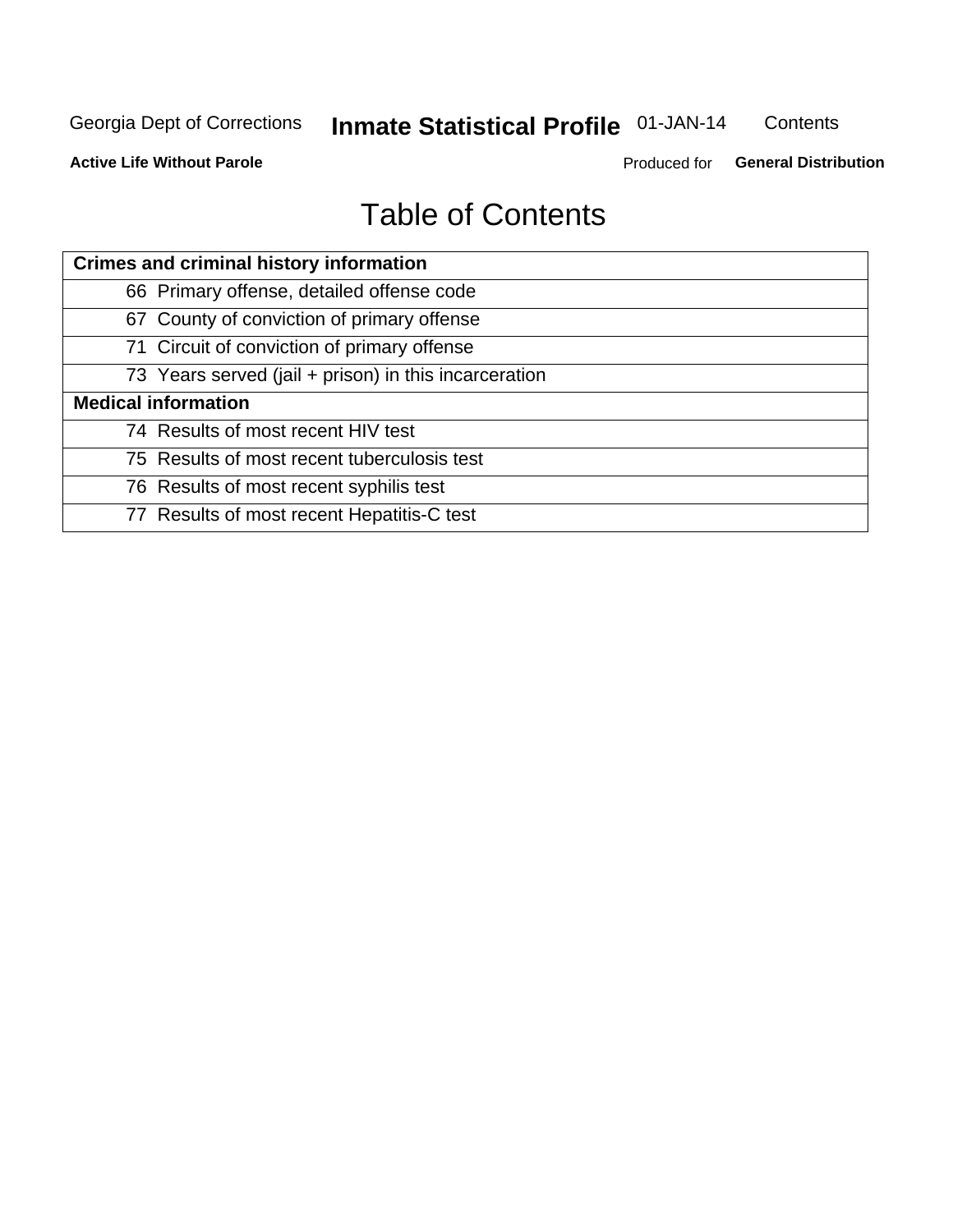# Table of Contents

| Crimes and criminal history information |
|---|
| 66 Primary offense, detailed offense code |
| 67 County of conviction of primary offense |
| 71 Circuit of conviction of primary offense |
| 73 Years served (jail + prison) in this incarceration |
| **Medical information** |
| 74 Results of most recent HIV test |
| 75 Results of most recent tuberculosis test |
| 76 Results of most recent syphilis test |
| 77 Results of most recent Hepatitis-C test |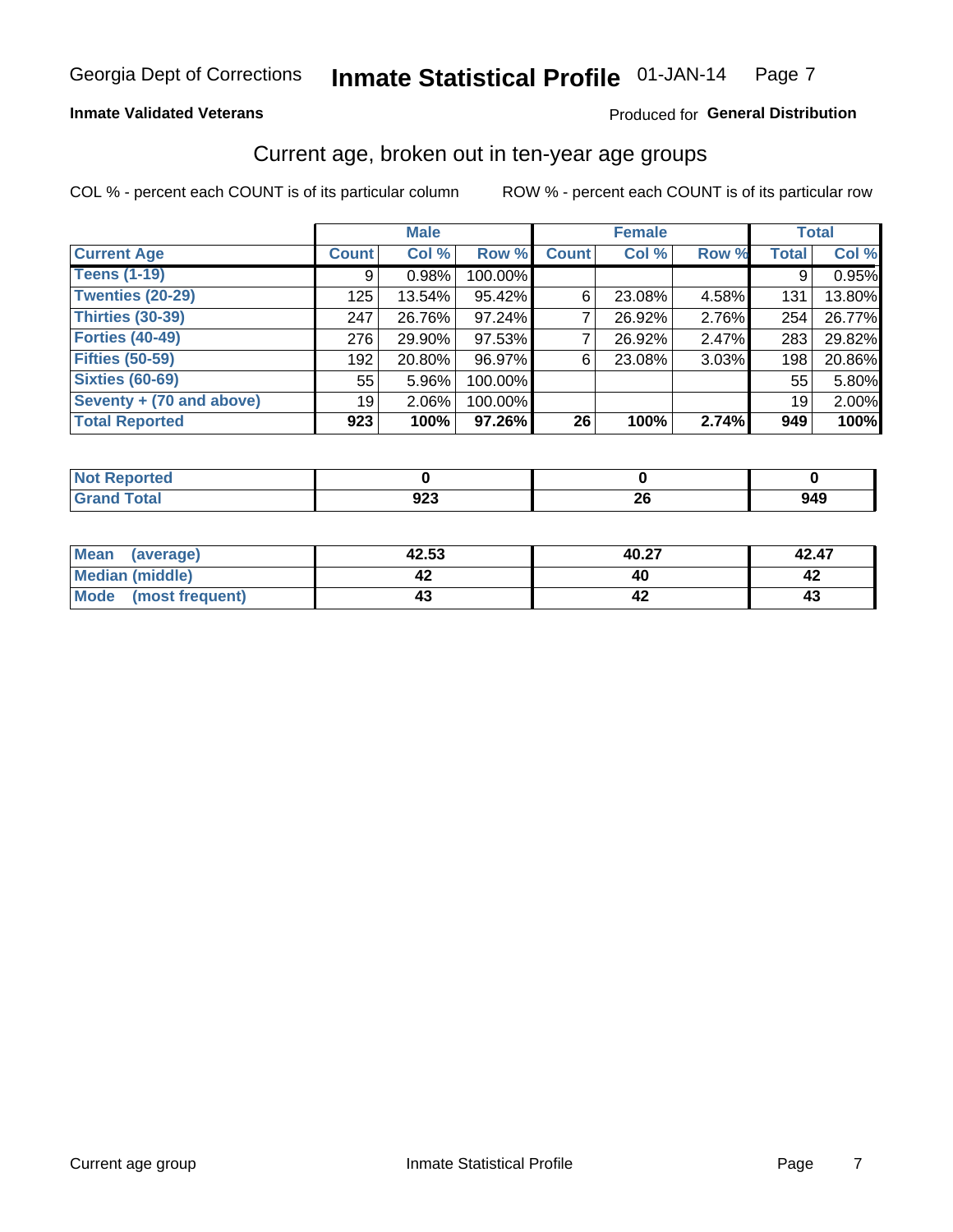Georgia Dept of Corrections **Inmate Statistical Profile** 01-JAN-14

**Inmate Validated Veterans**

Produced for **General Distribution**

## Current age, broken out in ten-year age groups

COL % - percent each COUNT is of its particular column

ROW % - percent each COUNT is of its particular row

| | Male | | | Female | | | Total | |
|---|---|---|---|---|---|---|---|---|
| **Current Age** | **Count** | **Col %** | **Row %** | **Count** | **Col %** | **Row %** | **Total** | **Col %** |
| **Teens (1-19)** | 9 | 0.98% | 100.00% | | | | 9 | 0.95% |
| **Twenties (20-29)** | 125 | 13.54% | 95.42% | 6 | 23.08% | 4.58% | 131 | 13.80% |
| **Thirties (30-39)** | 247 | 26.76% | 97.24% | 7 | 26.92% | 2.76% | 254 | 26.77% |
| **Forties (40-49)** | 276 | 29.90% | 97.53% | 7 | 26.92% | 2.47% | 283 | 29.82% |
| **Fifties (50-59)** | 192 | 20.80% | 96.97% | 6 | 23.08% | 3.03% | 198 | 20.86% |
| **Sixties (60-69)** | 55 | 5.96% | 100.00% | | | | 55 | 5.80% |
| **Seventy + (70 and above)** | 19 | 2.06% | 100.00% | | | | 19 | 2.00% |
| **Total Reported** | **923** | **100%** | **97.26%** | **26** | **100%** | **2.74%** | **949** | **100%** |

| | Male | Female | Total |
|---|---|---|---|
| **Not Reported** | **0** | **0** | **0** |
| **Grand Total** | **923** | **26** | **949** |

| | Male | Female | Total |
|---|---|---|---|
| **Mean (average)** | **42.53** | **40.27** | **42.47** |
| **Median (middle)** | **42** | **40** | **42** |
| **Mode (most frequent)** | **43** | **42** | **43** |

Current age group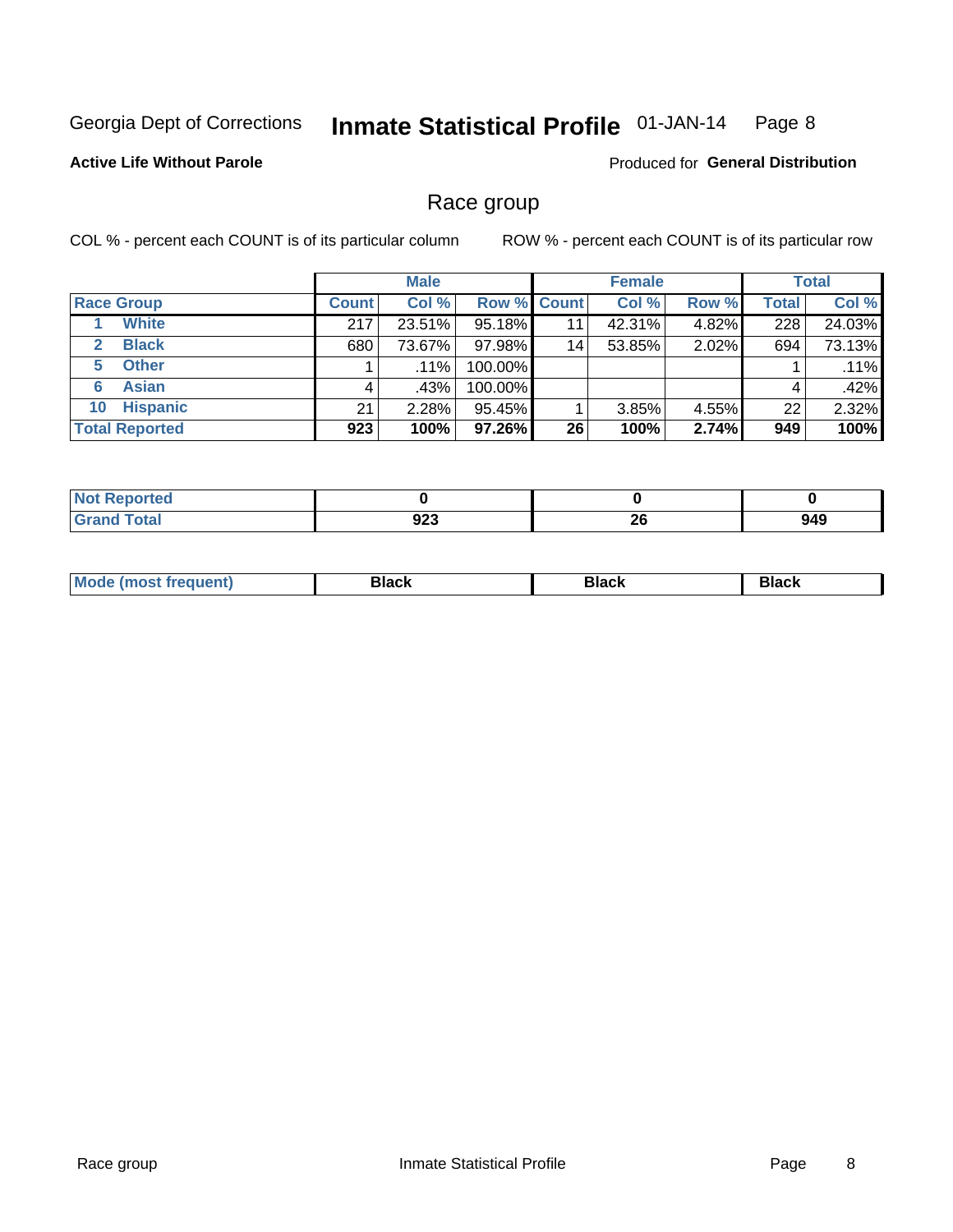Georgia Dept of Corrections **Inmate Statistical Profile** 01-JAN-14

**Active Life Without Parole**

Produced for **General Distribution**

## Race group

COL % - percent each COUNT is of its particular column

ROW % - percent each COUNT is of its particular row

| | Male | | | Female | | | Total | |
|---|---|---|---|---|---|---|---|---|
| **Race Group** | **Count** | **Col %** | **Row %** | **Count** | **Col %** | **Row %** | **Total** | **Col %** |
| 1 White | 217 | 23.51% | 95.18% | 11 | 42.31% | 4.82% | 228 | 24.03% |
| 2 Black | 680 | 73.67% | 97.98% | 14 | 53.85% | 2.02% | 694 | 73.13% |
| 5 Other | 1 | .11% | 100.00% | | | | 1 | .11% |
| 6 Asian | 4 | .43% | 100.00% | | | | 4 | .42% |
| 10 Hispanic | 21 | 2.28% | 95.45% | 1 | 3.85% | 4.55% | 22 | 2.32% |
| **Total Reported** | **923** | **100%** | **97.26%** | **26** | **100%** | **2.74%** | **949** | **100%** |

| | Male | Female | Total |
|---|---|---|---|
| **Not Reported** | **0** | **0** | **0** |
| **Grand Total** | **923** | **26** | **949** |

| | Male | Female | Total |
|---|---|---|---|
| **Mode (most frequent)** | **Black** | **Black** | **Black** |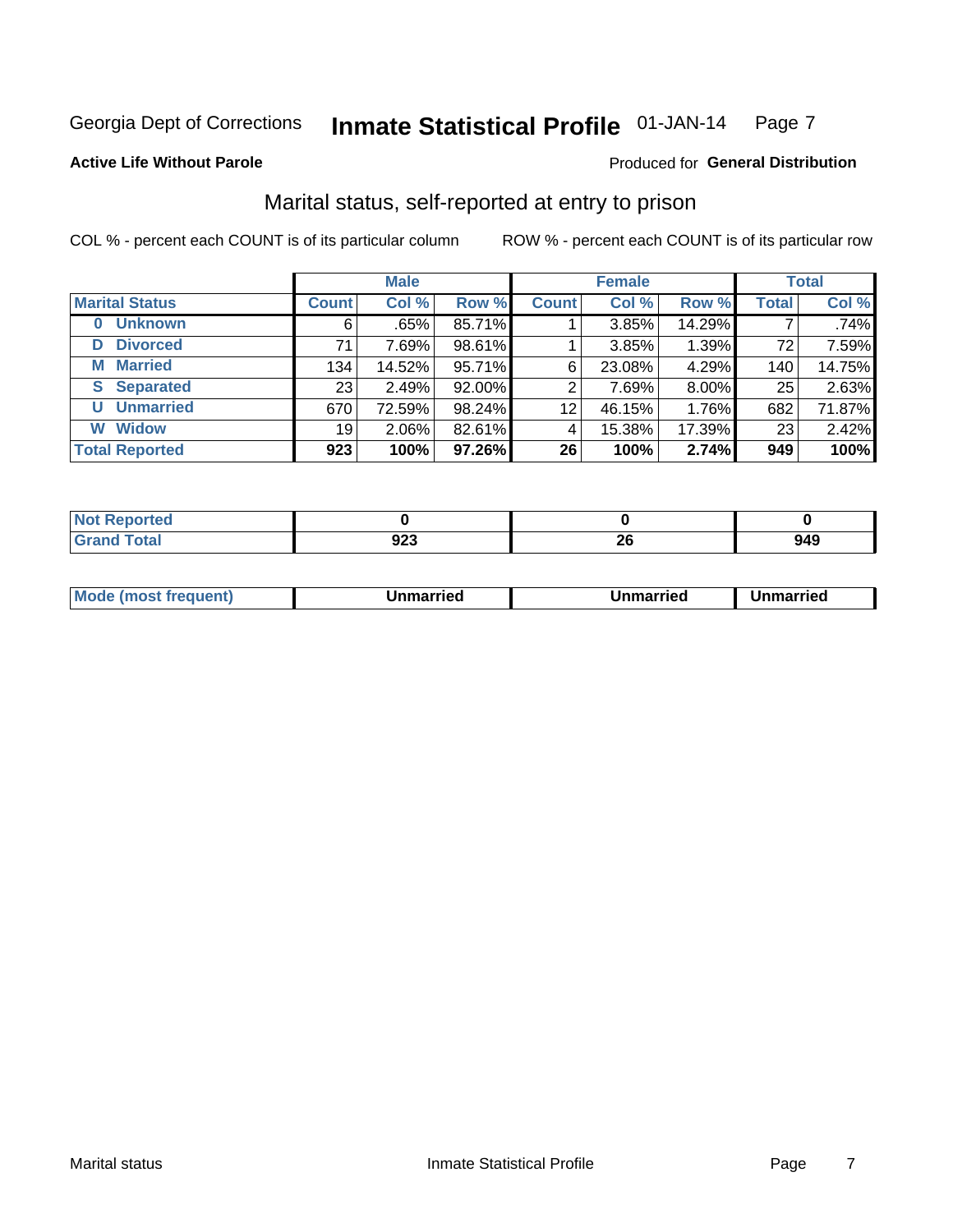Georgia Dept of Corrections **Inmate Statistical Profile** 01-JAN-14

**Active Life Without Parole**

Produced for **General Distribution**

## Marital status, self-reported at entry to prison

COL % - percent each COUNT is of its particular column

ROW % - percent each COUNT is of its particular row

| | Male | | | Female | | | Total | |
|---|---|---|---|---|---|---|---|---|
| **Marital Status** | **Count** | **Col %** | **Row %** | **Count** | **Col %** | **Row %** | **Total** | **Col %** |
| **0 Unknown** | 6 | .65% | 85.71% | 1 | 3.85% | 14.29% | 7 | .74% |
| **D Divorced** | 71 | 7.69% | 98.61% | 1 | 3.85% | 1.39% | 72 | 7.59% |
| **M Married** | 134 | 14.52% | 95.71% | 6 | 23.08% | 4.29% | 140 | 14.75% |
| **S Separated** | 23 | 2.49% | 92.00% | 2 | 7.69% | 8.00% | 25 | 2.63% |
| **U Unmarried** | 670 | 72.59% | 98.24% | 12 | 46.15% | 1.76% | 682 | 71.87% |
| **W Widow** | 19 | 2.06% | 82.61% | 4 | 15.38% | 17.39% | 23 | 2.42% |
| **Total Reported** | **923** | **100%** | **97.26%** | **26** | **100%** | **2.74%** | **949** | **100%** |

| | Male | Female | Total |
|---|---|---|---|
| **Not Reported** | **0** | **0** | **0** |
| **Grand Total** | **923** | **26** | **949** |

| | Male | Female | Total |
|---|---|---|---|
| **Mode (most frequent)** | **Unmarried** | **Unmarried** | **Unmarried** |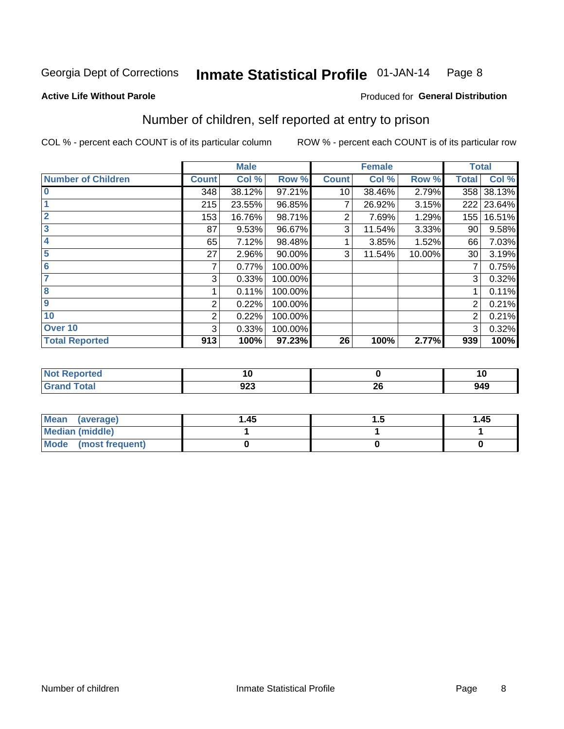Georgia Dept of Corrections **Inmate Statistical Profile** 01-JAN-14

**Active Life Without Parole**

Produced for **General Distribution**

## Number of children, self reported at entry to prison

COL % - percent each COUNT is of its particular column

ROW % - percent each COUNT is of its particular row

| | Male | | | Female | | | Total | |
|---|---|---|---|---|---|---|---|---|
| **Number of Children** | **Count** | **Col %** | **Row %** | **Count** | **Col %** | **Row %** | **Total** | **Col %** |
| **0** | 348 | 38.12% | 97.21% | 10 | 38.46% | 2.79% | 358 | 38.13% |
| **1** | 215 | 23.55% | 96.85% | 7 | 26.92% | 3.15% | 222 | 23.64% |
| **2** | 153 | 16.76% | 98.71% | 2 | 7.69% | 1.29% | 155 | 16.51% |
| **3** | 87 | 9.53% | 96.67% | 3 | 11.54% | 3.33% | 90 | 9.58% |
| **4** | 65 | 7.12% | 98.48% | 1 | 3.85% | 1.52% | 66 | 7.03% |
| **5** | 27 | 2.96% | 90.00% | 3 | 11.54% | 10.00% | 30 | 3.19% |
| **6** | 7 | 0.77% | 100.00% | | | | 7 | 0.75% |
| **7** | 3 | 0.33% | 100.00% | | | | 3 | 0.32% |
| **8** | 1 | 0.11% | 100.00% | | | | 1 | 0.11% |
| **9** | 2 | 0.22% | 100.00% | | | | 2 | 0.21% |
| **10** | 2 | 0.22% | 100.00% | | | | 2 | 0.21% |
| **Over 10** | 3 | 0.33% | 100.00% | | | | 3 | 0.32% |
| **Total Reported** | **913** | **100%** | **97.23%** | **26** | **100%** | **2.77%** | **939** | **100%** |

| | Male | Female | Total |
|---|---|---|---|
| **Not Reported** | **10** | **0** | **10** |
| **Grand Total** | **923** | **26** | **949** |

| | Male | Female | Total |
|---|---|---|---|
| **Mean (average)** | **1.45** | **1.5** | **1.45** |
| **Median (middle)** | **1** | **1** | **1** |
| **Mode (most frequent)** | **0** | **0** | **0** |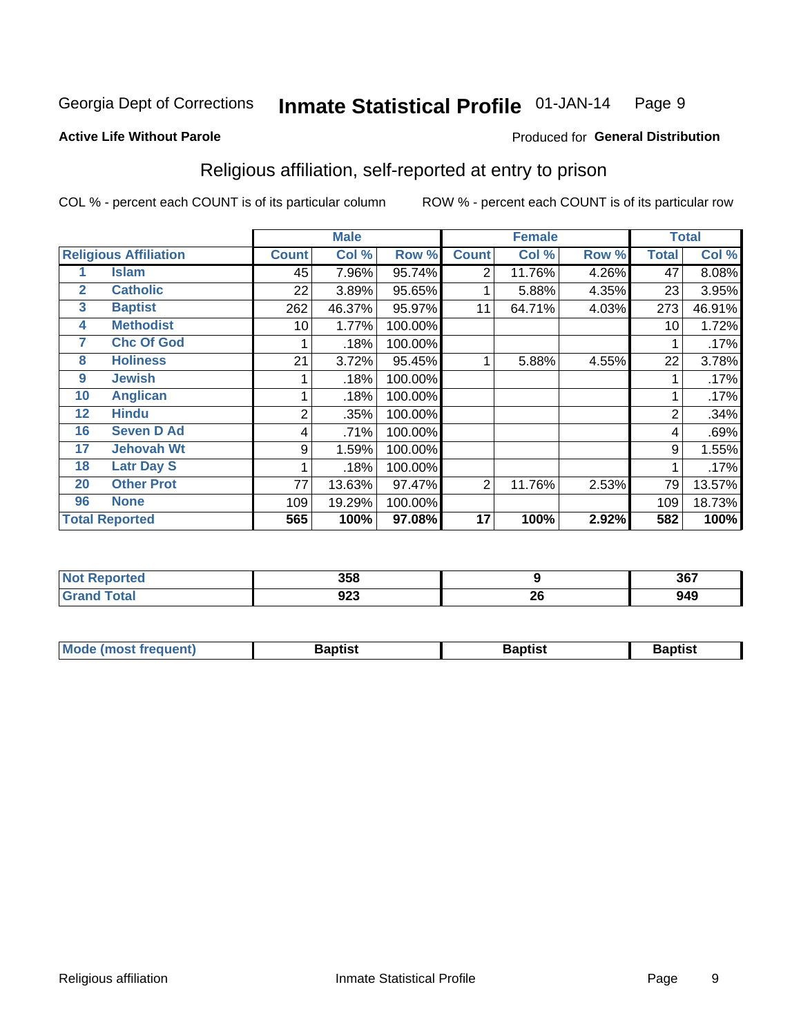Georgia Dept of Corrections **Inmate Statistical Profile** 01-JAN-14

**Active Life Without Parole**

Produced for **General Distribution**

## Religious affiliation, self-reported at entry to prison

COL % - percent each COUNT is of its particular column ROW % - percent each COUNT is of its particular row

| Religious Affiliation | | Male | | | Female | | | Total | |
|---|---|---|---|---|---|---|---|---|---|
| | | Count | Col % | Row % | Count | Col % | Row % | Total | Col % |
| 1 | Islam | 45 | 7.96% | 95.74% | 2 | 11.76% | 4.26% | 47 | 8.08% |
| 2 | Catholic | 22 | 3.89% | 95.65% | 1 | 5.88% | 4.35% | 23 | 3.95% |
| 3 | Baptist | 262 | 46.37% | 95.97% | 11 | 64.71% | 4.03% | 273 | 46.91% |
| 4 | Methodist | 10 | 1.77% | 100.00% | | | | 10 | 1.72% |
| 7 | Chc Of God | 1 | .18% | 100.00% | | | | 1 | .17% |
| 8 | Holiness | 21 | 3.72% | 95.45% | 1 | 5.88% | 4.55% | 22 | 3.78% |
| 9 | Jewish | 1 | .18% | 100.00% | | | | 1 | .17% |
| 10 | Anglican | 1 | .18% | 100.00% | | | | 1 | .17% |
| 12 | Hindu | 2 | .35% | 100.00% | | | | 2 | .34% |
| 16 | Seven D Ad | 4 | .71% | 100.00% | | | | 4 | .69% |
| 17 | Jehovah Wt | 9 | 1.59% | 100.00% | | | | 9 | 1.55% |
| 18 | Latr Day S | 1 | .18% | 100.00% | | | | 1 | .17% |
| 20 | Other Prot | 77 | 13.63% | 97.47% | 2 | 11.76% | 2.53% | 79 | 13.57% |
| 96 | None | 109 | 19.29% | 100.00% | | | | 109 | 18.73% |
| **Total Reported** | | **565** | **100%** | **97.08%** | **17** | **100%** | **2.92%** | **582** | **100%** |

| | Male | Female | Total |
|---|---|---|---|
| Not Reported | 358 | 9 | 367 |
| Grand Total | 923 | 26 | 949 |

| | Male | Female | Total |
|---|---|---|---|
| Mode (most frequent) | Baptist | Baptist | Baptist |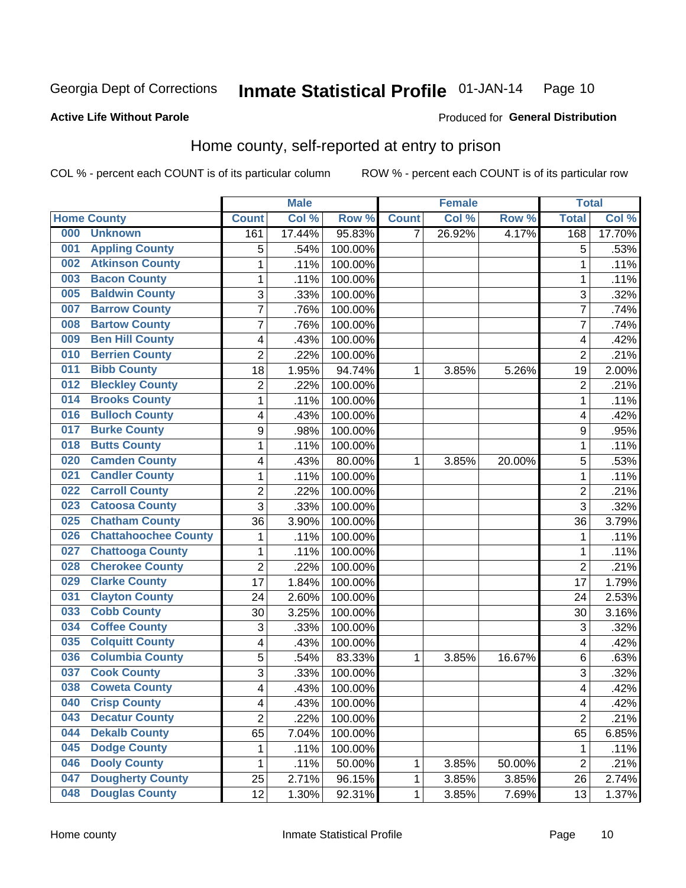Georgia Dept of Corrections **Inmate Statistical Profile** 01-JAN-14

**Active Life Without Parole**

Produced for **General Distribution**

## Home county, self-reported at entry to prison

COL % - percent each COUNT is of its particular column ROW % - percent each COUNT is of its particular row

| Home County | | Male | | | Female | | | Total | |
|---|---|---|---|---|---|---|---|---|---|
| | | Count | Col % | Row % | Count | Col % | Row % | Total | Col % |
| 000 | Unknown | 161 | 17.44% | 95.83% | 7 | 26.92% | 4.17% | 168 | 17.70% |
| 001 | Appling County | 5 | .54% | 100.00% | | | | 5 | .53% |
| 002 | Atkinson County | 1 | .11% | 100.00% | | | | 1 | .11% |
| 003 | Bacon County | 1 | .11% | 100.00% | | | | 1 | .11% |
| 005 | Baldwin County | 3 | .33% | 100.00% | | | | 3 | .32% |
| 007 | Barrow County | 7 | .76% | 100.00% | | | | 7 | .74% |
| 008 | Bartow County | 7 | .76% | 100.00% | | | | 7 | .74% |
| 009 | Ben Hill County | 4 | .43% | 100.00% | | | | 4 | .42% |
| 010 | Berrien County | 2 | .22% | 100.00% | | | | 2 | .21% |
| 011 | Bibb County | 18 | 1.95% | 94.74% | 1 | 3.85% | 5.26% | 19 | 2.00% |
| 012 | Bleckley County | 2 | .22% | 100.00% | | | | 2 | .21% |
| 014 | Brooks County | 1 | .11% | 100.00% | | | | 1 | .11% |
| 016 | Bulloch County | 4 | .43% | 100.00% | | | | 4 | .42% |
| 017 | Burke County | 9 | .98% | 100.00% | | | | 9 | .95% |
| 018 | Butts County | 1 | .11% | 100.00% | | | | 1 | .11% |
| 020 | Camden County | 4 | .43% | 80.00% | 1 | 3.85% | 20.00% | 5 | .53% |
| 021 | Candler County | 1 | .11% | 100.00% | | | | 1 | .11% |
| 022 | Carroll County | 2 | .22% | 100.00% | | | | 2 | .21% |
| 023 | Catoosa County | 3 | .33% | 100.00% | | | | 3 | .32% |
| 025 | Chatham County | 36 | 3.90% | 100.00% | | | | 36 | 3.79% |
| 026 | Chattahoochee County | 1 | .11% | 100.00% | | | | 1 | .11% |
| 027 | Chattooga County | 1 | .11% | 100.00% | | | | 1 | .11% |
| 028 | Cherokee County | 2 | .22% | 100.00% | | | | 2 | .21% |
| 029 | Clarke County | 17 | 1.84% | 100.00% | | | | 17 | 1.79% |
| 031 | Clayton County | 24 | 2.60% | 100.00% | | | | 24 | 2.53% |
| 033 | Cobb County | 30 | 3.25% | 100.00% | | | | 30 | 3.16% |
| 034 | Coffee County | 3 | .33% | 100.00% | | | | 3 | .32% |
| 035 | Colquitt County | 4 | .43% | 100.00% | | | | 4 | .42% |
| 036 | Columbia County | 5 | .54% | 83.33% | 1 | 3.85% | 16.67% | 6 | .63% |
| 037 | Cook County | 3 | .33% | 100.00% | | | | 3 | .32% |
| 038 | Coweta County | 4 | .43% | 100.00% | | | | 4 | .42% |
| 040 | Crisp County | 4 | .43% | 100.00% | | | | 4 | .42% |
| 043 | Decatur County | 2 | .22% | 100.00% | | | | 2 | .21% |
| 044 | Dekalb County | 65 | 7.04% | 100.00% | | | | 65 | 6.85% |
| 045 | Dodge County | 1 | .11% | 100.00% | | | | 1 | .11% |
| 046 | Dooly County | 1 | .11% | 50.00% | 1 | 3.85% | 50.00% | 2 | .21% |
| 047 | Dougherty County | 25 | 2.71% | 96.15% | 1 | 3.85% | 3.85% | 26 | 2.74% |
| 048 | Douglas County | 12 | 1.30% | 92.31% | 1 | 3.85% | 7.69% | 13 | 1.37% |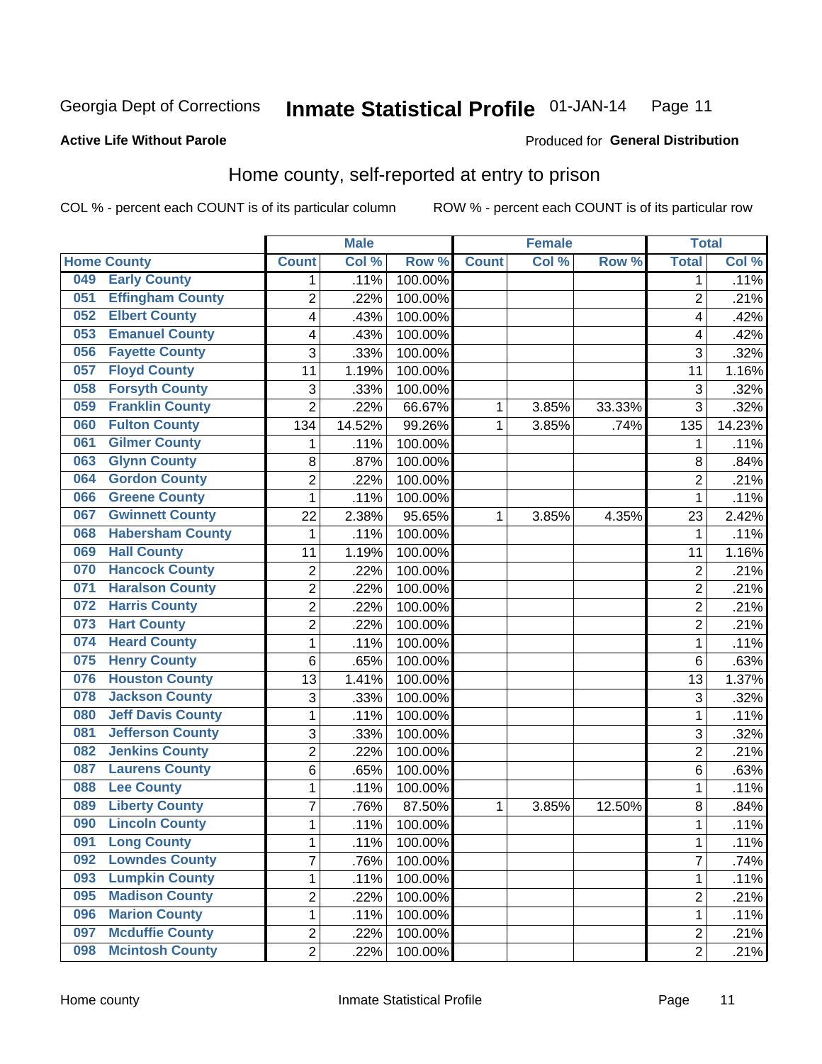Georgia Dept of Corrections **Inmate Statistical Profile** 01-JAN-14

**Active Life Without Parole**

Produced for **General Distribution**

## Home county, self-reported at entry to prison

COL % - percent each COUNT is of its particular column ROW % - percent each COUNT is of its particular row

| Home County | | Male | | | Female | | | Total | |
|---|---|---|---|---|---|---|---|---|---|
| | | Count | Col % | Row % | Count | Col % | Row % | Total | Col % |
| 049 | Early County | 1 | .11% | 100.00% | | | | 1 | .11% |
| 051 | Effingham County | 2 | .22% | 100.00% | | | | 2 | .21% |
| 052 | Elbert County | 4 | .43% | 100.00% | | | | 4 | .42% |
| 053 | Emanuel County | 4 | .43% | 100.00% | | | | 4 | .42% |
| 056 | Fayette County | 3 | .33% | 100.00% | | | | 3 | .32% |
| 057 | Floyd County | 11 | 1.19% | 100.00% | | | | 11 | 1.16% |
| 058 | Forsyth County | 3 | .33% | 100.00% | | | | 3 | .32% |
| 059 | Franklin County | 2 | .22% | 66.67% | 1 | 3.85% | 33.33% | 3 | .32% |
| 060 | Fulton County | 134 | 14.52% | 99.26% | 1 | 3.85% | .74% | 135 | 14.23% |
| 061 | Gilmer County | 1 | .11% | 100.00% | | | | 1 | .11% |
| 063 | Glynn County | 8 | .87% | 100.00% | | | | 8 | .84% |
| 064 | Gordon County | 2 | .22% | 100.00% | | | | 2 | .21% |
| 066 | Greene County | 1 | .11% | 100.00% | | | | 1 | .11% |
| 067 | Gwinnett County | 22 | 2.38% | 95.65% | 1 | 3.85% | 4.35% | 23 | 2.42% |
| 068 | Habersham County | 1 | .11% | 100.00% | | | | 1 | .11% |
| 069 | Hall County | 11 | 1.19% | 100.00% | | | | 11 | 1.16% |
| 070 | Hancock County | 2 | .22% | 100.00% | | | | 2 | .21% |
| 071 | Haralson County | 2 | .22% | 100.00% | | | | 2 | .21% |
| 072 | Harris County | 2 | .22% | 100.00% | | | | 2 | .21% |
| 073 | Hart County | 2 | .22% | 100.00% | | | | 2 | .21% |
| 074 | Heard County | 1 | .11% | 100.00% | | | | 1 | .11% |
| 075 | Henry County | 6 | .65% | 100.00% | | | | 6 | .63% |
| 076 | Houston County | 13 | 1.41% | 100.00% | | | | 13 | 1.37% |
| 078 | Jackson County | 3 | .33% | 100.00% | | | | 3 | .32% |
| 080 | Jeff Davis County | 1 | .11% | 100.00% | | | | 1 | .11% |
| 081 | Jefferson County | 3 | .33% | 100.00% | | | | 3 | .32% |
| 082 | Jenkins County | 2 | .22% | 100.00% | | | | 2 | .21% |
| 087 | Laurens County | 6 | .65% | 100.00% | | | | 6 | .63% |
| 088 | Lee County | 1 | .11% | 100.00% | | | | 1 | .11% |
| 089 | Liberty County | 7 | .76% | 87.50% | 1 | 3.85% | 12.50% | 8 | .84% |
| 090 | Lincoln County | 1 | .11% | 100.00% | | | | 1 | .11% |
| 091 | Long County | 1 | .11% | 100.00% | | | | 1 | .11% |
| 092 | Lowndes County | 7 | .76% | 100.00% | | | | 7 | .74% |
| 093 | Lumpkin County | 1 | .11% | 100.00% | | | | 1 | .11% |
| 095 | Madison County | 2 | .22% | 100.00% | | | | 2 | .21% |
| 096 | Marion County | 1 | .11% | 100.00% | | | | 1 | .11% |
| 097 | Mcduffie County | 2 | .22% | 100.00% | | | | 2 | .21% |
| 098 | Mcintosh County | 2 | .22% | 100.00% | | | | 2 | .21% |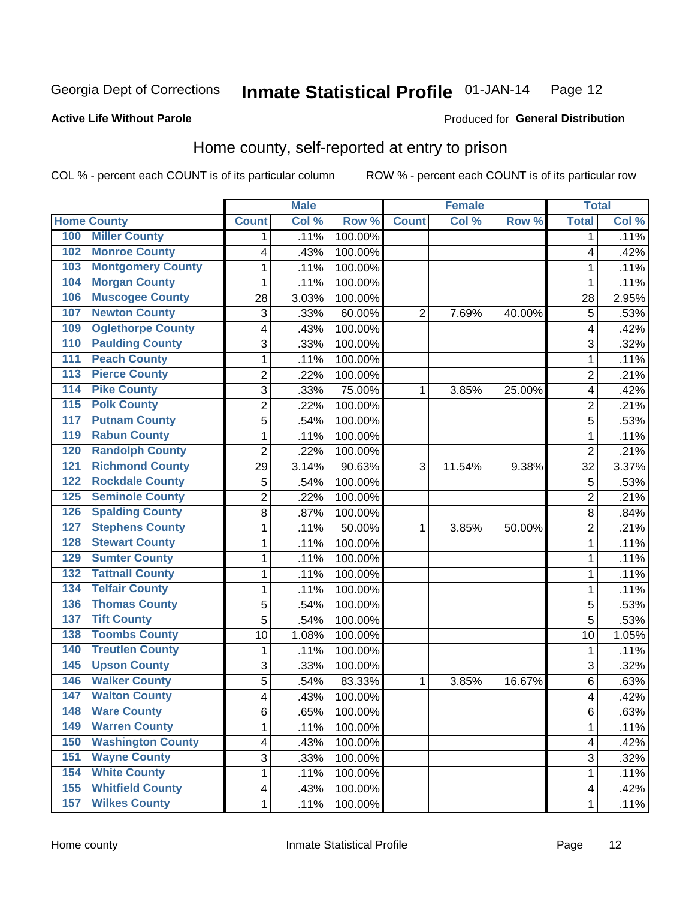Georgia Dept of Corrections **Inmate Statistical Profile** 01-JAN-14

**Active Life Without Parole**

Produced for **General Distribution**

## Home county, self-reported at entry to prison

COL % - percent each COUNT is of its particular column ROW % - percent each COUNT is of its particular row

| Home County | | Male | | | Female | | | Total | |
|---|---|---|---|---|---|---|---|---|---|
| | | Count | Col % | Row % | Count | Col % | Row % | Total | Col % |
| 100 | Miller County | 1 | .11% | 100.00% | | | | 1 | .11% |
| 102 | Monroe County | 4 | .43% | 100.00% | | | | 4 | .42% |
| 103 | Montgomery County | 1 | .11% | 100.00% | | | | 1 | .11% |
| 104 | Morgan County | 1 | .11% | 100.00% | | | | 1 | .11% |
| 106 | Muscogee County | 28 | 3.03% | 100.00% | | | | 28 | 2.95% |
| 107 | Newton County | 3 | .33% | 60.00% | 2 | 7.69% | 40.00% | 5 | .53% |
| 109 | Oglethorpe County | 4 | .43% | 100.00% | | | | 4 | .42% |
| 110 | Paulding County | 3 | .33% | 100.00% | | | | 3 | .32% |
| 111 | Peach County | 1 | .11% | 100.00% | | | | 1 | .11% |
| 113 | Pierce County | 2 | .22% | 100.00% | | | | 2 | .21% |
| 114 | Pike County | 3 | .33% | 75.00% | 1 | 3.85% | 25.00% | 4 | .42% |
| 115 | Polk County | 2 | .22% | 100.00% | | | | 2 | .21% |
| 117 | Putnam County | 5 | .54% | 100.00% | | | | 5 | .53% |
| 119 | Rabun County | 1 | .11% | 100.00% | | | | 1 | .11% |
| 120 | Randolph County | 2 | .22% | 100.00% | | | | 2 | .21% |
| 121 | Richmond County | 29 | 3.14% | 90.63% | 3 | 11.54% | 9.38% | 32 | 3.37% |
| 122 | Rockdale County | 5 | .54% | 100.00% | | | | 5 | .53% |
| 125 | Seminole County | 2 | .22% | 100.00% | | | | 2 | .21% |
| 126 | Spalding County | 8 | .87% | 100.00% | | | | 8 | .84% |
| 127 | Stephens County | 1 | .11% | 50.00% | 1 | 3.85% | 50.00% | 2 | .21% |
| 128 | Stewart County | 1 | .11% | 100.00% | | | | 1 | .11% |
| 129 | Sumter County | 1 | .11% | 100.00% | | | | 1 | .11% |
| 132 | Tattnall County | 1 | .11% | 100.00% | | | | 1 | .11% |
| 134 | Telfair County | 1 | .11% | 100.00% | | | | 1 | .11% |
| 136 | Thomas County | 5 | .54% | 100.00% | | | | 5 | .53% |
| 137 | Tift County | 5 | .54% | 100.00% | | | | 5 | .53% |
| 138 | Toombs County | 10 | 1.08% | 100.00% | | | | 10 | 1.05% |
| 140 | Treutlen County | 1 | .11% | 100.00% | | | | 1 | .11% |
| 145 | Upson County | 3 | .33% | 100.00% | | | | 3 | .32% |
| 146 | Walker County | 5 | .54% | 83.33% | 1 | 3.85% | 16.67% | 6 | .63% |
| 147 | Walton County | 4 | .43% | 100.00% | | | | 4 | .42% |
| 148 | Ware County | 6 | .65% | 100.00% | | | | 6 | .63% |
| 149 | Warren County | 1 | .11% | 100.00% | | | | 1 | .11% |
| 150 | Washington County | 4 | .43% | 100.00% | | | | 4 | .42% |
| 151 | Wayne County | 3 | .33% | 100.00% | | | | 3 | .32% |
| 154 | White County | 1 | .11% | 100.00% | | | | 1 | .11% |
| 155 | Whitfield County | 4 | .43% | 100.00% | | | | 4 | .42% |
| 157 | Wilkes County | 1 | .11% | 100.00% | | | | 1 | .11% |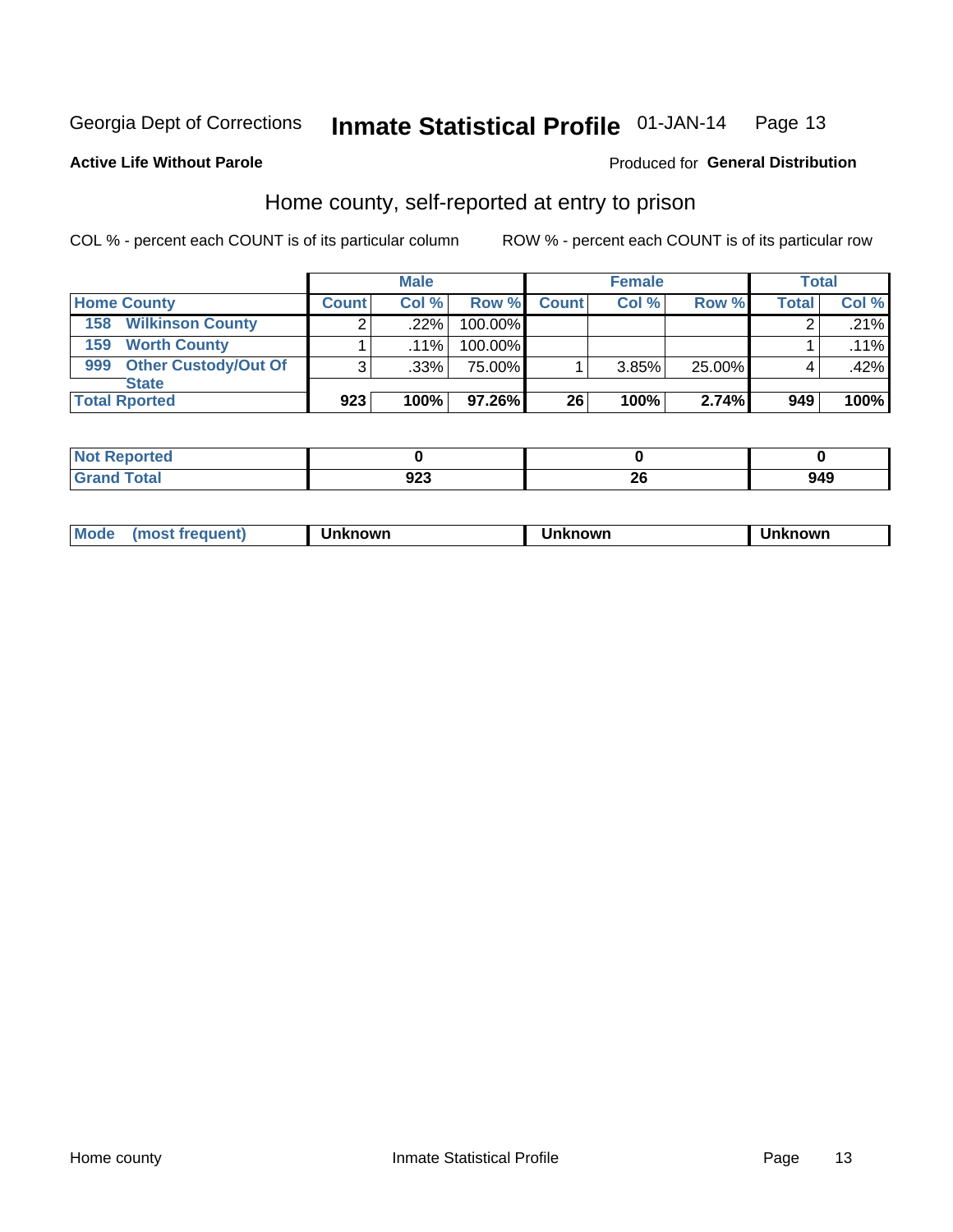Georgia Dept of Corrections **Inmate Statistical Profile** 01-JAN-14

**Active Life Without Parole**

Produced for **General Distribution**

## Home county, self-reported at entry to prison

COL % - percent each COUNT is of its particular column ROW % - percent each COUNT is of its particular row

| | Male | | | Female | | | Total | |
|---|---|---|---|---|---|---|---|---|
| **Home County** | **Count** | **Col %** | **Row %** | **Count** | **Col %** | **Row %** | **Total** | **Col %** |
| 158 Wilkinson County | 2 | .22% | 100.00% | | | | 2 | .21% |
| 159 Worth County | 1 | .11% | 100.00% | | | | 1 | .11% |
| 999 Other Custody/Out Of State | 3 | .33% | 75.00% | 1 | 3.85% | 25.00% | 4 | .42% |
| **Total Rported** | **923** | **100%** | **97.26%** | **26** | **100%** | **2.74%** | **949** | **100%** |

| | Male | Female | Total |
|---|---|---|---|
| **Not Reported** | **0** | **0** | **0** |
| **Grand Total** | **923** | **26** | **949** |

| | Male | Female | Total |
|---|---|---|---|
| **Mode (most frequent)** | **Unknown** | **Unknown** | **Unknown** |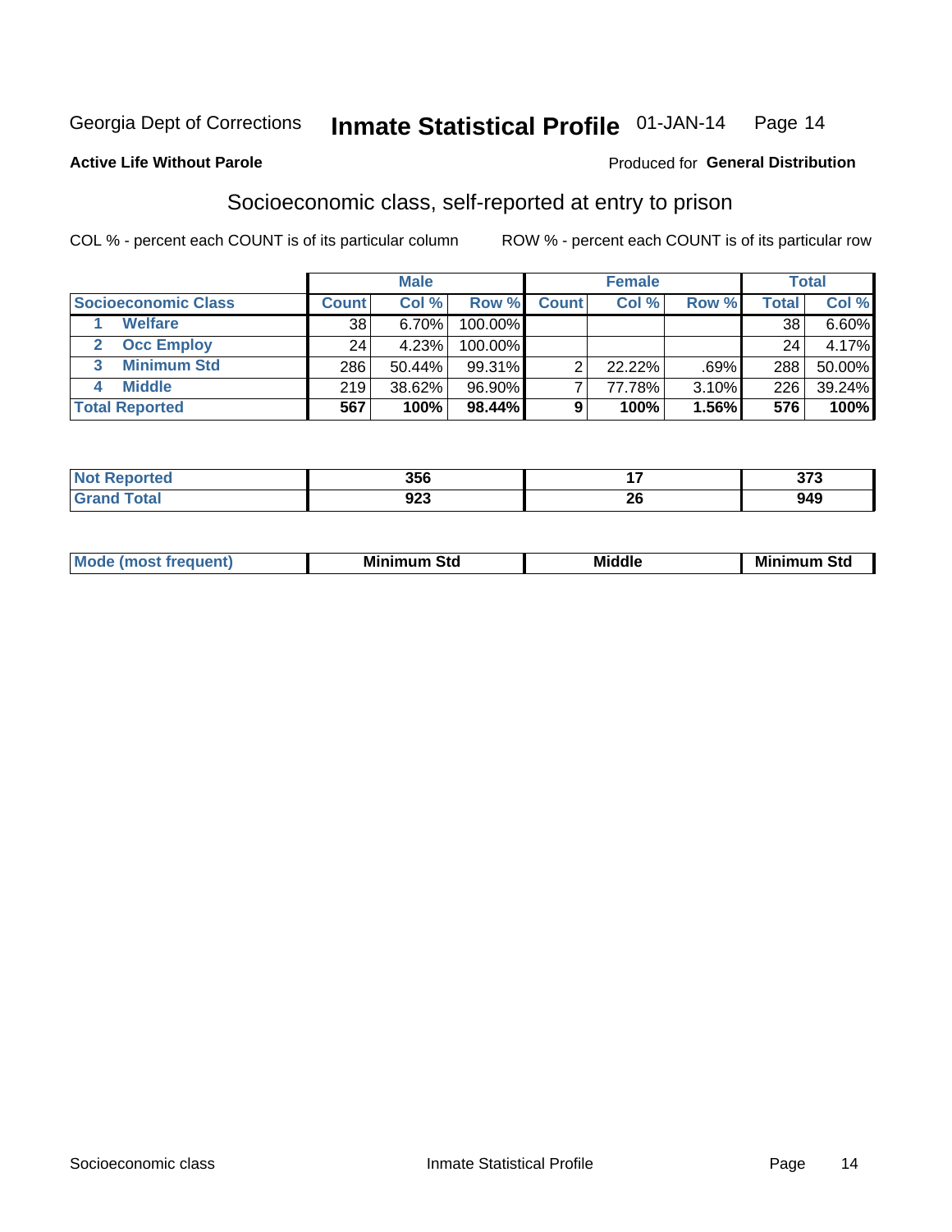Georgia Dept of Corrections **Inmate Statistical Profile** 01-JAN-14

**Active Life Without Parole**

Produced for **General Distribution**

## Socioeconomic class, self-reported at entry to prison

COL % - percent each COUNT is of its particular column

ROW % - percent each COUNT is of its particular row

| | Male | | | Female | | | Total | |
|---|---|---|---|---|---|---|---|---|
| Socioeconomic Class | Count | Col % | Row % | Count | Col % | Row % | Total | Col % |
| 1 Welfare | 38 | 6.70% | 100.00% | | | | 38 | 6.60% |
| 2 Occ Employ | 24 | 4.23% | 100.00% | | | | 24 | 4.17% |
| 3 Minimum Std | 286 | 50.44% | 99.31% | 2 | 22.22% | .69% | 288 | 50.00% |
| 4 Middle | 219 | 38.62% | 96.90% | 7 | 77.78% | 3.10% | 226 | 39.24% |
| **Total Reported** | **567** | **100%** | **98.44%** | **9** | **100%** | **1.56%** | **576** | **100%** |

| | Male | Female | Total |
|---|---|---|---|
| Not Reported | 356 | 17 | 373 |
| Grand Total | 923 | 26 | 949 |

| | Male | Female | Total |
|---|---|---|---|
| Mode (most frequent) | Minimum Std | Middle | Minimum Std |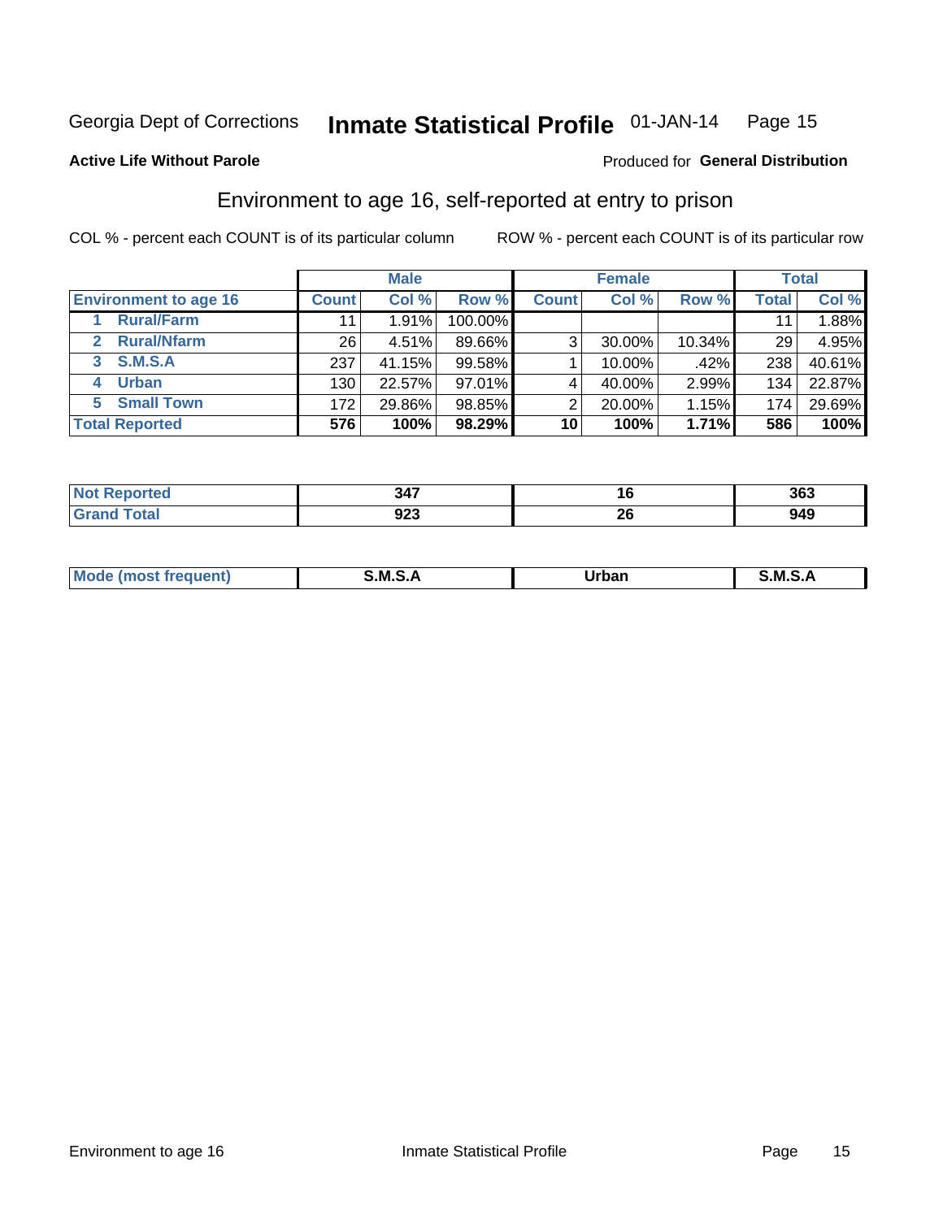Georgia Dept of Corrections **Inmate Statistical Profile** 01-JAN-14 Page 15

**Active Life Without Parole**

Produced for **General Distribution**

## Environment to age 16, self-reported at entry to prison

COL % - percent each COUNT is of its particular column ROW % - percent each COUNT is of its particular row

| | Male | | | Female | | | Total | |
|---|---|---|---|---|---|---|---|---|
| **Environment to age 16** | **Count** | **Col %** | **Row %** | **Count** | **Col %** | **Row %** | **Total** | **Col %** |
| 1 Rural/Farm | 11 | 1.91% | 100.00% | | | | 11 | 1.88% |
| 2 Rural/Nfarm | 26 | 4.51% | 89.66% | 3 | 30.00% | 10.34% | 29 | 4.95% |
| 3 S.M.S.A | 237 | 41.15% | 99.58% | 1 | 10.00% | .42% | 238 | 40.61% |
| 4 Urban | 130 | 22.57% | 97.01% | 4 | 40.00% | 2.99% | 134 | 22.87% |
| 5 Small Town | 172 | 29.86% | 98.85% | 2 | 20.00% | 1.15% | 174 | 29.69% |
| **Total Reported** | **576** | **100%** | **98.29%** | **10** | **100%** | **1.71%** | **586** | **100%** |

| | Male | Female | Total |
|---|---|---|---|
| **Not Reported** | **347** | **16** | **363** |
| **Grand Total** | **923** | **26** | **949** |

| | Male | Female | Total |
|---|---|---|---|
| **Mode (most frequent)** | **S.M.S.A** | **Urban** | **S.M.S.A** |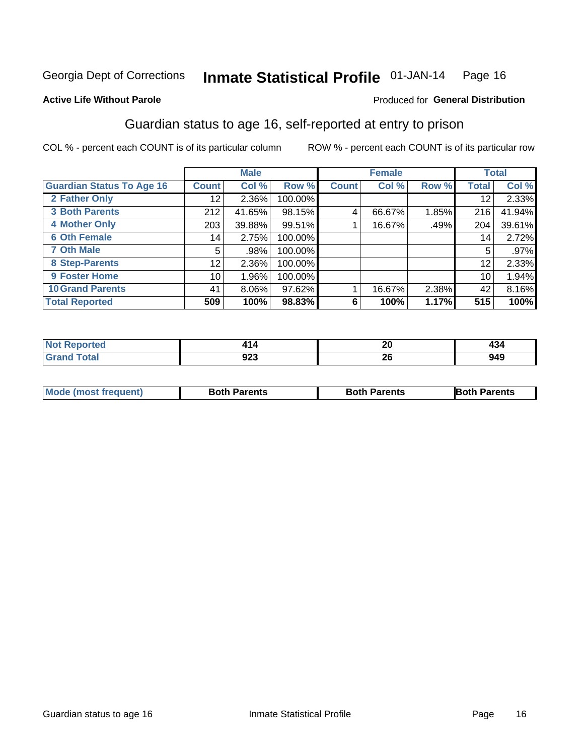Georgia Dept of Corrections **Inmate Statistical Profile** 01-JAN-14

**Active Life Without Parole**

Produced for **General Distribution**

## Guardian status to age 16, self-reported at entry to prison

COL % - percent each COUNT is of its particular column

ROW % - percent each COUNT is of its particular row

| | Male | | | Female | | | Total | |
|---|---|---|---|---|---|---|---|---|
| **Guardian Status To Age 16** | **Count** | **Col %** | **Row %** | **Count** | **Col %** | **Row %** | **Total** | **Col %** |
| 2 Father Only | 12 | 2.36% | 100.00% | | | | 12 | 2.33% |
| 3 Both Parents | 212 | 41.65% | 98.15% | 4 | 66.67% | 1.85% | 216 | 41.94% |
| 4 Mother Only | 203 | 39.88% | 99.51% | 1 | 16.67% | .49% | 204 | 39.61% |
| 6 Oth Female | 14 | 2.75% | 100.00% | | | | 14 | 2.72% |
| 7 Oth Male | 5 | .98% | 100.00% | | | | 5 | .97% |
| 8 Step-Parents | 12 | 2.36% | 100.00% | | | | 12 | 2.33% |
| 9 Foster Home | 10 | 1.96% | 100.00% | | | | 10 | 1.94% |
| 10 Grand Parents | 41 | 8.06% | 97.62% | 1 | 16.67% | 2.38% | 42 | 8.16% |
| **Total Reported** | **509** | **100%** | **98.83%** | **6** | **100%** | **1.17%** | **515** | **100%** |

| | Male | Female | Total |
|---|---|---|---|
| Not Reported | 414 | 20 | 434 |
| Grand Total | 923 | 26 | 949 |

| | Male | Female | Total |
|---|---|---|---|
| Mode (most frequent) | Both Parents | Both Parents | Both Parents |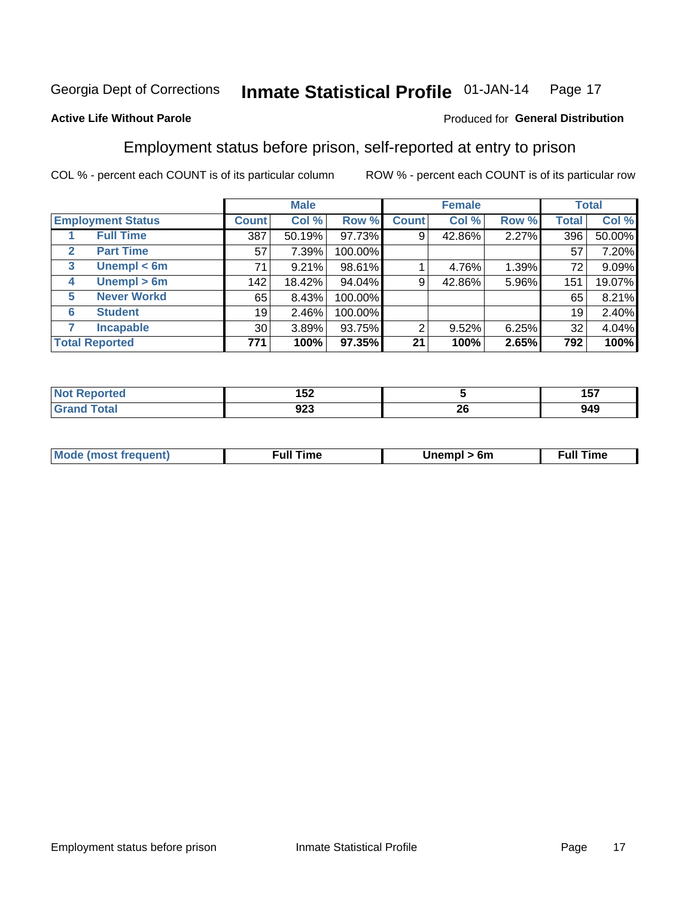Georgia Dept of Corrections **Inmate Statistical Profile** 01-JAN-14

**Active Life Without Parole**

Produced for **General Distribution**

## Employment status before prison, self-reported at entry to prison

COL % - percent each COUNT is of its particular column ROW % - percent each COUNT is of its particular row

| Employment Status | | Male | | | Female | | | Total | |
|---|---|---|---|---|---|---|---|---|---|
| | | Count | Col % | Row % | Count | Col % | Row % | Total | Col % |
| 1 | Full Time | 387 | 50.19% | 97.73% | 9 | 42.86% | 2.27% | 396 | 50.00% |
| 2 | Part Time | 57 | 7.39% | 100.00% | | | | 57 | 7.20% |
| 3 | Unempl < 6m | 71 | 9.21% | 98.61% | 1 | 4.76% | 1.39% | 72 | 9.09% |
| 4 | Unempl > 6m | 142 | 18.42% | 94.04% | 9 | 42.86% | 5.96% | 151 | 19.07% |
| 5 | Never Workd | 65 | 8.43% | 100.00% | | | | 65 | 8.21% |
| 6 | Student | 19 | 2.46% | 100.00% | | | | 19 | 2.40% |
| 7 | Incapable | 30 | 3.89% | 93.75% | 2 | 9.52% | 6.25% | 32 | 4.04% |
| **Total Reported** | | **771** | **100%** | **97.35%** | **21** | **100%** | **2.65%** | **792** | **100%** |

| | Male | Female | Total |
|---|---|---|---|
| Not Reported | 152 | 5 | 157 |
| Grand Total | 923 | 26 | 949 |

| | Male | Female | Total |
|---|---|---|---|
| Mode (most frequent) | Full Time | Unempl > 6m | Full Time |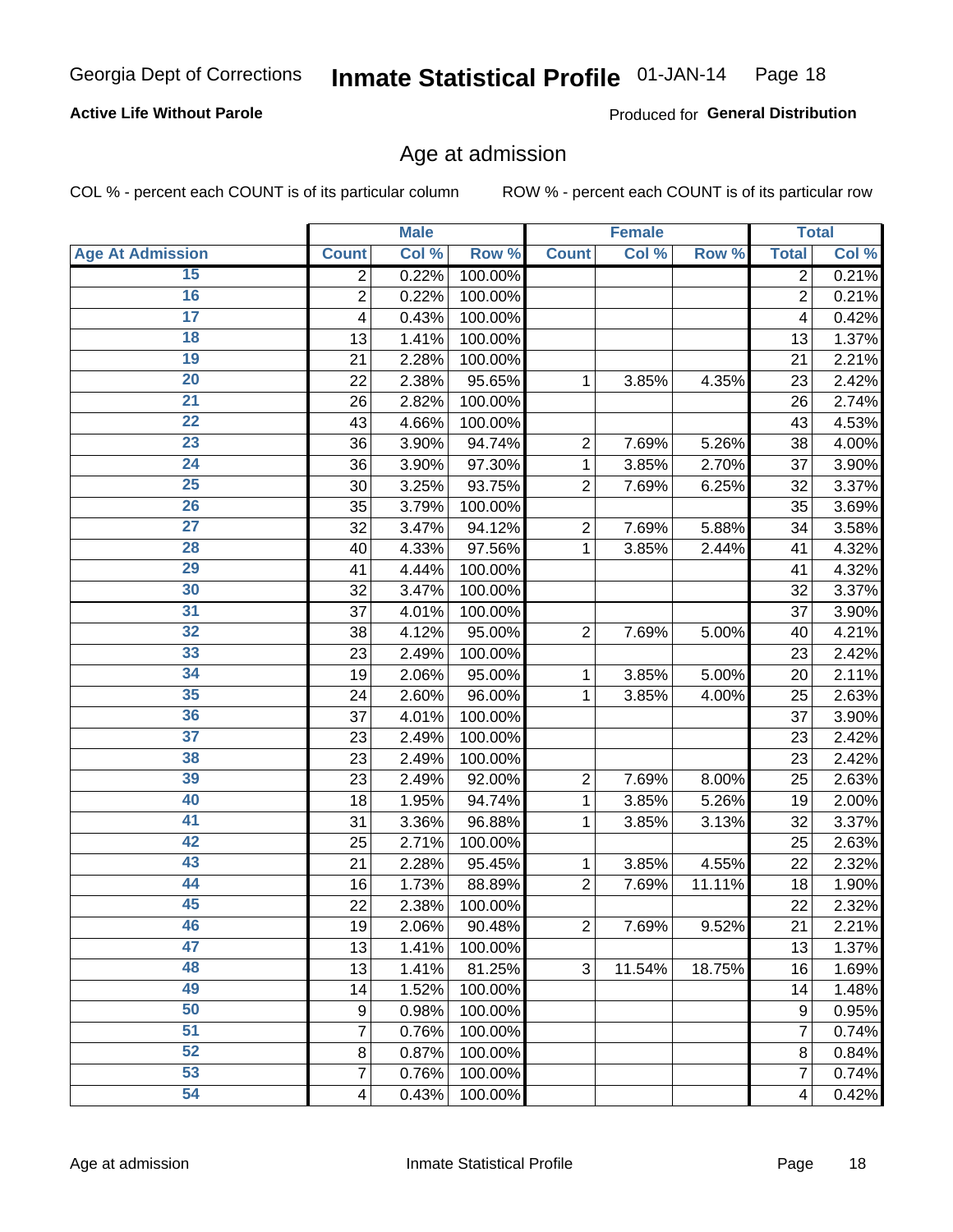Georgia Dept of Corrections **Inmate Statistical Profile** 01-JAN-14

**Active Life Without Parole**

Produced for **General Distribution**

## Age at admission

COL % - percent each COUNT is of its particular column ROW % - percent each COUNT is of its particular row

| | Male | | | Female | | | Total | |
|---|---|---|---|---|---|---|---|---|
| Age At Admission | Count | Col % | Row % | Count | Col % | Row % | Total | Col % |
| 15 | 2 | 0.22% | 100.00% | | | | 2 | 0.21% |
| 16 | 2 | 0.22% | 100.00% | | | | 2 | 0.21% |
| 17 | 4 | 0.43% | 100.00% | | | | 4 | 0.42% |
| 18 | 13 | 1.41% | 100.00% | | | | 13 | 1.37% |
| 19 | 21 | 2.28% | 100.00% | | | | 21 | 2.21% |
| 20 | 22 | 2.38% | 95.65% | 1 | 3.85% | 4.35% | 23 | 2.42% |
| 21 | 26 | 2.82% | 100.00% | | | | 26 | 2.74% |
| 22 | 43 | 4.66% | 100.00% | | | | 43 | 4.53% |
| 23 | 36 | 3.90% | 94.74% | 2 | 7.69% | 5.26% | 38 | 4.00% |
| 24 | 36 | 3.90% | 97.30% | 1 | 3.85% | 2.70% | 37 | 3.90% |
| 25 | 30 | 3.25% | 93.75% | 2 | 7.69% | 6.25% | 32 | 3.37% |
| 26 | 35 | 3.79% | 100.00% | | | | 35 | 3.69% |
| 27 | 32 | 3.47% | 94.12% | 2 | 7.69% | 5.88% | 34 | 3.58% |
| 28 | 40 | 4.33% | 97.56% | 1 | 3.85% | 2.44% | 41 | 4.32% |
| 29 | 41 | 4.44% | 100.00% | | | | 41 | 4.32% |
| 30 | 32 | 3.47% | 100.00% | | | | 32 | 3.37% |
| 31 | 37 | 4.01% | 100.00% | | | | 37 | 3.90% |
| 32 | 38 | 4.12% | 95.00% | 2 | 7.69% | 5.00% | 40 | 4.21% |
| 33 | 23 | 2.49% | 100.00% | | | | 23 | 2.42% |
| 34 | 19 | 2.06% | 95.00% | 1 | 3.85% | 5.00% | 20 | 2.11% |
| 35 | 24 | 2.60% | 96.00% | 1 | 3.85% | 4.00% | 25 | 2.63% |
| 36 | 37 | 4.01% | 100.00% | | | | 37 | 3.90% |
| 37 | 23 | 2.49% | 100.00% | | | | 23 | 2.42% |
| 38 | 23 | 2.49% | 100.00% | | | | 23 | 2.42% |
| 39 | 23 | 2.49% | 92.00% | 2 | 7.69% | 8.00% | 25 | 2.63% |
| 40 | 18 | 1.95% | 94.74% | 1 | 3.85% | 5.26% | 19 | 2.00% |
| 41 | 31 | 3.36% | 96.88% | 1 | 3.85% | 3.13% | 32 | 3.37% |
| 42 | 25 | 2.71% | 100.00% | | | | 25 | 2.63% |
| 43 | 21 | 2.28% | 95.45% | 1 | 3.85% | 4.55% | 22 | 2.32% |
| 44 | 16 | 1.73% | 88.89% | 2 | 7.69% | 11.11% | 18 | 1.90% |
| 45 | 22 | 2.38% | 100.00% | | | | 22 | 2.32% |
| 46 | 19 | 2.06% | 90.48% | 2 | 7.69% | 9.52% | 21 | 2.21% |
| 47 | 13 | 1.41% | 100.00% | | | | 13 | 1.37% |
| 48 | 13 | 1.41% | 81.25% | 3 | 11.54% | 18.75% | 16 | 1.69% |
| 49 | 14 | 1.52% | 100.00% | | | | 14 | 1.48% |
| 50 | 9 | 0.98% | 100.00% | | | | 9 | 0.95% |
| 51 | 7 | 0.76% | 100.00% | | | | 7 | 0.74% |
| 52 | 8 | 0.87% | 100.00% | | | | 8 | 0.84% |
| 53 | 7 | 0.76% | 100.00% | | | | 7 | 0.74% |
| 54 | 4 | 0.43% | 100.00% | | | | 4 | 0.42% |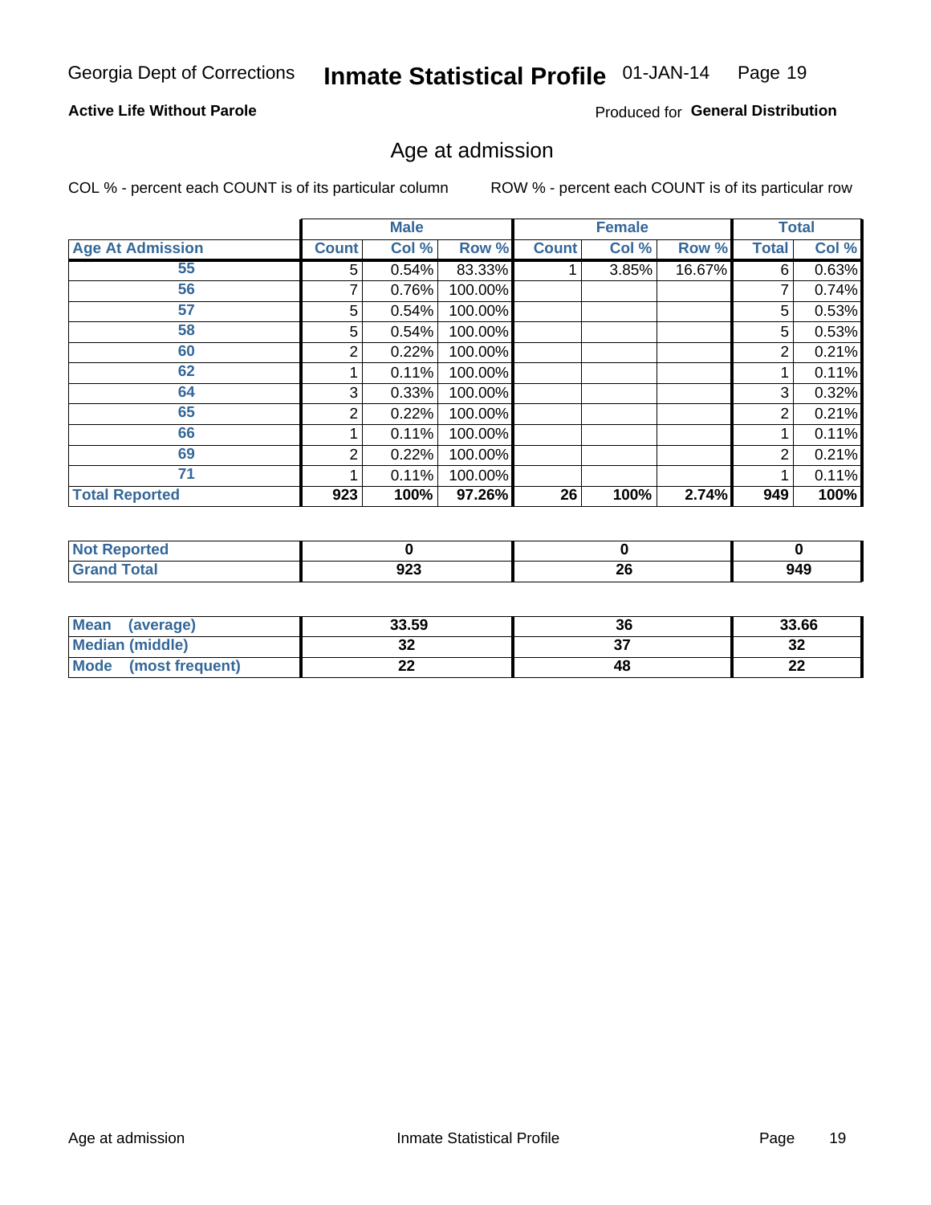Georgia Dept of Corrections **Inmate Statistical Profile** 01-JAN-14

**Active Life Without Parole**

Produced for **General Distribution**

## Age at admission

COL % - percent each COUNT is of its particular column    ROW % - percent each COUNT is of its particular row

| | Male | | | Female | | | Total | |
|---|---|---|---|---|---|---|---|---|
| **Age At Admission** | **Count** | **Col %** | **Row %** | **Count** | **Col %** | **Row %** | **Total** | **Col %** |
| 55 | 5 | 0.54% | 83.33% | 1 | 3.85% | 16.67% | 6 | 0.63% |
| 56 | 7 | 0.76% | 100.00% | | | | 7 | 0.74% |
| 57 | 5 | 0.54% | 100.00% | | | | 5 | 0.53% |
| 58 | 5 | 0.54% | 100.00% | | | | 5 | 0.53% |
| 60 | 2 | 0.22% | 100.00% | | | | 2 | 0.21% |
| 62 | 1 | 0.11% | 100.00% | | | | 1 | 0.11% |
| 64 | 3 | 0.33% | 100.00% | | | | 3 | 0.32% |
| 65 | 2 | 0.22% | 100.00% | | | | 2 | 0.21% |
| 66 | 1 | 0.11% | 100.00% | | | | 1 | 0.11% |
| 69 | 2 | 0.22% | 100.00% | | | | 2 | 0.21% |
| 71 | 1 | 0.11% | 100.00% | | | | 1 | 0.11% |
| **Total Reported** | **923** | **100%** | **97.26%** | **26** | **100%** | **2.74%** | **949** | **100%** |

| | Male | Female | Total |
|---|---|---|---|
| **Not Reported** | **0** | **0** | **0** |
| **Grand Total** | **923** | **26** | **949** |

| | Male | Female | Total |
|---|---|---|---|
| **Mean (average)** | **33.59** | **36** | **33.66** |
| **Median (middle)** | **32** | **37** | **32** |
| **Mode (most frequent)** | **22** | **48** | **22** |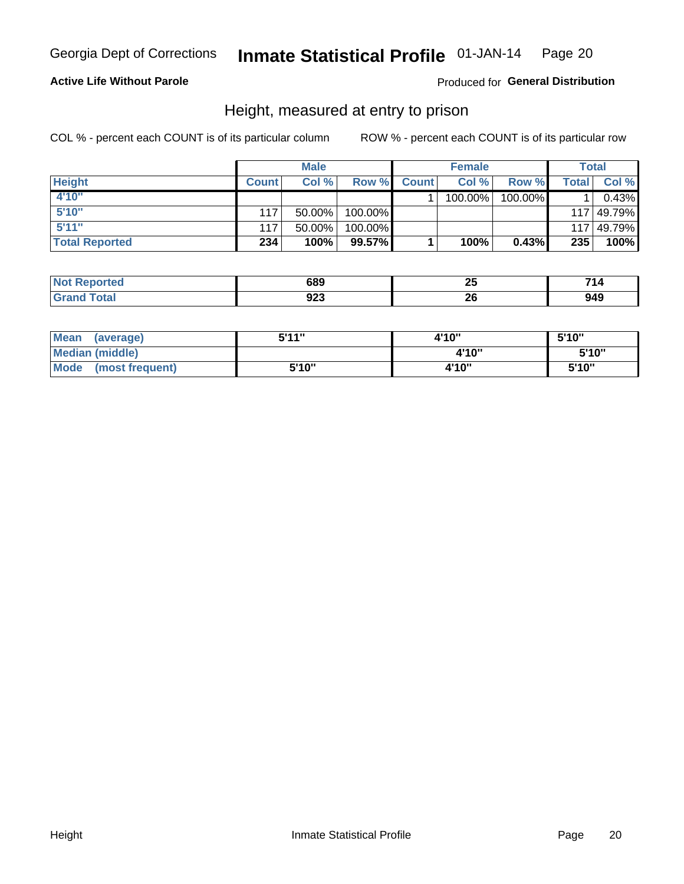Georgia Dept of Corrections **Inmate Statistical Profile** 01-JAN-14

**Active Life Without Parole** Produced for **General Distribution**

## Height, measured at entry to prison

COL % - percent each COUNT is of its particular column ROW % - percent each COUNT is of its particular row

| | Male | | | Female | | | Total | |
|---|---|---|---|---|---|---|---|---|
| **Height** | **Count** | **Col %** | **Row %** | **Count** | **Col %** | **Row %** | **Total** | **Col %** |
| **4'10"** | | | | 1 | 100.00% | 100.00% | 1 | 0.43% |
| **5'10"** | 117 | 50.00% | 100.00% | | | | 117 | 49.79% |
| **5'11"** | 117 | 50.00% | 100.00% | | | | 117 | 49.79% |
| **Total Reported** | **234** | **100%** | **99.57%** | **1** | **100%** | **0.43%** | **235** | **100%** |

| | Male | Female | Total |
|---|---|---|---|
| **Not Reported** | **689** | **25** | **714** |
| **Grand Total** | **923** | **26** | **949** |

| | Male | Female | Total |
|---|---|---|---|
| **Mean (average)** | **5'11"** | **4'10"** | **5'10"** |
| **Median (middle)** | | **4'10"** | **5'10"** |
| **Mode (most frequent)** | **5'10"** | **4'10"** | **5'10"** |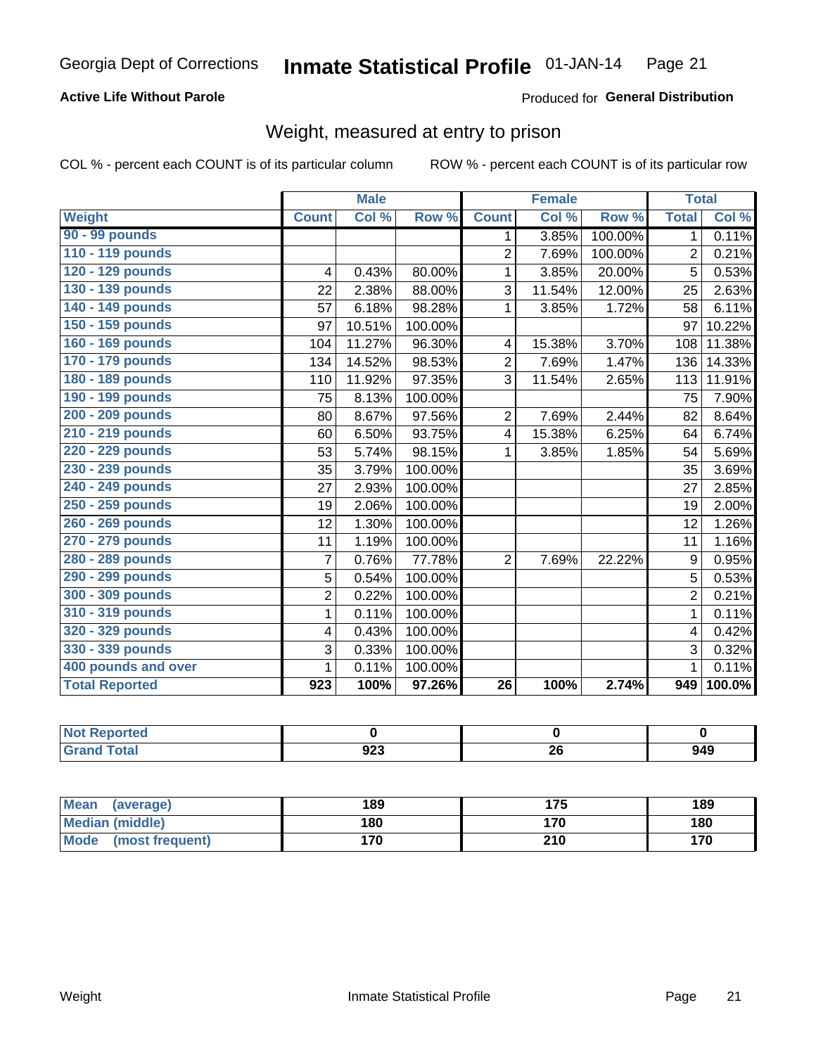Georgia Dept of Corrections **Inmate Statistical Profile** 01-JAN-14

**Active Life Without Parole**

Produced for **General Distribution**

## Weight, measured at entry to prison

COL % - percent each COUNT is of its particular column ROW % - percent each COUNT is of its particular row

| | Male | | | Female | | | Total | |
|---|---|---|---|---|---|---|---|---|
| **Weight** | **Count** | **Col %** | **Row %** | **Count** | **Col %** | **Row %** | **Total** | **Col %** |
| 90 - 99 pounds | | | | 1 | 3.85% | 100.00% | 1 | 0.11% |
| 110 - 119 pounds | | | | 2 | 7.69% | 100.00% | 2 | 0.21% |
| 120 - 129 pounds | 4 | 0.43% | 80.00% | 1 | 3.85% | 20.00% | 5 | 0.53% |
| 130 - 139 pounds | 22 | 2.38% | 88.00% | 3 | 11.54% | 12.00% | 25 | 2.63% |
| 140 - 149 pounds | 57 | 6.18% | 98.28% | 1 | 3.85% | 1.72% | 58 | 6.11% |
| 150 - 159 pounds | 97 | 10.51% | 100.00% | | | | 97 | 10.22% |
| 160 - 169 pounds | 104 | 11.27% | 96.30% | 4 | 15.38% | 3.70% | 108 | 11.38% |
| 170 - 179 pounds | 134 | 14.52% | 98.53% | 2 | 7.69% | 1.47% | 136 | 14.33% |
| 180 - 189 pounds | 110 | 11.92% | 97.35% | 3 | 11.54% | 2.65% | 113 | 11.91% |
| 190 - 199 pounds | 75 | 8.13% | 100.00% | | | | 75 | 7.90% |
| 200 - 209 pounds | 80 | 8.67% | 97.56% | 2 | 7.69% | 2.44% | 82 | 8.64% |
| 210 - 219 pounds | 60 | 6.50% | 93.75% | 4 | 15.38% | 6.25% | 64 | 6.74% |
| 220 - 229 pounds | 53 | 5.74% | 98.15% | 1 | 3.85% | 1.85% | 54 | 5.69% |
| 230 - 239 pounds | 35 | 3.79% | 100.00% | | | | 35 | 3.69% |
| 240 - 249 pounds | 27 | 2.93% | 100.00% | | | | 27 | 2.85% |
| 250 - 259 pounds | 19 | 2.06% | 100.00% | | | | 19 | 2.00% |
| 260 - 269 pounds | 12 | 1.30% | 100.00% | | | | 12 | 1.26% |
| 270 - 279 pounds | 11 | 1.19% | 100.00% | | | | 11 | 1.16% |
| 280 - 289 pounds | 7 | 0.76% | 77.78% | 2 | 7.69% | 22.22% | 9 | 0.95% |
| 290 - 299 pounds | 5 | 0.54% | 100.00% | | | | 5 | 0.53% |
| 300 - 309 pounds | 2 | 0.22% | 100.00% | | | | 2 | 0.21% |
| 310 - 319 pounds | 1 | 0.11% | 100.00% | | | | 1 | 0.11% |
| 320 - 329 pounds | 4 | 0.43% | 100.00% | | | | 4 | 0.42% |
| 330 - 339 pounds | 3 | 0.33% | 100.00% | | | | 3 | 0.32% |
| 400 pounds and over | 1 | 0.11% | 100.00% | | | | 1 | 0.11% |
| **Total Reported** | **923** | **100%** | **97.26%** | **26** | **100%** | **2.74%** | **949** | **100.0%** |

| | Male | Female | Total |
|---|---|---|---|
| **Not Reported** | **0** | **0** | **0** |
| **Grand Total** | **923** | **26** | **949** |

| | Male | Female | Total |
|---|---|---|---|
| **Mean (average)** | **189** | **175** | **189** |
| **Median (middle)** | **180** | **170** | **180** |
| **Mode (most frequent)** | **170** | **210** | **170** |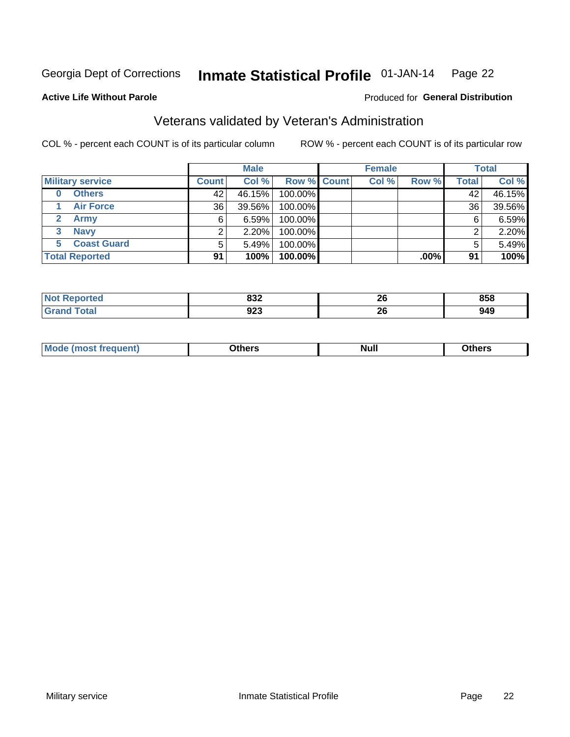Georgia Dept of Corrections **Inmate Statistical Profile** 01-JAN-14

**Active Life Without Parole**

Produced for **General Distribution**

## Veterans validated by Veteran's Administration

COL % - percent each COUNT is of its particular column

ROW % - percent each COUNT is of its particular row

| Military service | Male | | | Female | | | Total | |
|---|---|---|---|---|---|---|---|---|
| | Count | Col % | Row % | Count | Col % | Row % | Total | Col % |
| 0 Others | 42 | 46.15% | 100.00% | | | | 42 | 46.15% |
| 1 Air Force | 36 | 39.56% | 100.00% | | | | 36 | 39.56% |
| 2 Army | 6 | 6.59% | 100.00% | | | | 6 | 6.59% |
| 3 Navy | 2 | 2.20% | 100.00% | | | | 2 | 2.20% |
| 5 Coast Guard | 5 | 5.49% | 100.00% | | | | 5 | 5.49% |
| **Total Reported** | **91** | **100%** | **100.00%** | | | **.00%** | **91** | **100%** |

| | Male | Female | Total |
|---|---|---|---|
| Not Reported | 832 | 26 | 858 |
| Grand Total | 923 | 26 | 949 |

| | Male | Female | Total |
|---|---|---|---|
| Mode (most frequent) | Others | Null | Others |

Military service

Inmate Statistical Profile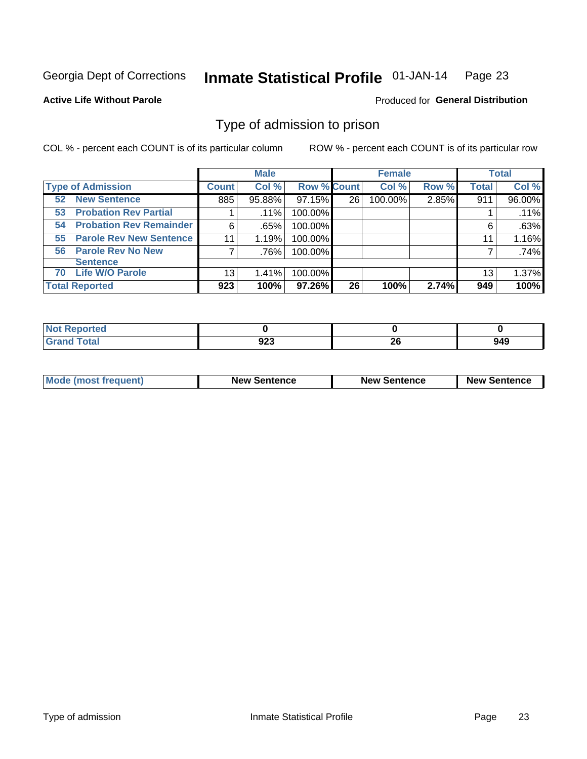Georgia Dept of Corrections **Inmate Statistical Profile** 01-JAN-14

**Active Life Without Parole**

Produced for **General Distribution**

## Type of admission to prison

COL % - percent each COUNT is of its particular column

ROW % - percent each COUNT is of its particular row

| | Male | | | Female | | | Total | |
|---|---|---|---|---|---|---|---|---|
| **Type of Admission** | **Count** | **Col %** | **Row %** | **Count** | **Col %** | **Row %** | **Total** | **Col %** |
| **52 New Sentence** | 885 | 95.88% | 97.15% | 26 | 100.00% | 2.85% | 911 | 96.00% |
| **53 Probation Rev Partial** | 1 | .11% | 100.00% | | | | 1 | .11% |
| **54 Probation Rev Remainder** | 6 | .65% | 100.00% | | | | 6 | .63% |
| **55 Parole Rev New Sentence** | 11 | 1.19% | 100.00% | | | | 11 | 1.16% |
| **56 Parole Rev No New Sentence** | 7 | .76% | 100.00% | | | | 7 | .74% |
| **70 Life W/O Parole** | 13 | 1.41% | 100.00% | | | | 13 | 1.37% |
| **Total Reported** | **923** | **100%** | **97.26%** | **26** | **100%** | **2.74%** | **949** | **100%** |

| | Male | Female | Total |
|---|---|---|---|
| **Not Reported** | **0** | **0** | **0** |
| **Grand Total** | **923** | **26** | **949** |

| | Male | Female | Total |
|---|---|---|---|
| **Mode (most frequent)** | **New Sentence** | **New Sentence** | **New Sentence** |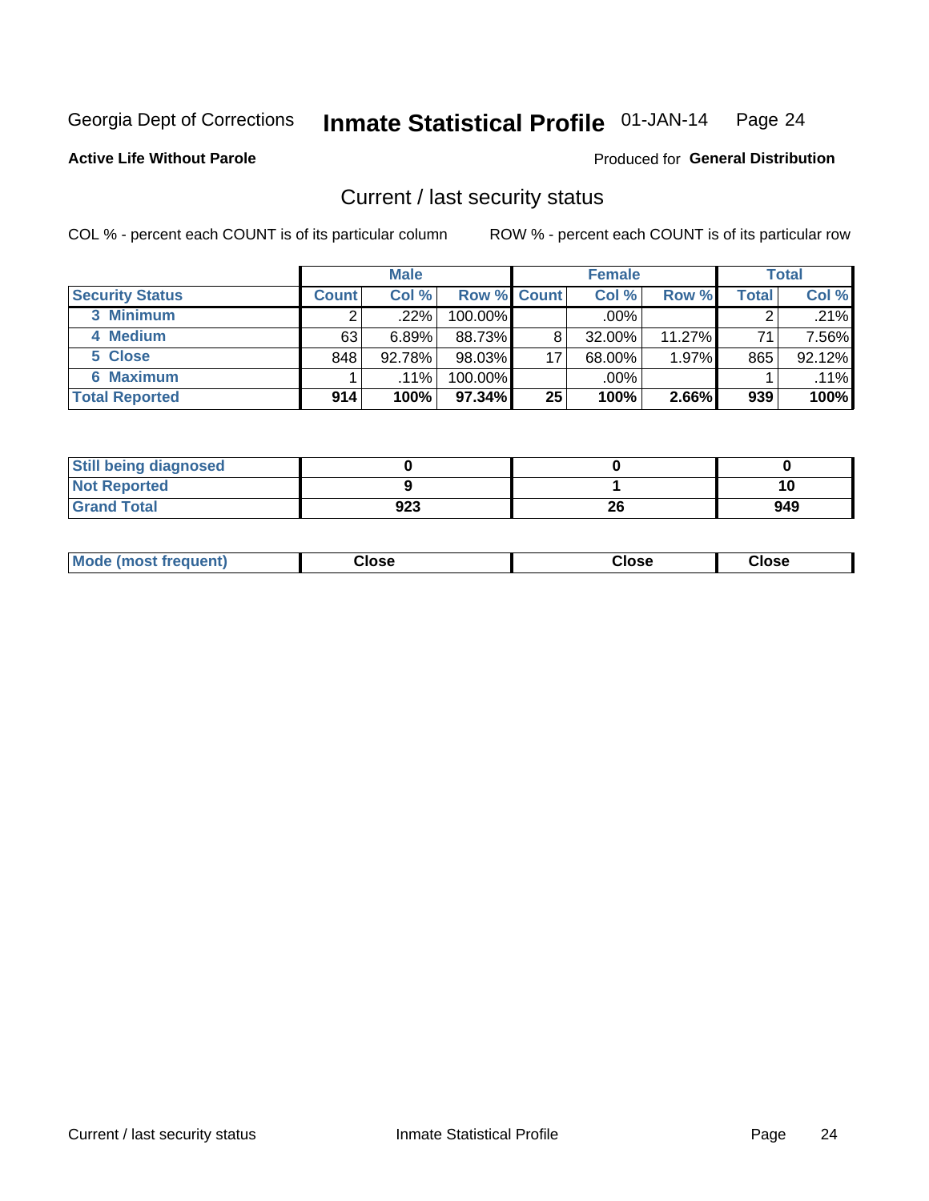Georgia Dept of Corrections **Inmate Statistical Profile** 01-JAN-14

**Active Life Without Parole**

Produced for **General Distribution**

## Current / last security status

COL % - percent each COUNT is of its particular column

ROW % - percent each COUNT is of its particular row

| | Male | | | Female | | | Total | |
|---|---|---|---|---|---|---|---|---|
| **Security Status** | **Count** | **Col %** | **Row %** | **Count** | **Col %** | **Row %** | **Total** | **Col %** |
| 3 Minimum | 2 | .22% | 100.00% | | .00% | | 2 | .21% |
| 4 Medium | 63 | 6.89% | 88.73% | 8 | 32.00% | 11.27% | 71 | 7.56% |
| 5 Close | 848 | 92.78% | 98.03% | 17 | 68.00% | 1.97% | 865 | 92.12% |
| 6 Maximum | 1 | .11% | 100.00% | | .00% | | 1 | .11% |
| **Total Reported** | **914** | **100%** | **97.34%** | **25** | **100%** | **2.66%** | **939** | **100%** |

| | Male | Female | Total |
|---|---|---|---|
| **Still being diagnosed** | **0** | **0** | **0** |
| **Not Reported** | **9** | **1** | **10** |
| **Grand Total** | **923** | **26** | **949** |

| | Male | Female | Total |
|---|---|---|---|
| **Mode (most frequent)** | **Close** | **Close** | **Close** |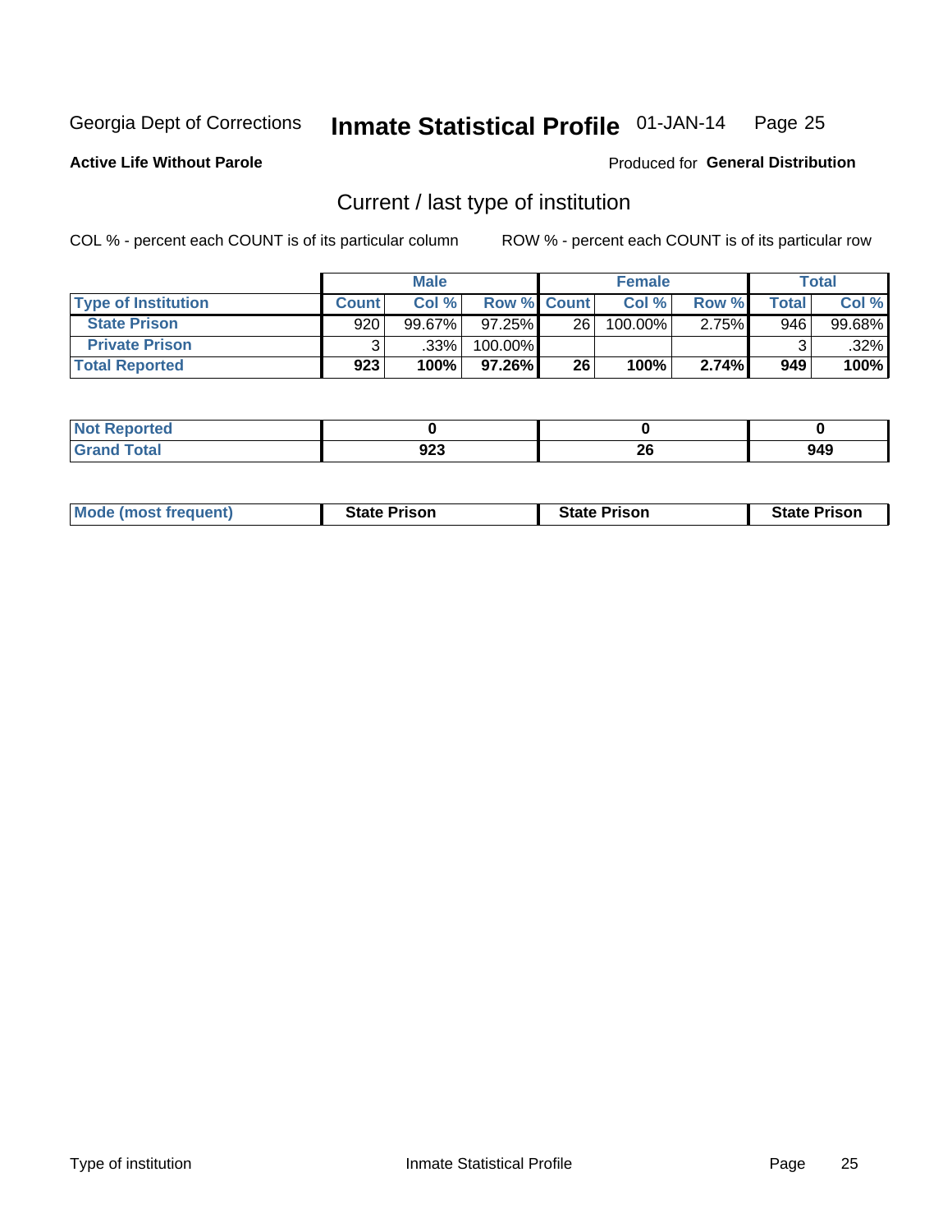Georgia Dept of Corrections **Inmate Statistical Profile** 01-JAN-14

**Active Life Without Parole**

Produced for **General Distribution**

## Current / last type of institution

COL % - percent each COUNT is of its particular column

ROW % - percent each COUNT is of its particular row

| | Male | | | Female | | | Total | |
|---|---|---|---|---|---|---|---|---|
| **Type of Institution** | **Count** | **Col %** | **Row %** | **Count** | **Col %** | **Row %** | **Total** | **Col %** |
| **State Prison** | 920 | 99.67% | 97.25% | 26 | 100.00% | 2.75% | 946 | 99.68% |
| **Private Prison** | 3 | .33% | 100.00% | | | | 3 | .32% |
| **Total Reported** | **923** | **100%** | **97.26%** | **26** | **100%** | **2.74%** | **949** | **100%** |

| | Male | Female | Total |
|---|---|---|---|
| **Not Reported** | **0** | **0** | **0** |
| **Grand Total** | **923** | **26** | **949** |

| | Male | Female | Total |
|---|---|---|---|
| **Mode (most frequent)** | **State Prison** | **State Prison** | **State Prison** |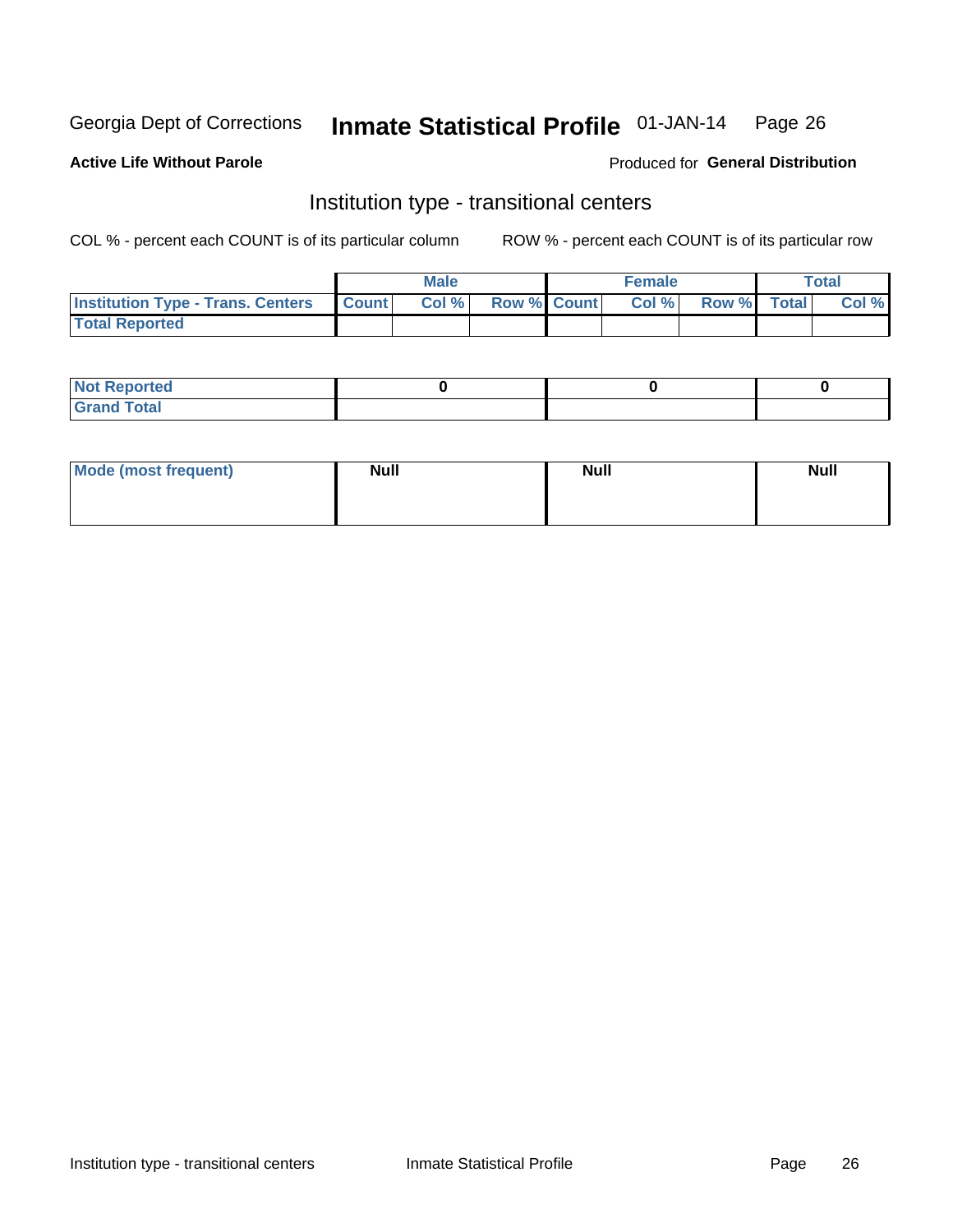Georgia Dept of Corrections **Inmate Statistical Profile** 01-JAN-14

**Active Life Without Parole**

Produced for **General Distribution**

## Institution type - transitional centers

COL % - percent each COUNT is of its particular column    ROW % - percent each COUNT is of its particular row

| | Male | | | Female | | | Total | |
|---|---|---|---|---|---|---|---|---|
| **Institution Type - Trans. Centers** | **Count** | **Col %** | **Row %** | **Count** | **Col %** | **Row %** | **Total** | **Col %** |
| **Total Reported** | | | | | | | | |

| | Male | Female | Total |
|---|---|---|---|
| **Not Reported** | 0 | 0 | 0 |
| **Grand Total** | | | |

| | Male | Female | Total |
|---|---|---|---|
| **Mode (most frequent)** | Null | Null | Null |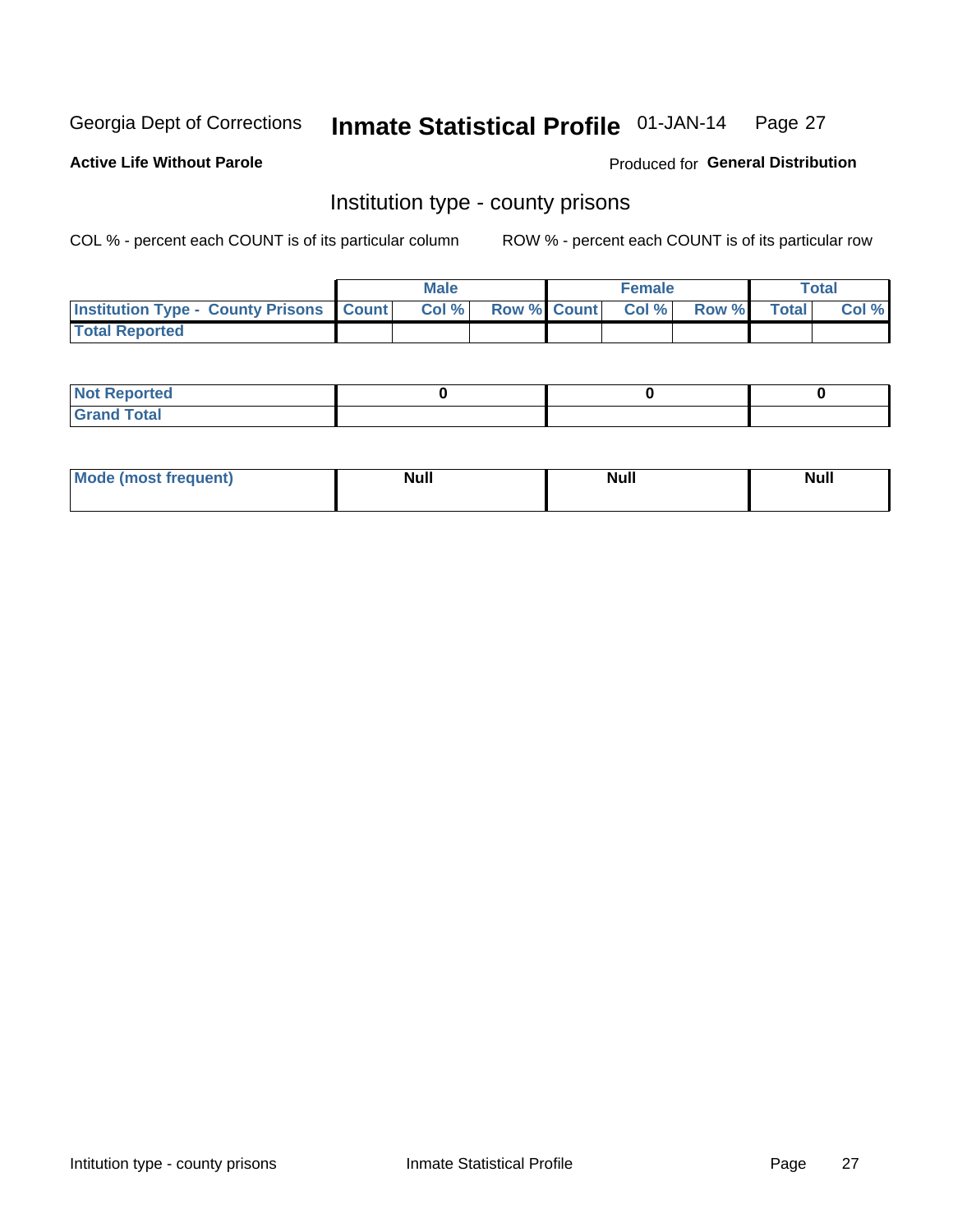Georgia Dept of Corrections **Inmate Statistical Profile** 01-JAN-14

**Active Life Without Parole**

Produced for **General Distribution**

## Institution type - county prisons

COL % - percent each COUNT is of its particular column

ROW % - percent each COUNT is of its particular row

| | Male | | | Female | | | Total | |
|---|---|---|---|---|---|---|---|---|
| **Institution Type - County Prisons** | **Count** | **Col %** | **Row %** | **Count** | **Col %** | **Row %** | **Total** | **Col %** |
| **Total Reported** | | | | | | | | |

| | Male | Female | Total |
|---|---|---|---|
| **Not Reported** | **0** | **0** | **0** |
| **Grand Total** | | | |

| | Male | Female | Total |
|---|---|---|---|
| **Mode (most frequent)** | **Null** | **Null** | **Null** |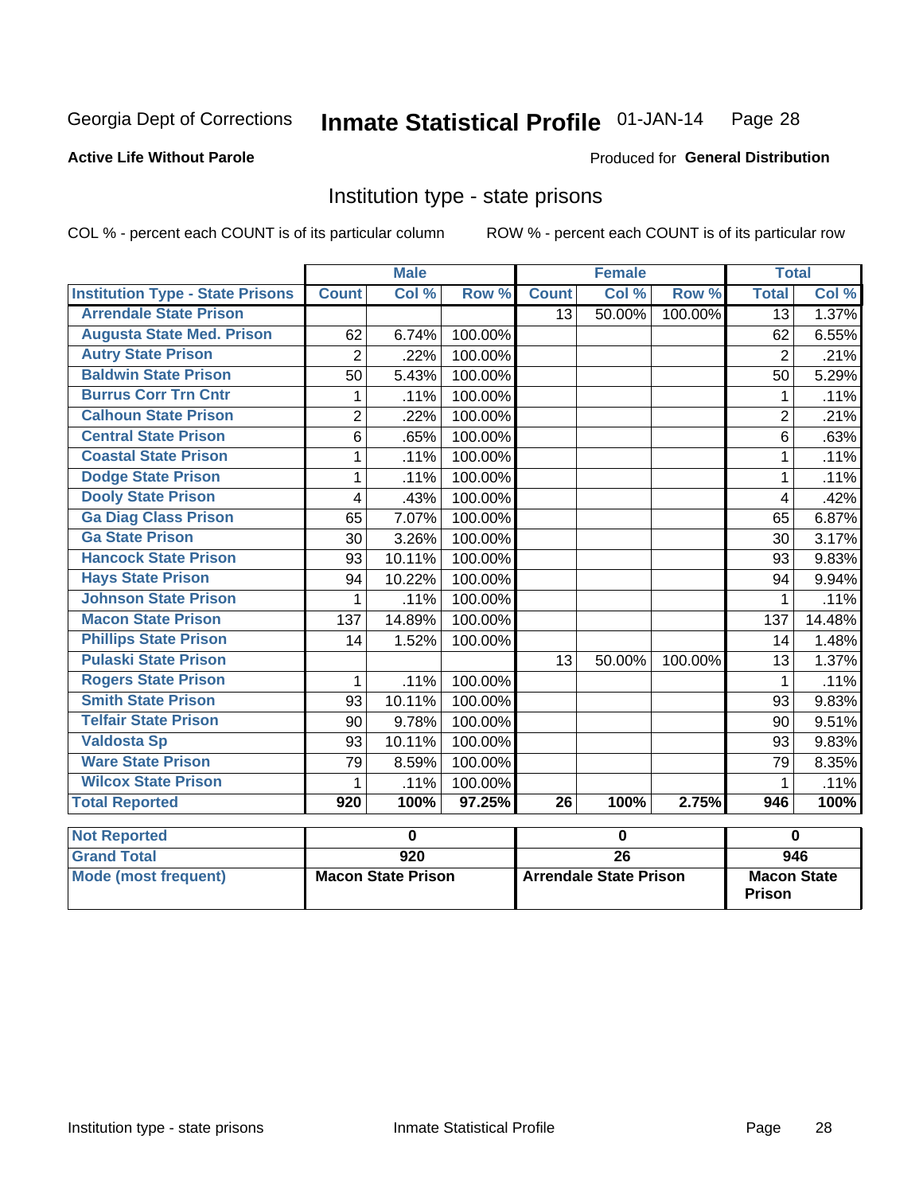Georgia Dept of Corrections **Inmate Statistical Profile** 01-JAN-14

**Active Life Without Parole**

Produced for **General Distribution**

## Institution type - state prisons

COL % - percent each COUNT is of its particular column        ROW % - percent each COUNT is of its particular row

| | Male | | | Female | | | Total | |
|---|---|---|---|---|---|---|---|---|
| **Institution Type - State Prisons** | **Count** | **Col %** | **Row %** | **Count** | **Col %** | **Row %** | **Total** | **Col %** |
| Arrendale State Prison | | | | 13 | 50.00% | 100.00% | 13 | 1.37% |
| Augusta State Med. Prison | 62 | 6.74% | 100.00% | | | | 62 | 6.55% |
| Autry State Prison | 2 | .22% | 100.00% | | | | 2 | .21% |
| Baldwin State Prison | 50 | 5.43% | 100.00% | | | | 50 | 5.29% |
| Burrus Corr Trn Cntr | 1 | .11% | 100.00% | | | | 1 | .11% |
| Calhoun State Prison | 2 | .22% | 100.00% | | | | 2 | .21% |
| Central State Prison | 6 | .65% | 100.00% | | | | 6 | .63% |
| Coastal State Prison | 1 | .11% | 100.00% | | | | 1 | .11% |
| Dodge State Prison | 1 | .11% | 100.00% | | | | 1 | .11% |
| Dooly State Prison | 4 | .43% | 100.00% | | | | 4 | .42% |
| Ga Diag Class Prison | 65 | 7.07% | 100.00% | | | | 65 | 6.87% |
| Ga State Prison | 30 | 3.26% | 100.00% | | | | 30 | 3.17% |
| Hancock State Prison | 93 | 10.11% | 100.00% | | | | 93 | 9.83% |
| Hays State Prison | 94 | 10.22% | 100.00% | | | | 94 | 9.94% |
| Johnson State Prison | 1 | .11% | 100.00% | | | | 1 | .11% |
| Macon State Prison | 137 | 14.89% | 100.00% | | | | 137 | 14.48% |
| Phillips State Prison | 14 | 1.52% | 100.00% | | | | 14 | 1.48% |
| Pulaski State Prison | | | | 13 | 50.00% | 100.00% | 13 | 1.37% |
| Rogers State Prison | 1 | .11% | 100.00% | | | | 1 | .11% |
| Smith State Prison | 93 | 10.11% | 100.00% | | | | 93 | 9.83% |
| Telfair State Prison | 90 | 9.78% | 100.00% | | | | 90 | 9.51% |
| Valdosta Sp | 93 | 10.11% | 100.00% | | | | 93 | 9.83% |
| Ware State Prison | 79 | 8.59% | 100.00% | | | | 79 | 8.35% |
| Wilcox State Prison | 1 | .11% | 100.00% | | | | 1 | .11% |
| **Total Reported** | **920** | **100%** | **97.25%** | **26** | **100%** | **2.75%** | **946** | **100%** |

| | Male | Female | Total |
|---|---|---|---|
| **Not Reported** | **0** | **0** | **0** |
| **Grand Total** | **920** | **26** | **946** |
| **Mode (most frequent)** | **Macon State Prison** | **Arrendale State Prison** | **Macon State Prison** |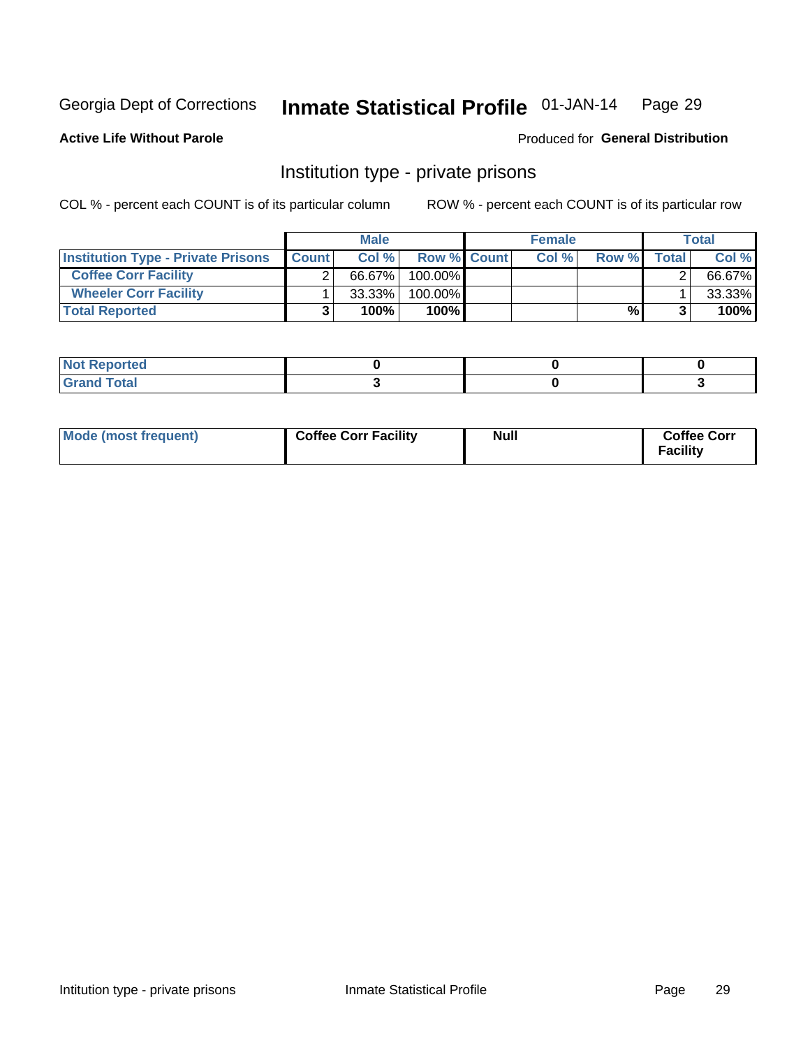Georgia Dept of Corrections **Inmate Statistical Profile** 01-JAN-14

**Active Life Without Parole**

Produced for **General Distribution**

## Institution type - private prisons

COL % - percent each COUNT is of its particular column ROW % - percent each COUNT is of its particular row

| | Male | | | Female | | | Total | |
|---|---|---|---|---|---|---|---|---|
| **Institution Type - Private Prisons** | **Count** | **Col %** | **Row %** | **Count** | **Col %** | **Row %** | **Total** | **Col %** |
| **Coffee Corr Facility** | 2 | 66.67% | 100.00% | | | | 2 | 66.67% |
| **Wheeler Corr Facility** | 1 | 33.33% | 100.00% | | | | 1 | 33.33% |
| **Total Reported** | **3** | **100%** | **100%** | | | **%** | **3** | **100%** |

| | Male | Female | Total |
|---|---|---|---|
| **Not Reported** | **0** | **0** | **0** |
| **Grand Total** | **3** | **0** | **3** |

| | Male | Female | Total |
|---|---|---|---|
| **Mode (most frequent)** | **Coffee Corr Facility** | **Null** | **Coffee Corr Facility** |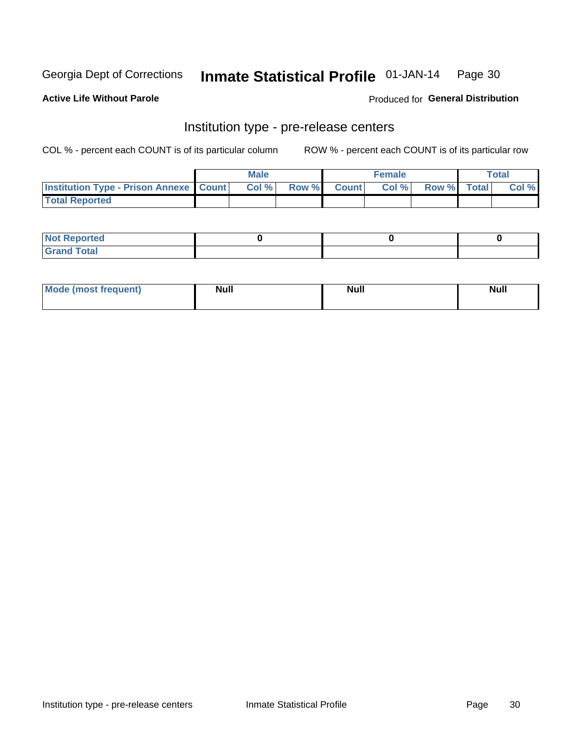Georgia Dept of Corrections **Inmate Statistical Profile** 01-JAN-14

**Active Life Without Parole**

Produced for **General Distribution**

## Institution type - pre-release centers

COL % - percent each COUNT is of its particular column     ROW % - percent each COUNT is of its particular row

| | Male | | | Female | | | Total | |
|---|---|---|---|---|---|---|---|---|
| **Institution Type - Prison Annexe** | **Count** | **Col %** | **Row %** | **Count** | **Col %** | **Row %** | **Total** | **Col %** |
| **Total Reported** | | | | | | | | |
| **Not Reported** | 0 | | | 0 | | | 0 | |
| **Grand Total** | | | | | | | | |

| | Male | Female | Total |
|---|---|---|---|
| **Mode (most frequent)** | Null | Null | Null |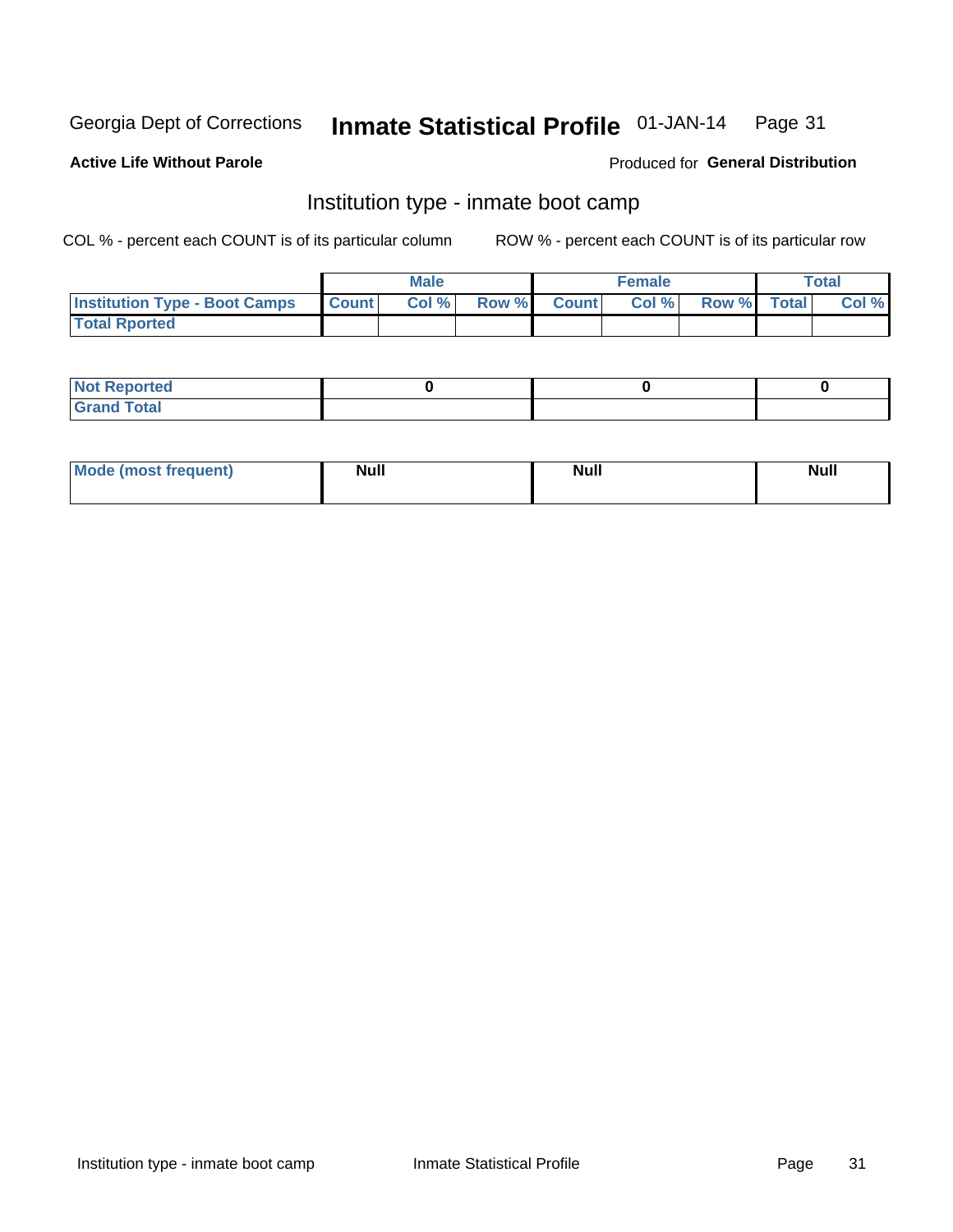Georgia Dept of Corrections **Inmate Statistical Profile** 01-JAN-14

**Active Life Without Parole**

Produced for **General Distribution**

## Institution type - inmate boot camp

COL % - percent each COUNT is of its particular column

ROW % - percent each COUNT is of its particular row

| | Male | | | Female | | | Total | |
|---|---|---|---|---|---|---|---|---|
| **Institution Type - Boot Camps** | **Count** | **Col %** | **Row %** | **Count** | **Col %** | **Row %** | **Total** | **Col %** |
| **Total Rported** | | | | | | | | |

| | | | |
|---|---|---|---|
| **Not Reported** | **0** | **0** | **0** |
| **Grand Total** | | | |

| | | | |
|---|---|---|---|
| **Mode (most frequent)** | **Null** | **Null** | **Null** |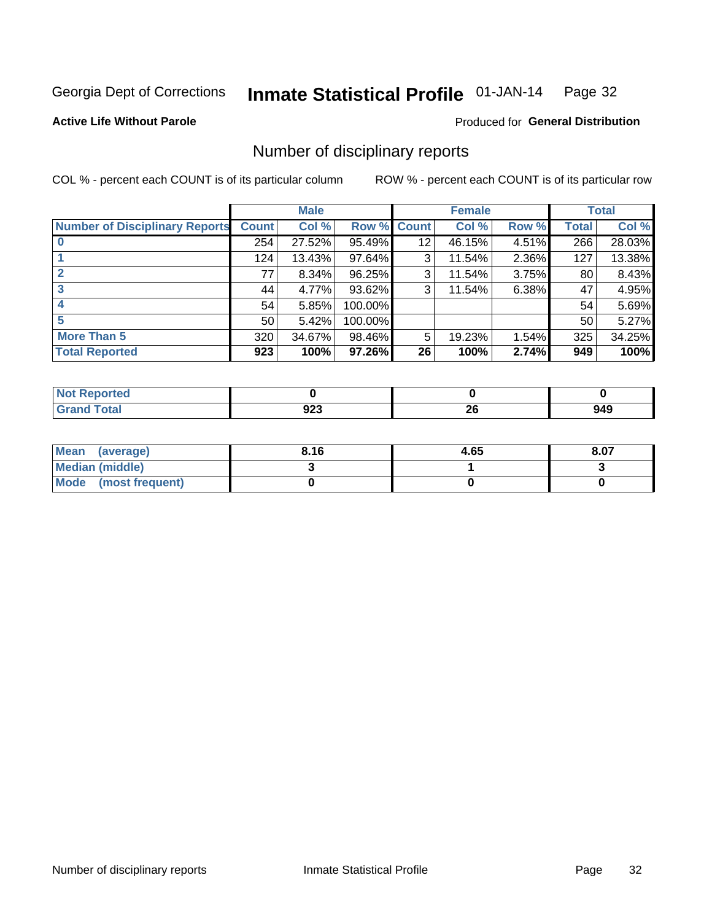Georgia Dept of Corrections **Inmate Statistical Profile** 01-JAN-14

**Active Life Without Parole**

Produced for **General Distribution**

## Number of disciplinary reports

COL % - percent each COUNT is of its particular column

ROW % - percent each COUNT is of its particular row

| | Male | | | Female | | | Total | |
|---|---|---|---|---|---|---|---|---|
| Number of Disciplinary Reports | Count | Col % | Row % | Count | Col % | Row % | Total | Col % |
| 0 | 254 | 27.52% | 95.49% | 12 | 46.15% | 4.51% | 266 | 28.03% |
| 1 | 124 | 13.43% | 97.64% | 3 | 11.54% | 2.36% | 127 | 13.38% |
| 2 | 77 | 8.34% | 96.25% | 3 | 11.54% | 3.75% | 80 | 8.43% |
| 3 | 44 | 4.77% | 93.62% | 3 | 11.54% | 6.38% | 47 | 4.95% |
| 4 | 54 | 5.85% | 100.00% | | | | 54 | 5.69% |
| 5 | 50 | 5.42% | 100.00% | | | | 50 | 5.27% |
| More Than 5 | 320 | 34.67% | 98.46% | 5 | 19.23% | 1.54% | 325 | 34.25% |
| **Total Reported** | **923** | **100%** | **97.26%** | **26** | **100%** | **2.74%** | **949** | **100%** |

| | Male | Female | Total |
|---|---|---|---|
| Not Reported | 0 | 0 | 0 |
| Grand Total | 923 | 26 | 949 |

| | Male | Female | Total |
|---|---|---|---|
| Mean (average) | 8.16 | 4.65 | 8.07 |
| Median (middle) | 3 | 1 | 3 |
| Mode (most frequent) | 0 | 0 | 0 |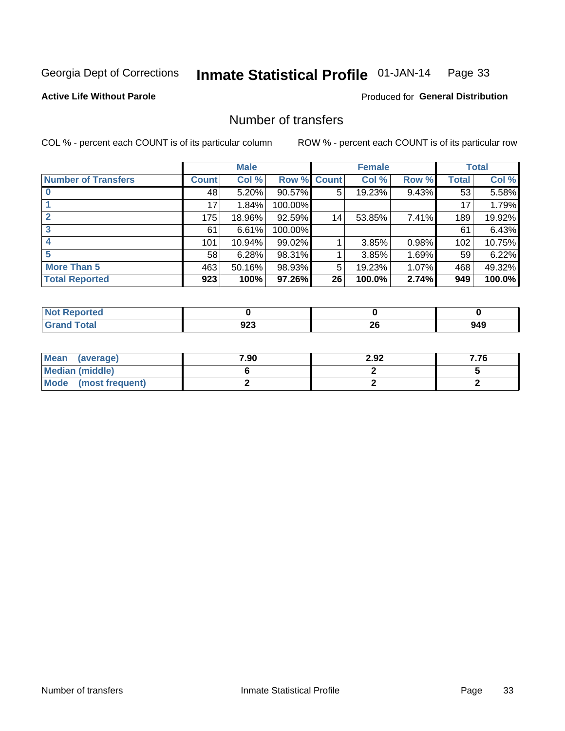Georgia Dept of Corrections **Inmate Statistical Profile** 01-JAN-14

**Active Life Without Parole**

Produced for **General Distribution**

## Number of transfers

COL % - percent each COUNT is of its particular column

ROW % - percent each COUNT is of its particular row

| | Male | | | Female | | | Total | |
|---|---|---|---|---|---|---|---|---|
| **Number of Transfers** | **Count** | **Col %** | **Row %** | **Count** | **Col %** | **Row %** | **Total** | **Col %** |
| **0** | 48 | 5.20% | 90.57% | 5 | 19.23% | 9.43% | 53 | 5.58% |
| **1** | 17 | 1.84% | 100.00% | | | | 17 | 1.79% |
| **2** | 175 | 18.96% | 92.59% | 14 | 53.85% | 7.41% | 189 | 19.92% |
| **3** | 61 | 6.61% | 100.00% | | | | 61 | 6.43% |
| **4** | 101 | 10.94% | 99.02% | 1 | 3.85% | 0.98% | 102 | 10.75% |
| **5** | 58 | 6.28% | 98.31% | 1 | 3.85% | 1.69% | 59 | 6.22% |
| **More Than 5** | 463 | 50.16% | 98.93% | 5 | 19.23% | 1.07% | 468 | 49.32% |
| **Total Reported** | **923** | **100%** | **97.26%** | **26** | **100.0%** | **2.74%** | **949** | **100.0%** |

| | Male | Female | Total |
|---|---|---|---|
| **Not Reported** | **0** | **0** | **0** |
| **Grand Total** | **923** | **26** | **949** |

| | Male | Female | Total |
|---|---|---|---|
| **Mean (average)** | **7.90** | **2.92** | **7.76** |
| **Median (middle)** | **6** | **2** | **5** |
| **Mode (most frequent)** | **2** | **2** | **2** |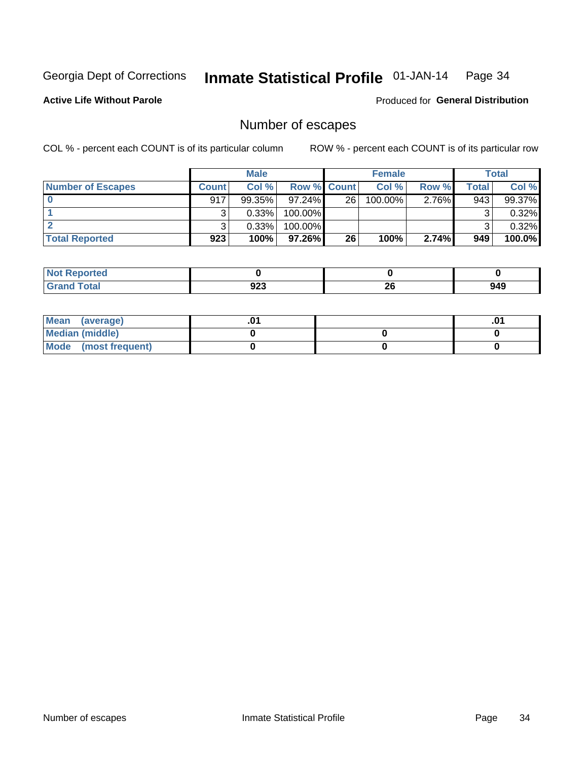Georgia Dept of Corrections **Inmate Statistical Profile** 01-JAN-14

**Active Life Without Parole**

Produced for **General Distribution**

## Number of escapes

COL % - percent each COUNT is of its particular column

ROW % - percent each COUNT is of its particular row

| | Male | | | Female | | | Total | |
|---|---|---|---|---|---|---|---|---|
| **Number of Escapes** | **Count** | **Col %** | **Row %** | **Count** | **Col %** | **Row %** | **Total** | **Col %** |
| **0** | 917 | 99.35% | 97.24% | 26 | 100.00% | 2.76% | 943 | 99.37% |
| **1** | 3 | 0.33% | 100.00% | | | | 3 | 0.32% |
| **2** | 3 | 0.33% | 100.00% | | | | 3 | 0.32% |
| **Total Reported** | **923** | **100%** | **97.26%** | **26** | **100%** | **2.74%** | **949** | **100.0%** |

| | Male | Female | Total |
|---|---|---|---|
| **Not Reported** | **0** | **0** | **0** |
| **Grand Total** | **923** | **26** | **949** |

| | Male | Female | Total |
|---|---|---|---|
| **Mean (average)** | **.01** | | **.01** |
| **Median (middle)** | **0** | **0** | **0** |
| **Mode (most frequent)** | **0** | **0** | **0** |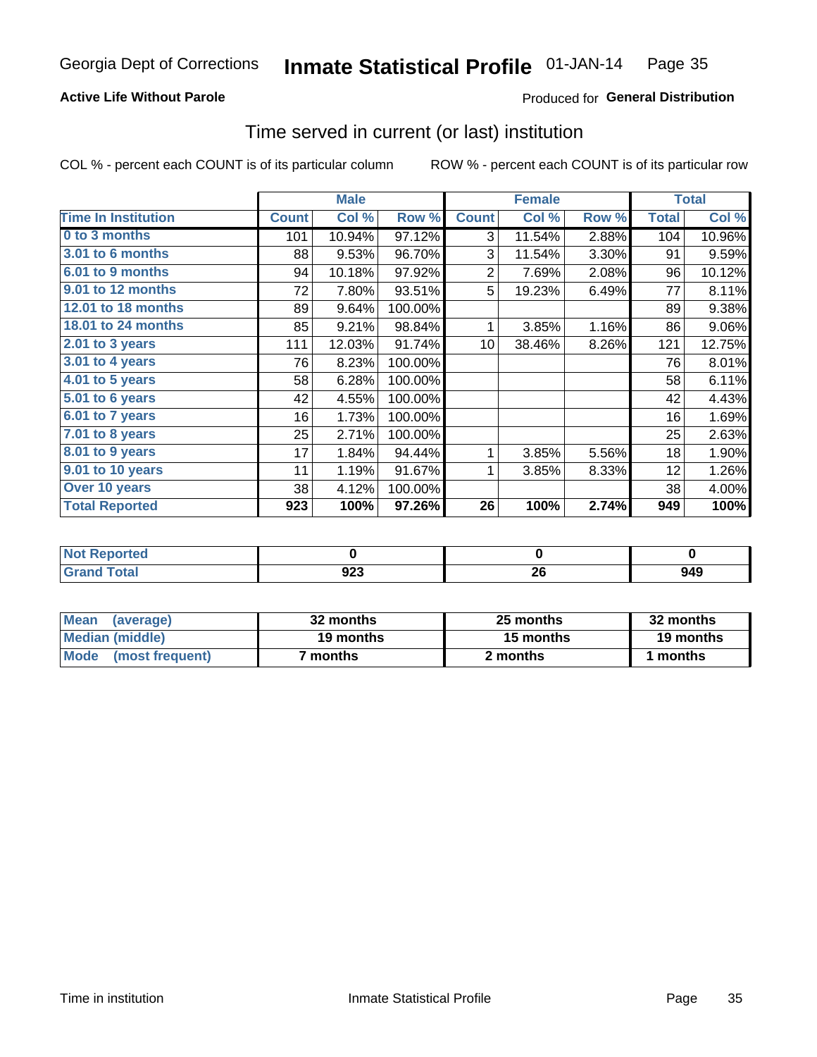Georgia Dept of Corrections **Inmate Statistical Profile** 01-JAN-14

**Active Life Without Parole**

Produced for **General Distribution**

## Time served in current (or last) institution

COL % - percent each COUNT is of its particular column ROW % - percent each COUNT is of its particular row

| | Male | | | Female | | | Total | |
|---|---|---|---|---|---|---|---|---|
| Time In Institution | Count | Col % | Row % | Count | Col % | Row % | Total | Col % |
| 0 to 3 months | 101 | 10.94% | 97.12% | 3 | 11.54% | 2.88% | 104 | 10.96% |
| 3.01 to 6 months | 88 | 9.53% | 96.70% | 3 | 11.54% | 3.30% | 91 | 9.59% |
| 6.01 to 9 months | 94 | 10.18% | 97.92% | 2 | 7.69% | 2.08% | 96 | 10.12% |
| 9.01 to 12 months | 72 | 7.80% | 93.51% | 5 | 19.23% | 6.49% | 77 | 8.11% |
| 12.01 to 18 months | 89 | 9.64% | 100.00% | | | | 89 | 9.38% |
| 18.01 to 24 months | 85 | 9.21% | 98.84% | 1 | 3.85% | 1.16% | 86 | 9.06% |
| 2.01 to 3 years | 111 | 12.03% | 91.74% | 10 | 38.46% | 8.26% | 121 | 12.75% |
| 3.01 to 4 years | 76 | 8.23% | 100.00% | | | | 76 | 8.01% |
| 4.01 to 5 years | 58 | 6.28% | 100.00% | | | | 58 | 6.11% |
| 5.01 to 6 years | 42 | 4.55% | 100.00% | | | | 42 | 4.43% |
| 6.01 to 7 years | 16 | 1.73% | 100.00% | | | | 16 | 1.69% |
| 7.01 to 8 years | 25 | 2.71% | 100.00% | | | | 25 | 2.63% |
| 8.01 to 9 years | 17 | 1.84% | 94.44% | 1 | 3.85% | 5.56% | 18 | 1.90% |
| 9.01 to 10 years | 11 | 1.19% | 91.67% | 1 | 3.85% | 8.33% | 12 | 1.26% |
| Over 10 years | 38 | 4.12% | 100.00% | | | | 38 | 4.00% |
| **Total Reported** | **923** | **100%** | **97.26%** | **26** | **100%** | **2.74%** | **949** | **100%** |

| | Male | Female | Total |
|---|---|---|---|
| Not Reported | 0 | 0 | 0 |
| Grand Total | 923 | 26 | 949 |

| | Male | Female | Total |
|---|---|---|---|
| Mean (average) | 32 months | 25 months | 32 months |
| Median (middle) | 19 months | 15 months | 19 months |
| Mode (most frequent) | 7 months | 2 months | 1 months |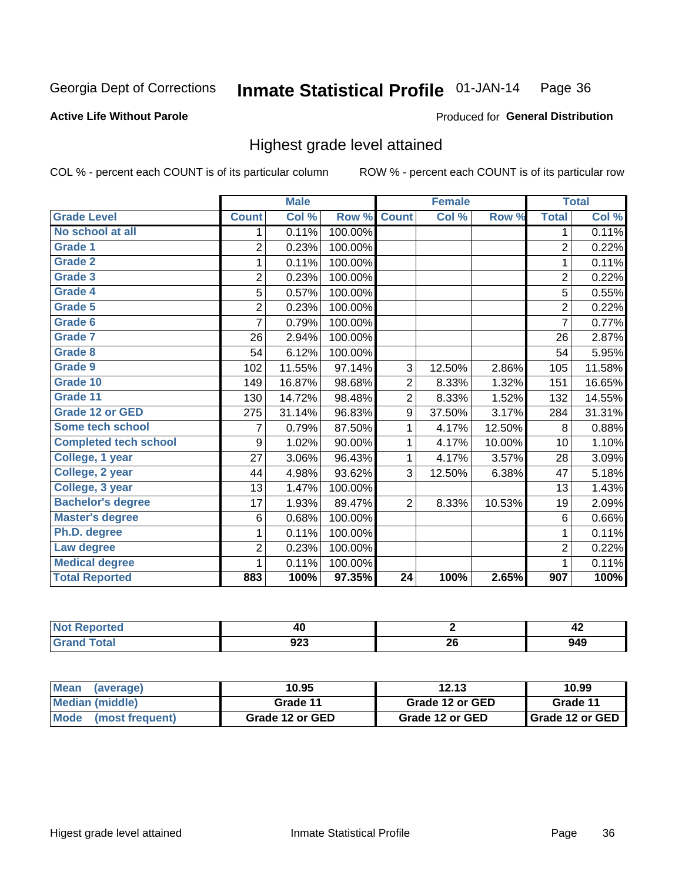Georgia Dept of Corrections **Inmate Statistical Profile** 01-JAN-14

**Active Life Without Parole**

Produced for **General Distribution**

## Highest grade level attained

COL % - percent each COUNT is of its particular column ROW % - percent each COUNT is of its particular row

| | Male | | | Female | | | Total | |
|---|---|---|---|---|---|---|---|---|
| **Grade Level** | **Count** | **Col %** | **Row %** | **Count** | **Col %** | **Row %** | **Total** | **Col %** |
| No school at all | 1 | 0.11% | 100.00% | | | | 1 | 0.11% |
| Grade 1 | 2 | 0.23% | 100.00% | | | | 2 | 0.22% |
| Grade 2 | 1 | 0.11% | 100.00% | | | | 1 | 0.11% |
| Grade 3 | 2 | 0.23% | 100.00% | | | | 2 | 0.22% |
| Grade 4 | 5 | 0.57% | 100.00% | | | | 5 | 0.55% |
| Grade 5 | 2 | 0.23% | 100.00% | | | | 2 | 0.22% |
| Grade 6 | 7 | 0.79% | 100.00% | | | | 7 | 0.77% |
| Grade 7 | 26 | 2.94% | 100.00% | | | | 26 | 2.87% |
| Grade 8 | 54 | 6.12% | 100.00% | | | | 54 | 5.95% |
| Grade 9 | 102 | 11.55% | 97.14% | 3 | 12.50% | 2.86% | 105 | 11.58% |
| Grade 10 | 149 | 16.87% | 98.68% | 2 | 8.33% | 1.32% | 151 | 16.65% |
| Grade 11 | 130 | 14.72% | 98.48% | 2 | 8.33% | 1.52% | 132 | 14.55% |
| Grade 12 or GED | 275 | 31.14% | 96.83% | 9 | 37.50% | 3.17% | 284 | 31.31% |
| Some tech school | 7 | 0.79% | 87.50% | 1 | 4.17% | 12.50% | 8 | 0.88% |
| Completed tech school | 9 | 1.02% | 90.00% | 1 | 4.17% | 10.00% | 10 | 1.10% |
| College, 1 year | 27 | 3.06% | 96.43% | 1 | 4.17% | 3.57% | 28 | 3.09% |
| College, 2 year | 44 | 4.98% | 93.62% | 3 | 12.50% | 6.38% | 47 | 5.18% |
| College, 3 year | 13 | 1.47% | 100.00% | | | | 13 | 1.43% |
| Bachelor's degree | 17 | 1.93% | 89.47% | 2 | 8.33% | 10.53% | 19 | 2.09% |
| Master's degree | 6 | 0.68% | 100.00% | | | | 6 | 0.66% |
| Ph.D. degree | 1 | 0.11% | 100.00% | | | | 1 | 0.11% |
| Law degree | 2 | 0.23% | 100.00% | | | | 2 | 0.22% |
| Medical degree | 1 | 0.11% | 100.00% | | | | 1 | 0.11% |
| **Total Reported** | **883** | **100%** | **97.35%** | **24** | **100%** | **2.65%** | **907** | **100%** |

| | Male | Female | Total |
|---|---|---|---|
| Not Reported | 40 | 2 | 42 |
| Grand Total | 923 | 26 | 949 |

| | Male | Female | Total |
|---|---|---|---|
| Mean (average) | 10.95 | 12.13 | 10.99 |
| Median (middle) | Grade 11 | Grade 12 or GED | Grade 11 |
| Mode (most frequent) | Grade 12 or GED | Grade 12 or GED | Grade 12 or GED |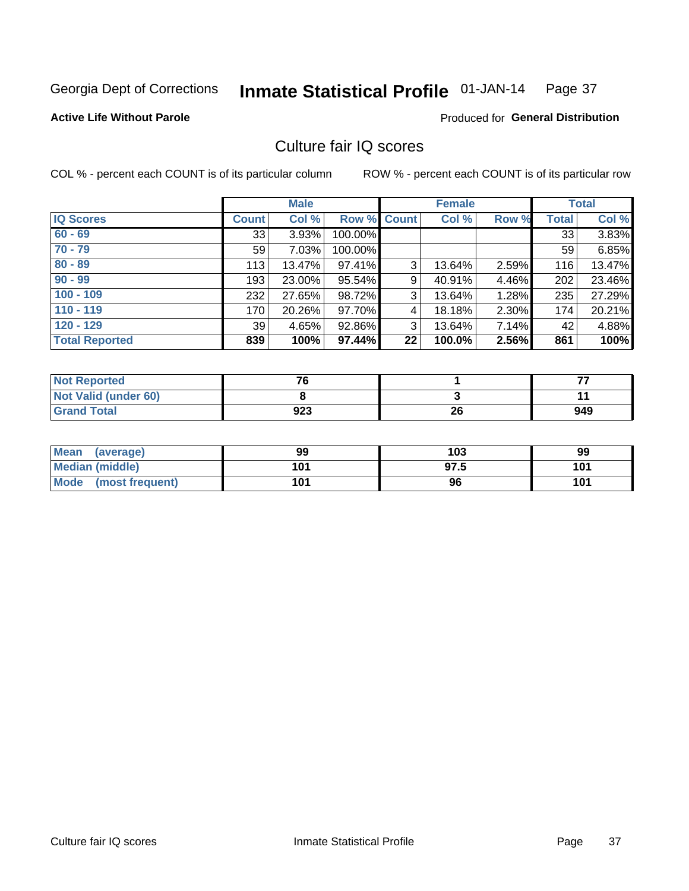Georgia Dept of Corrections **Inmate Statistical Profile** 01-JAN-14

**Active Life Without Parole**

Produced for **General Distribution**

## Culture fair IQ scores

COL % - percent each COUNT is of its particular column

ROW % - percent each COUNT is of its particular row

| | Male | | | Female | | | Total | |
|---|---|---|---|---|---|---|---|---|
| **IQ Scores** | **Count** | **Col %** | **Row %** | **Count** | **Col %** | **Row %** | **Total** | **Col %** |
| 60 - 69 | 33 | 3.93% | 100.00% | | | | 33 | 3.83% |
| 70 - 79 | 59 | 7.03% | 100.00% | | | | 59 | 6.85% |
| 80 - 89 | 113 | 13.47% | 97.41% | 3 | 13.64% | 2.59% | 116 | 13.47% |
| 90 - 99 | 193 | 23.00% | 95.54% | 9 | 40.91% | 4.46% | 202 | 23.46% |
| 100 - 109 | 232 | 27.65% | 98.72% | 3 | 13.64% | 1.28% | 235 | 27.29% |
| 110 - 119 | 170 | 20.26% | 97.70% | 4 | 18.18% | 2.30% | 174 | 20.21% |
| 120 - 129 | 39 | 4.65% | 92.86% | 3 | 13.64% | 7.14% | 42 | 4.88% |
| **Total Reported** | **839** | **100%** | **97.44%** | **22** | **100.0%** | **2.56%** | **861** | **100%** |

| | Male | Female | Total |
|---|---|---|---|
| Not Reported | **76** | **1** | **77** |
| Not Valid (under 60) | **8** | **3** | **11** |
| Grand Total | **923** | **26** | **949** |

| | Male | Female | Total |
|---|---|---|---|
| Mean (average) | **99** | **103** | **99** |
| Median (middle) | **101** | **97.5** | **101** |
| Mode (most frequent) | **101** | **96** | **101** |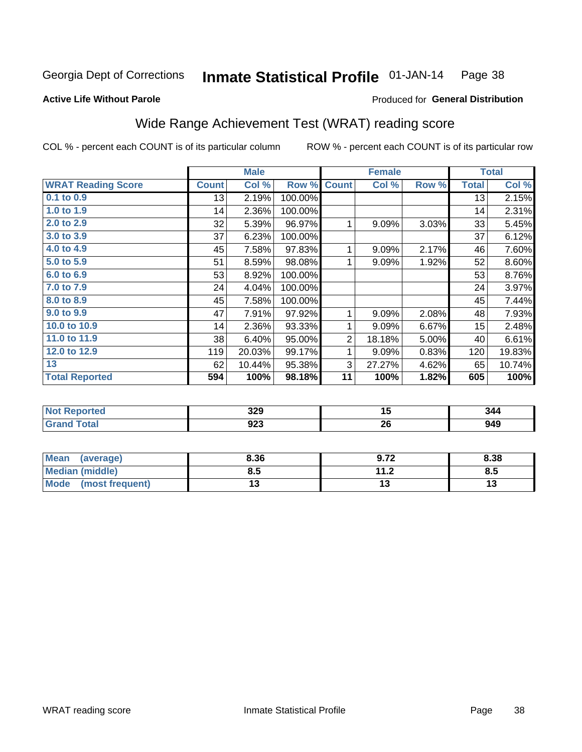Georgia Dept of Corrections **Inmate Statistical Profile** 01-JAN-14

**Active Life Without Parole**

Produced for **General Distribution**

## Wide Range Achievement Test (WRAT) reading score

COL % - percent each COUNT is of its particular column

ROW % - percent each COUNT is of its particular row

| | Male | | | Female | | | Total | |
|---|---|---|---|---|---|---|---|---|
| **WRAT Reading Score** | **Count** | **Col %** | **Row %** | **Count** | **Col %** | **Row %** | **Total** | **Col %** |
| 0.1 to 0.9 | 13 | 2.19% | 100.00% | | | | 13 | 2.15% |
| 1.0 to 1.9 | 14 | 2.36% | 100.00% | | | | 14 | 2.31% |
| 2.0 to 2.9 | 32 | 5.39% | 96.97% | 1 | 9.09% | 3.03% | 33 | 5.45% |
| 3.0 to 3.9 | 37 | 6.23% | 100.00% | | | | 37 | 6.12% |
| 4.0 to 4.9 | 45 | 7.58% | 97.83% | 1 | 9.09% | 2.17% | 46 | 7.60% |
| 5.0 to 5.9 | 51 | 8.59% | 98.08% | 1 | 9.09% | 1.92% | 52 | 8.60% |
| 6.0 to 6.9 | 53 | 8.92% | 100.00% | | | | 53 | 8.76% |
| 7.0 to 7.9 | 24 | 4.04% | 100.00% | | | | 24 | 3.97% |
| 8.0 to 8.9 | 45 | 7.58% | 100.00% | | | | 45 | 7.44% |
| 9.0 to 9.9 | 47 | 7.91% | 97.92% | 1 | 9.09% | 2.08% | 48 | 7.93% |
| 10.0 to 10.9 | 14 | 2.36% | 93.33% | 1 | 9.09% | 6.67% | 15 | 2.48% |
| 11.0 to 11.9 | 38 | 6.40% | 95.00% | 2 | 18.18% | 5.00% | 40 | 6.61% |
| 12.0 to 12.9 | 119 | 20.03% | 99.17% | 1 | 9.09% | 0.83% | 120 | 19.83% |
| 13 | 62 | 10.44% | 95.38% | 3 | 27.27% | 4.62% | 65 | 10.74% |
| **Total Reported** | **594** | **100%** | **98.18%** | **11** | **100%** | **1.82%** | **605** | **100%** |

| | Male | Female | Total |
|---|---|---|---|
| Not Reported | 329 | 15 | 344 |
| Grand Total | 923 | 26 | 949 |

| | Male | Female | Total |
|---|---|---|---|
| Mean (average) | 8.36 | 9.72 | 8.38 |
| Median (middle) | 8.5 | 11.2 | 8.5 |
| Mode (most frequent) | 13 | 13 | 13 |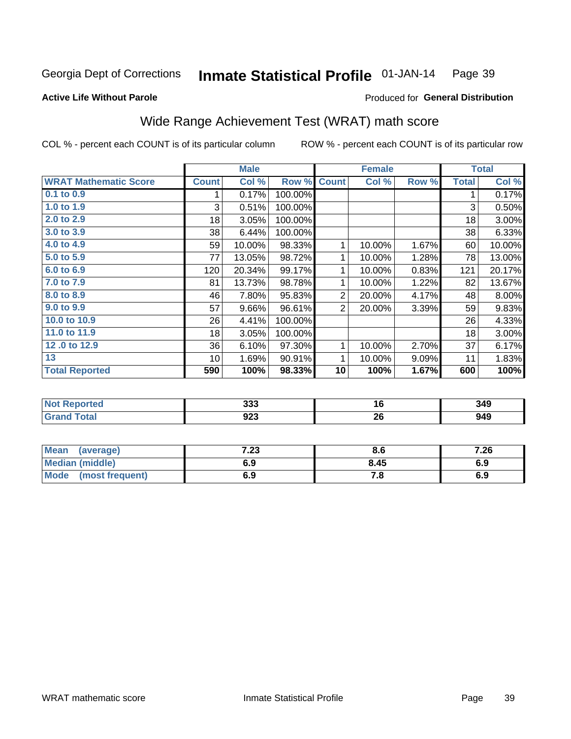Georgia Dept of Corrections **Inmate Statistical Profile** 01-JAN-14

**Active Life Without Parole**

Produced for **General Distribution**

## Wide Range Achievement Test (WRAT) math score

COL % - percent each COUNT is of its particular column ROW % - percent each COUNT is of its particular row

| | Male | | | Female | | | Total | |
|---|---|---|---|---|---|---|---|---|
| **WRAT Mathematic Score** | **Count** | **Col %** | **Row %** | **Count** | **Col %** | **Row %** | **Total** | **Col %** |
| **0.1 to 0.9** | 1 | 0.17% | 100.00% | | | | 1 | 0.17% |
| **1.0 to 1.9** | 3 | 0.51% | 100.00% | | | | 3 | 0.50% |
| **2.0 to 2.9** | 18 | 3.05% | 100.00% | | | | 18 | 3.00% |
| **3.0 to 3.9** | 38 | 6.44% | 100.00% | | | | 38 | 6.33% |
| **4.0 to 4.9** | 59 | 10.00% | 98.33% | 1 | 10.00% | 1.67% | 60 | 10.00% |
| **5.0 to 5.9** | 77 | 13.05% | 98.72% | 1 | 10.00% | 1.28% | 78 | 13.00% |
| **6.0 to 6.9** | 120 | 20.34% | 99.17% | 1 | 10.00% | 0.83% | 121 | 20.17% |
| **7.0 to 7.9** | 81 | 13.73% | 98.78% | 1 | 10.00% | 1.22% | 82 | 13.67% |
| **8.0 to 8.9** | 46 | 7.80% | 95.83% | 2 | 20.00% | 4.17% | 48 | 8.00% |
| **9.0 to 9.9** | 57 | 9.66% | 96.61% | 2 | 20.00% | 3.39% | 59 | 9.83% |
| **10.0 to 10.9** | 26 | 4.41% | 100.00% | | | | 26 | 4.33% |
| **11.0 to 11.9** | 18 | 3.05% | 100.00% | | | | 18 | 3.00% |
| **12 .0 to 12.9** | 36 | 6.10% | 97.30% | 1 | 10.00% | 2.70% | 37 | 6.17% |
| **13** | 10 | 1.69% | 90.91% | 1 | 10.00% | 9.09% | 11 | 1.83% |
| **Total Reported** | **590** | **100%** | **98.33%** | **10** | **100%** | **1.67%** | **600** | **100%** |

| | Male | Female | Total |
|---|---|---|---|
| **Not Reported** | **333** | **16** | **349** |
| **Grand Total** | **923** | **26** | **949** |

| | Male | Female | Total |
|---|---|---|---|
| **Mean (average)** | **7.23** | **8.6** | **7.26** |
| **Median (middle)** | **6.9** | **8.45** | **6.9** |
| **Mode (most frequent)** | **6.9** | **7.8** | **6.9** |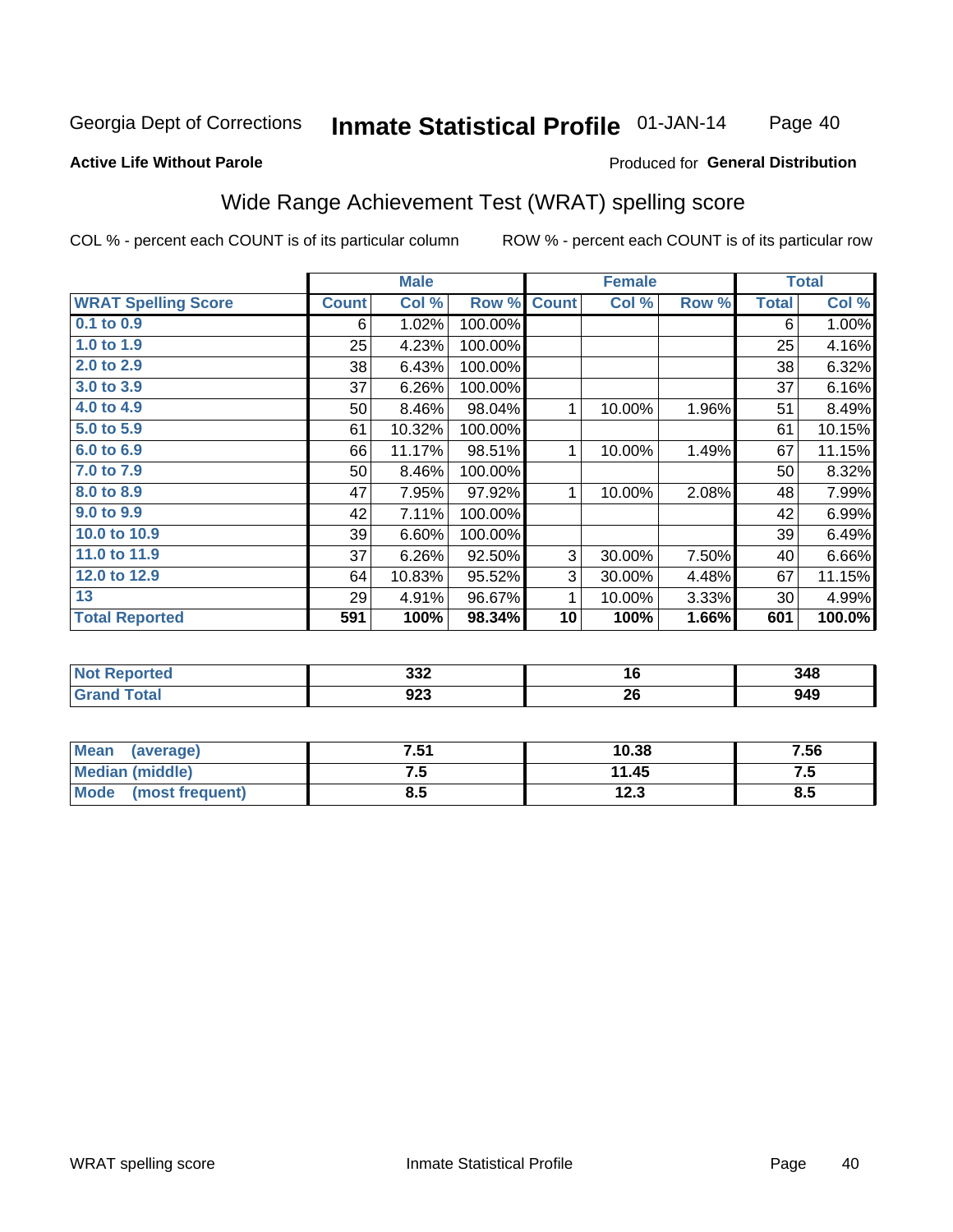Georgia Dept of Corrections **Inmate Statistical Profile** 01-JAN-14

**Active Life Without Parole**

Produced for **General Distribution**

## Wide Range Achievement Test (WRAT) spelling score

COL % - percent each COUNT is of its particular column ROW % - percent each COUNT is of its particular row

| | Male | | | Female | | | Total | |
|---|---|---|---|---|---|---|---|---|
| **WRAT Spelling Score** | **Count** | **Col %** | **Row %** | **Count** | **Col %** | **Row %** | **Total** | **Col %** |
| 0.1 to 0.9 | 6 | 1.02% | 100.00% | | | | 6 | 1.00% |
| 1.0 to 1.9 | 25 | 4.23% | 100.00% | | | | 25 | 4.16% |
| 2.0 to 2.9 | 38 | 6.43% | 100.00% | | | | 38 | 6.32% |
| 3.0 to 3.9 | 37 | 6.26% | 100.00% | | | | 37 | 6.16% |
| 4.0 to 4.9 | 50 | 8.46% | 98.04% | 1 | 10.00% | 1.96% | 51 | 8.49% |
| 5.0 to 5.9 | 61 | 10.32% | 100.00% | | | | 61 | 10.15% |
| 6.0 to 6.9 | 66 | 11.17% | 98.51% | 1 | 10.00% | 1.49% | 67 | 11.15% |
| 7.0 to 7.9 | 50 | 8.46% | 100.00% | | | | 50 | 8.32% |
| 8.0 to 8.9 | 47 | 7.95% | 97.92% | 1 | 10.00% | 2.08% | 48 | 7.99% |
| 9.0 to 9.9 | 42 | 7.11% | 100.00% | | | | 42 | 6.99% |
| 10.0 to 10.9 | 39 | 6.60% | 100.00% | | | | 39 | 6.49% |
| 11.0 to 11.9 | 37 | 6.26% | 92.50% | 3 | 30.00% | 7.50% | 40 | 6.66% |
| 12.0 to 12.9 | 64 | 10.83% | 95.52% | 3 | 30.00% | 4.48% | 67 | 11.15% |
| 13 | 29 | 4.91% | 96.67% | 1 | 10.00% | 3.33% | 30 | 4.99% |
| **Total Reported** | **591** | **100%** | **98.34%** | **10** | **100%** | **1.66%** | **601** | **100.0%** |

| | Male | Female | Total |
|---|---|---|---|
| **Not Reported** | **332** | **16** | **348** |
| **Grand Total** | **923** | **26** | **949** |

| | Male | Female | Total |
|---|---|---|---|
| **Mean (average)** | **7.51** | **10.38** | **7.56** |
| **Median (middle)** | **7.5** | **11.45** | **7.5** |
| **Mode (most frequent)** | **8.5** | **12.3** | **8.5** |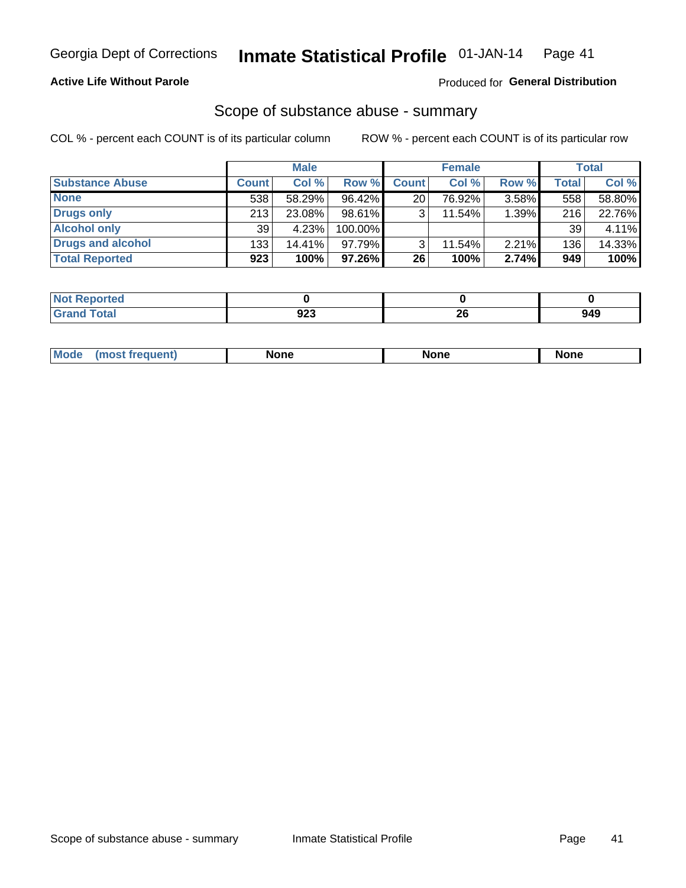Georgia Dept of Corrections **Inmate Statistical Profile** 01-JAN-14

**Active Life Without Parole**

Produced for **General Distribution**

## Scope of substance abuse - summary

COL % - percent each COUNT is of its particular column

ROW % - percent each COUNT is of its particular row

| | Male | | | Female | | | Total | |
|---|---|---|---|---|---|---|---|---|
| **Substance Abuse** | **Count** | **Col %** | **Row %** | **Count** | **Col %** | **Row %** | **Total** | **Col %** |
| **None** | 538 | 58.29% | 96.42% | 20 | 76.92% | 3.58% | 558 | 58.80% |
| **Drugs only** | 213 | 23.08% | 98.61% | 3 | 11.54% | 1.39% | 216 | 22.76% |
| **Alcohol only** | 39 | 4.23% | 100.00% | | | | 39 | 4.11% |
| **Drugs and alcohol** | 133 | 14.41% | 97.79% | 3 | 11.54% | 2.21% | 136 | 14.33% |
| **Total Reported** | **923** | **100%** | **97.26%** | **26** | **100%** | **2.74%** | **949** | **100%** |

| | Male | Female | Total |
|---|---|---|---|
| **Not Reported** | **0** | **0** | **0** |
| **Grand Total** | **923** | **26** | **949** |

| | Male | Female | Total |
|---|---|---|---|
| **Mode (most frequent)** | **None** | **None** | **None** |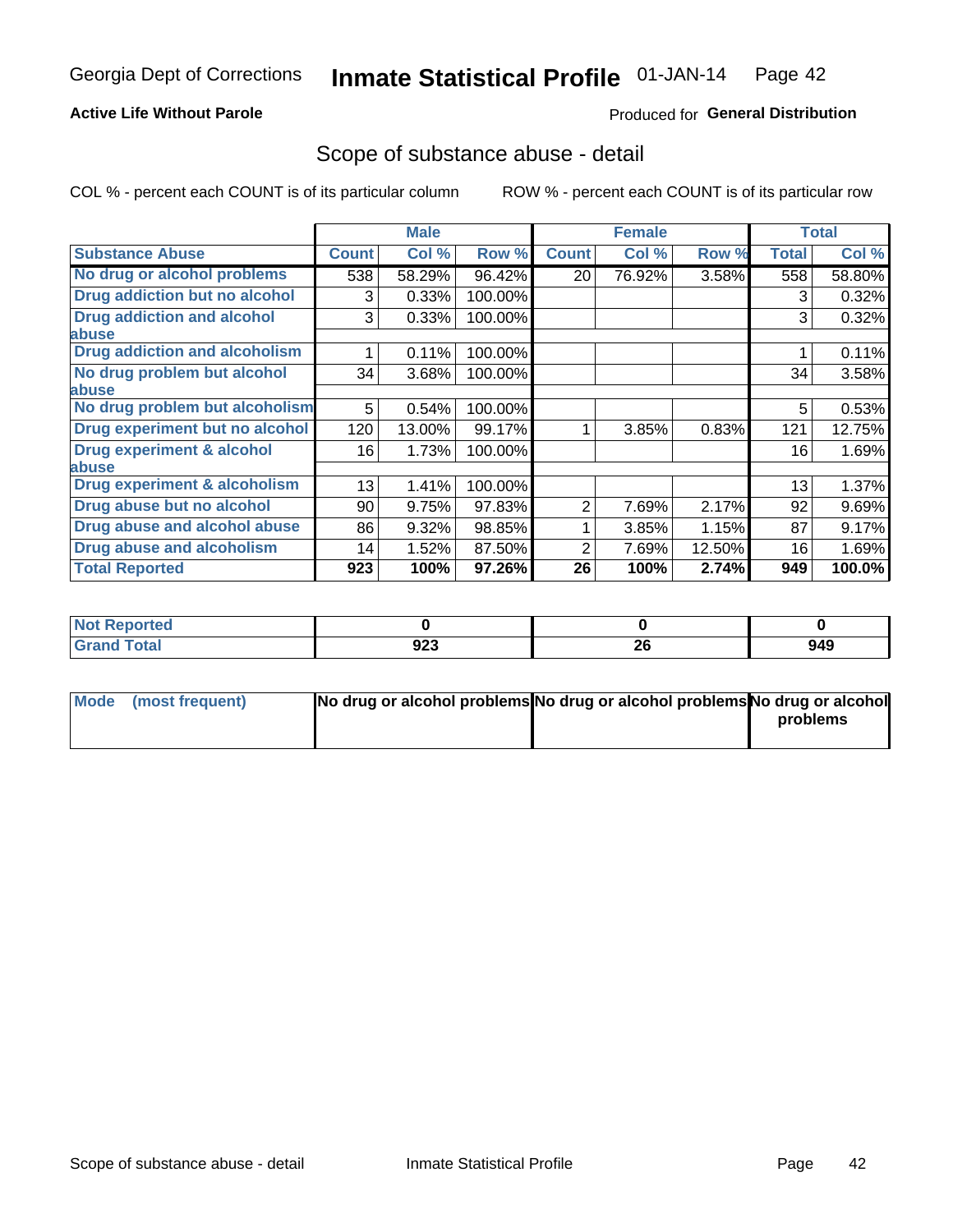Georgia Dept of Corrections **Inmate Statistical Profile** 01-JAN-14

**Active Life Without Parole**

Produced for **General Distribution**

## Scope of substance abuse - detail

COL % - percent each COUNT is of its particular column    ROW % - percent each COUNT is of its particular row

| | Male | | | Female | | | Total | |
|---|---|---|---|---|---|---|---|---|
| **Substance Abuse** | **Count** | **Col %** | **Row %** | **Count** | **Col %** | **Row %** | **Total** | **Col %** |
| **No drug or alcohol problems** | 538 | 58.29% | 96.42% | 20 | 76.92% | 3.58% | 558 | 58.80% |
| **Drug addiction but no alcohol** | 3 | 0.33% | 100.00% | | | | 3 | 0.32% |
| **Drug addiction and alcohol abuse** | 3 | 0.33% | 100.00% | | | | 3 | 0.32% |
| **Drug addiction and alcoholism** | 1 | 0.11% | 100.00% | | | | 1 | 0.11% |
| **No drug problem but alcohol abuse** | 34 | 3.68% | 100.00% | | | | 34 | 3.58% |
| **No drug problem but alcoholism** | 5 | 0.54% | 100.00% | | | | 5 | 0.53% |
| **Drug experiment but no alcohol** | 120 | 13.00% | 99.17% | 1 | 3.85% | 0.83% | 121 | 12.75% |
| **Drug experiment & alcohol abuse** | 16 | 1.73% | 100.00% | | | | 16 | 1.69% |
| **Drug experiment & alcoholism** | 13 | 1.41% | 100.00% | | | | 13 | 1.37% |
| **Drug abuse but no alcohol** | 90 | 9.75% | 97.83% | 2 | 7.69% | 2.17% | 92 | 9.69% |
| **Drug abuse and alcohol abuse** | 86 | 9.32% | 98.85% | 1 | 3.85% | 1.15% | 87 | 9.17% |
| **Drug abuse and alcoholism** | 14 | 1.52% | 87.50% | 2 | 7.69% | 12.50% | 16 | 1.69% |
| **Total Reported** | **923** | **100%** | **97.26%** | **26** | **100%** | **2.74%** | **949** | **100.0%** |

| | Male | Female | Total |
|---|---|---|---|
| **Not Reported** | **0** | **0** | **0** |
| **Grand Total** | **923** | **26** | **949** |

| | Male | Female | Total |
|---|---|---|---|
| **Mode (most frequent)** | **No drug or alcohol problems** | **No drug or alcohol problems** | **No drug or alcohol problems** |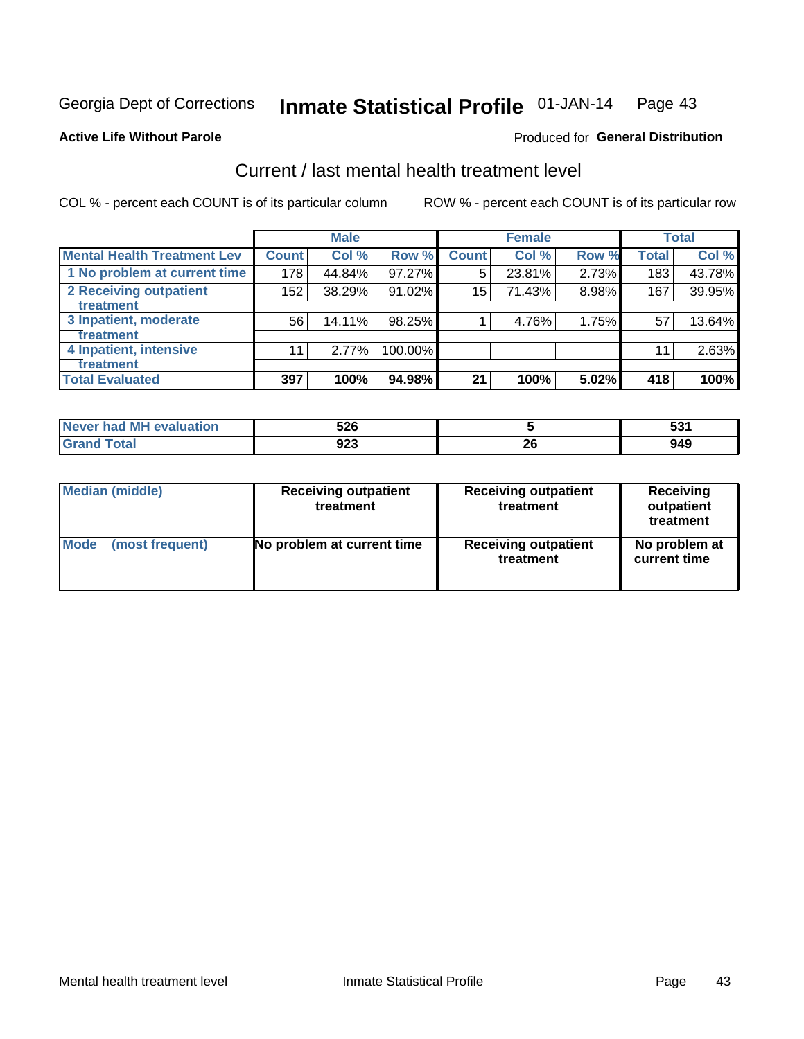Georgia Dept of Corrections **Inmate Statistical Profile** 01-JAN-14

**Active Life Without Parole**

Produced for **General Distribution**

## Current / last mental health treatment level

COL % - percent each COUNT is of its particular column

ROW % - percent each COUNT is of its particular row

| | Male | | | Female | | | Total | |
|---|---|---|---|---|---|---|---|---|
| **Mental Health Treatment Lev** | **Count** | **Col %** | **Row %** | **Count** | **Col %** | **Row %** | **Total** | **Col %** |
| 1 No problem at current time | 178 | 44.84% | 97.27% | 5 | 23.81% | 2.73% | 183 | 43.78% |
| 2 Receiving outpatient treatment | 152 | 38.29% | 91.02% | 15 | 71.43% | 8.98% | 167 | 39.95% |
| 3 Inpatient, moderate treatment | 56 | 14.11% | 98.25% | 1 | 4.76% | 1.75% | 57 | 13.64% |
| 4 Inpatient, intensive treatment | 11 | 2.77% | 100.00% | | | | 11 | 2.63% |
| **Total Evaluated** | **397** | **100%** | **94.98%** | **21** | **100%** | **5.02%** | **418** | **100%** |

| | Male | Female | Total |
|---|---|---|---|
| **Never had MH evaluation** | **526** | **5** | **531** |
| **Grand Total** | **923** | **26** | **949** |

| | Male | Female | Total |
|---|---|---|---|
| **Median (middle)** | **Receiving outpatient treatment** | **Receiving outpatient treatment** | **Receiving outpatient treatment** |
| **Mode (most frequent)** | **No problem at current time** | **Receiving outpatient treatment** | **No problem at current time** |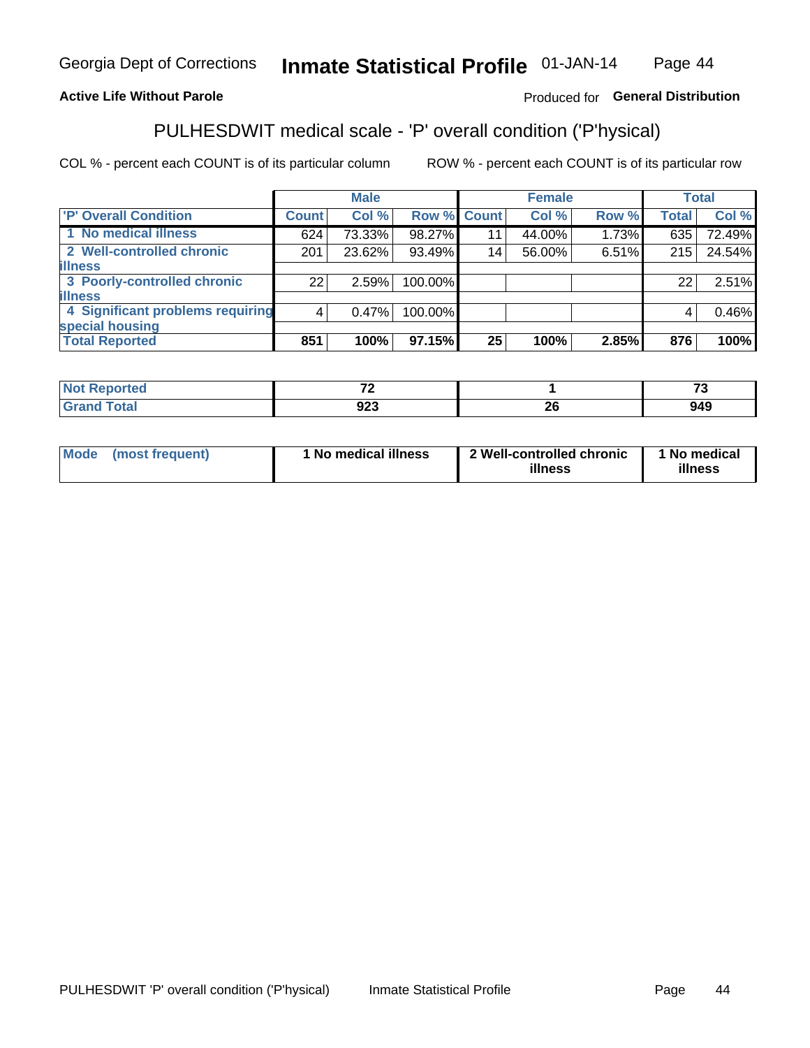**Active Life Without Parole**

Produced for **General Distribution**

## PULHESDWIT medical scale - 'P' overall condition ('P'hysical)

COL % - percent each COUNT is of its particular column

ROW % - percent each COUNT is of its particular row

| | Male | | | Female | | | Total | |
|---|---|---|---|---|---|---|---|---|
| 'P' Overall Condition | Count | Col % | Row % | Count | Col % | Row % | Total | Col % |
| 1 No medical illness | 624 | 73.33% | 98.27% | 11 | 44.00% | 1.73% | 635 | 72.49% |
| 2 Well-controlled chronic illness | 201 | 23.62% | 93.49% | 14 | 56.00% | 6.51% | 215 | 24.54% |
| 3 Poorly-controlled chronic illness | 22 | 2.59% | 100.00% | | | | 22 | 2.51% |
| 4 Significant problems requiring special housing | 4 | 0.47% | 100.00% | | | | 4 | 0.46% |
| **Total Reported** | **851** | **100%** | **97.15%** | **25** | **100%** | **2.85%** | **876** | **100%** |

| | Male | Female | Total |
|---|---|---|---|
| Not Reported | 72 | 1 | 73 |
| Grand Total | 923 | 26 | 949 |

| | Male | Female | Total |
|---|---|---|---|
| Mode (most frequent) | 1 No medical illness | 2 Well-controlled chronic illness | 1 No medical illness |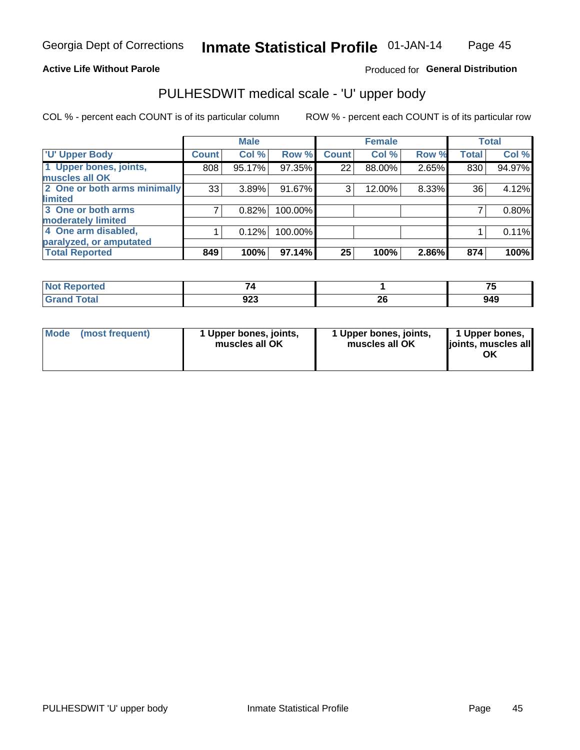Georgia Dept of Corrections **Inmate Statistical Profile** 01-JAN-14

**Active Life Without Parole**

Produced for **General Distribution**

## PULHESDWIT medical scale - 'U' upper body

COL % - percent each COUNT is of its particular column

ROW % - percent each COUNT is of its particular row

| | Male | | | Female | | | Total | |
|---|---|---|---|---|---|---|---|---|
| 'U' Upper Body | Count | Col % | Row % | Count | Col % | Row % | Total | Col % |
| 1 Upper bones, joints, muscles all OK | 808 | 95.17% | 97.35% | 22 | 88.00% | 2.65% | 830 | 94.97% |
| 2 One or both arms minimally limited | 33 | 3.89% | 91.67% | 3 | 12.00% | 8.33% | 36 | 4.12% |
| 3 One or both arms moderately limited | 7 | 0.82% | 100.00% | | | | 7 | 0.80% |
| 4 One arm disabled, paralyzed, or amputated | 1 | 0.12% | 100.00% | | | | 1 | 0.11% |
| **Total Reported** | **849** | **100%** | **97.14%** | **25** | **100%** | **2.86%** | **874** | **100%** |

| | Male | Female | Total |
|---|---|---|---|
| Not Reported | 74 | 1 | 75 |
| Grand Total | 923 | 26 | 949 |

| | Male | Female | Total |
|---|---|---|---|
| Mode (most frequent) | 1 Upper bones, joints, muscles all OK | 1 Upper bones, joints, muscles all OK | 1 Upper bones, joints, muscles all OK |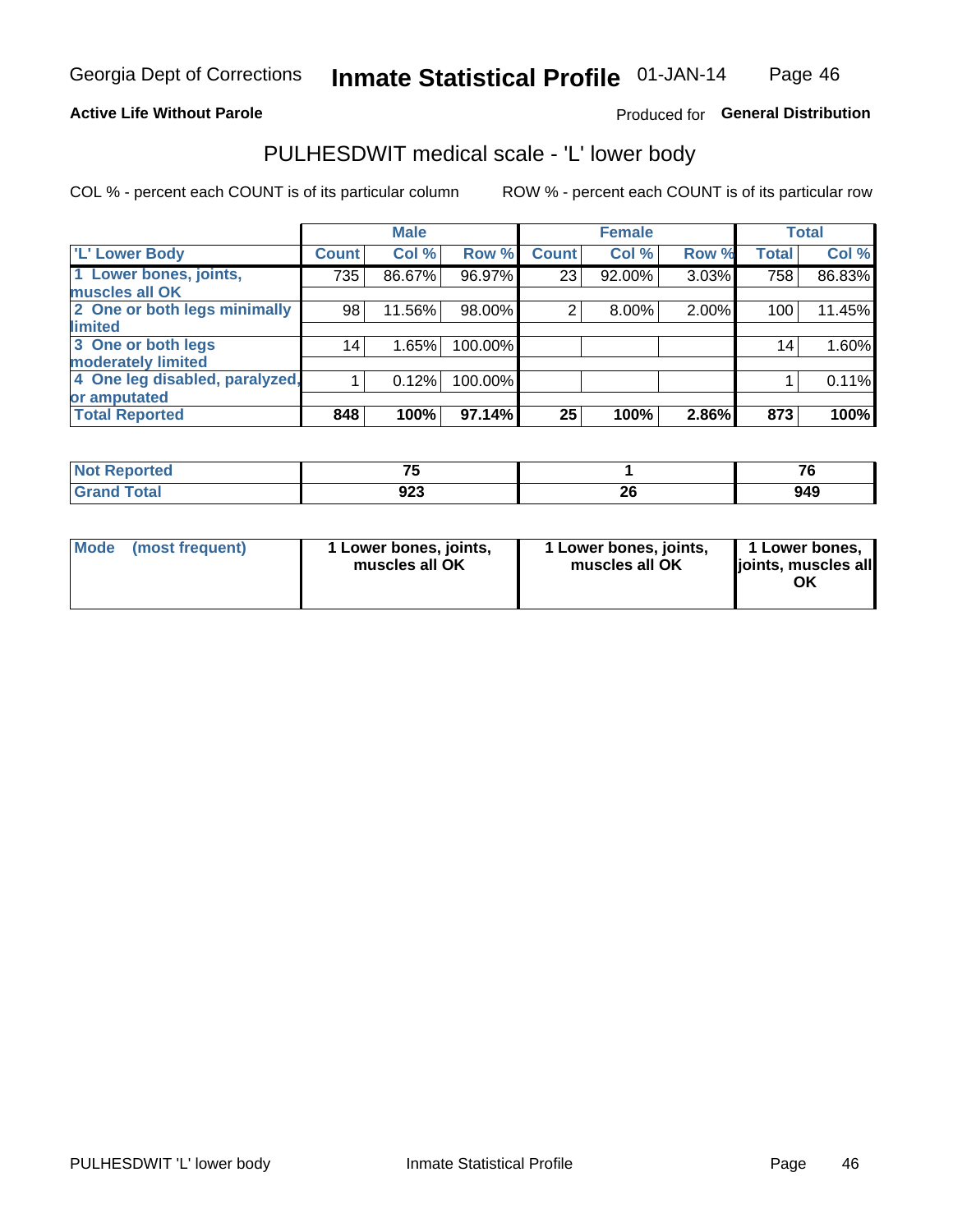Georgia Dept of Corrections **Inmate Statistical Profile** 01-JAN-14

**Active Life Without Parole**

Produced for **General Distribution**

## PULHESDWIT medical scale - 'L' lower body

COL % - percent each COUNT is of its particular column

ROW % - percent each COUNT is of its particular row

| | Male | | | Female | | | Total | |
|---|---|---|---|---|---|---|---|---|
| 'L' Lower Body | Count | Col % | Row % | Count | Col % | Row % | Total | Col % |
| 1 Lower bones, joints, muscles all OK | 735 | 86.67% | 96.97% | 23 | 92.00% | 3.03% | 758 | 86.83% |
| 2 One or both legs minimally limited | 98 | 11.56% | 98.00% | 2 | 8.00% | 2.00% | 100 | 11.45% |
| 3 One or both legs moderately limited | 14 | 1.65% | 100.00% | | | | 14 | 1.60% |
| 4 One leg disabled, paralyzed, or amputated | 1 | 0.12% | 100.00% | | | | 1 | 0.11% |
| **Total Reported** | **848** | **100%** | **97.14%** | **25** | **100%** | **2.86%** | **873** | **100%** |

| | Male | Female | Total |
|---|---|---|---|
| Not Reported | 75 | 1 | 76 |
| Grand Total | 923 | 26 | 949 |

| | Male | Female | Total |
|---|---|---|---|
| Mode (most frequent) | 1 Lower bones, joints, muscles all OK | 1 Lower bones, joints, muscles all OK | 1 Lower bones, joints, muscles all OK |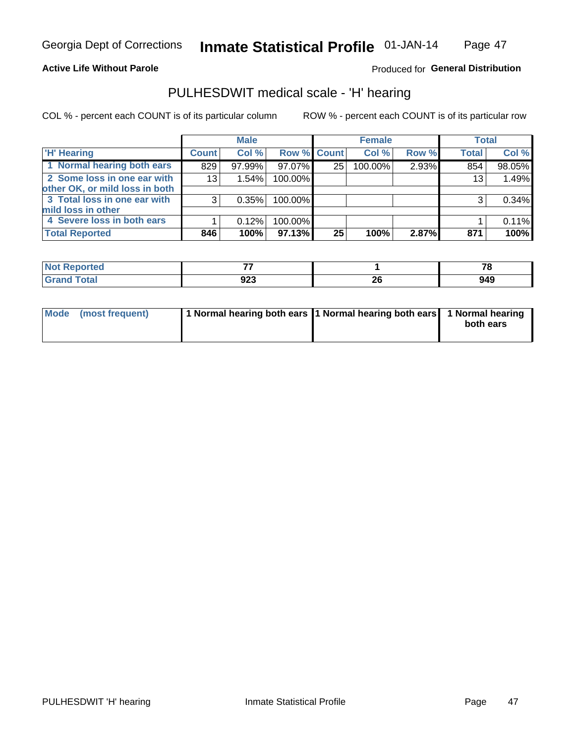Georgia Dept of Corrections **Inmate Statistical Profile** 01-JAN-14

**Active Life Without Parole**

Produced for **General Distribution**

## PULHESDWIT medical scale - 'H' hearing

COL % - percent each COUNT is of its particular column

ROW % - percent each COUNT is of its particular row

| | Male | | | Female | | | Total | |
|---|---|---|---|---|---|---|---|---|
| 'H' Hearing | Count | Col % | Row % | Count | Col % | Row % | Total | Col % |
| 1 Normal hearing both ears | 829 | 97.99% | 97.07% | 25 | 100.00% | 2.93% | 854 | 98.05% |
| 2 Some loss in one ear with other OK, or mild loss in both | 13 | 1.54% | 100.00% | | | | 13 | 1.49% |
| 3 Total loss in one ear with mild loss in other | 3 | 0.35% | 100.00% | | | | 3 | 0.34% |
| 4 Severe loss in both ears | 1 | 0.12% | 100.00% | | | | 1 | 0.11% |
| **Total Reported** | **846** | **100%** | **97.13%** | **25** | **100%** | **2.87%** | **871** | **100%** |

| | Male | Female | Total |
|---|---|---|---|
| Not Reported | 77 | 1 | 78 |
| Grand Total | 923 | 26 | 949 |

| | Male | Female | Total |
|---|---|---|---|
| Mode (most frequent) | 1 Normal hearing both ears | 1 Normal hearing both ears | 1 Normal hearing both ears |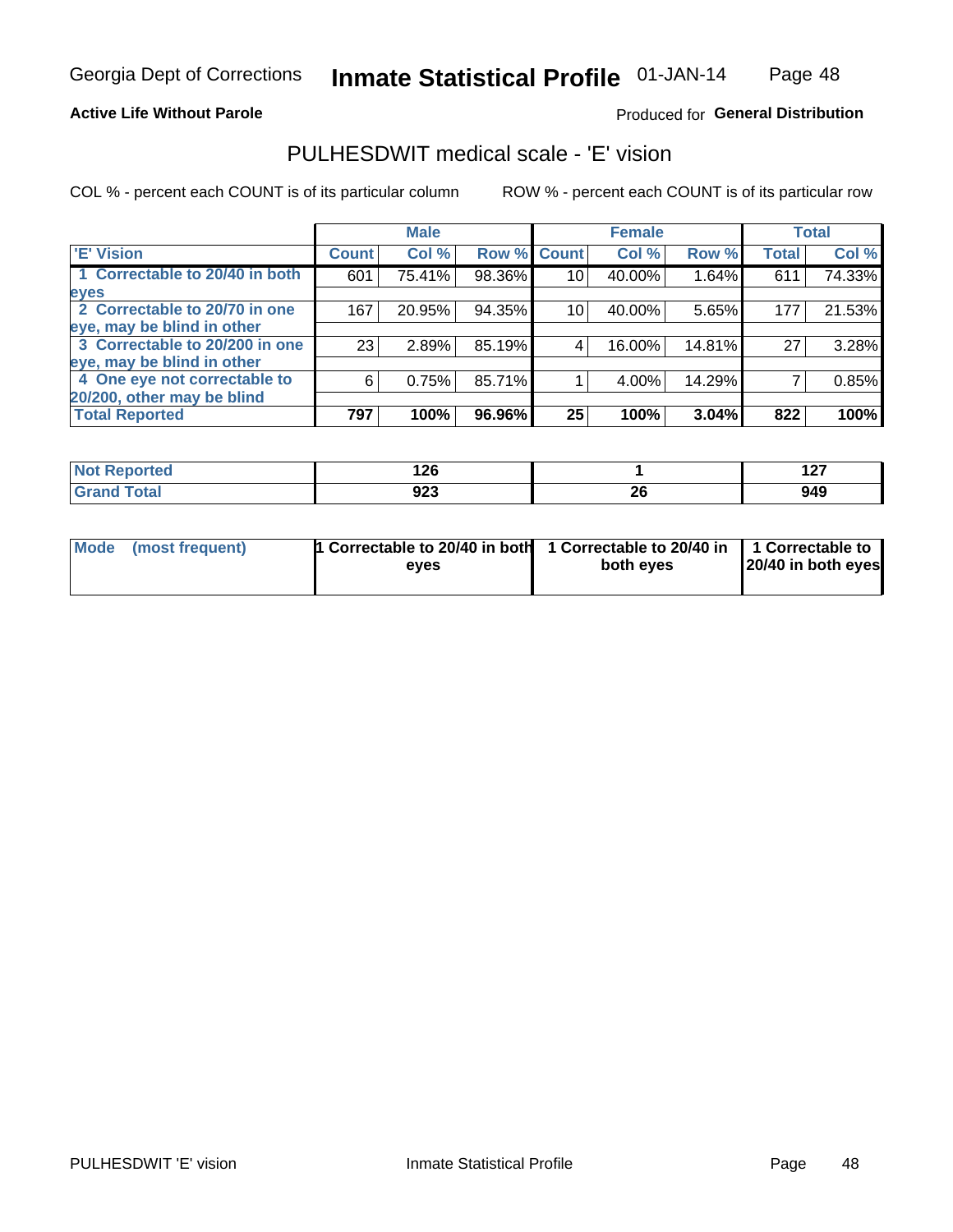Georgia Dept of Corrections **Inmate Statistical Profile** 01-JAN-14

**Active Life Without Parole**

Produced for **General Distribution**

## PULHESDWIT medical scale - 'E' vision

COL % - percent each COUNT is of its particular column

ROW % - percent each COUNT is of its particular row

| | Male | | | Female | | | Total | |
|---|---|---|---|---|---|---|---|---|
| 'E' Vision | Count | Col % | Row % | Count | Col % | Row % | Total | Col % |
| 1 Correctable to 20/40 in both eyes | 601 | 75.41% | 98.36% | 10 | 40.00% | 1.64% | 611 | 74.33% |
| 2 Correctable to 20/70 in one eye, may be blind in other | 167 | 20.95% | 94.35% | 10 | 40.00% | 5.65% | 177 | 21.53% |
| 3 Correctable to 20/200 in one eye, may be blind in other | 23 | 2.89% | 85.19% | 4 | 16.00% | 14.81% | 27 | 3.28% |
| 4 One eye not correctable to 20/200, other may be blind | 6 | 0.75% | 85.71% | 1 | 4.00% | 14.29% | 7 | 0.85% |
| **Total Reported** | **797** | **100%** | **96.96%** | **25** | **100%** | **3.04%** | **822** | **100%** |

| | Male | Female | Total |
|---|---|---|---|
| Not Reported | 126 | 1 | 127 |
| Grand Total | 923 | 26 | 949 |

| | Male | Female | Total |
|---|---|---|---|
| Mode (most frequent) | 1 Correctable to 20/40 in both eyes | 1 Correctable to 20/40 in both eyes | 1 Correctable to 20/40 in both eyes |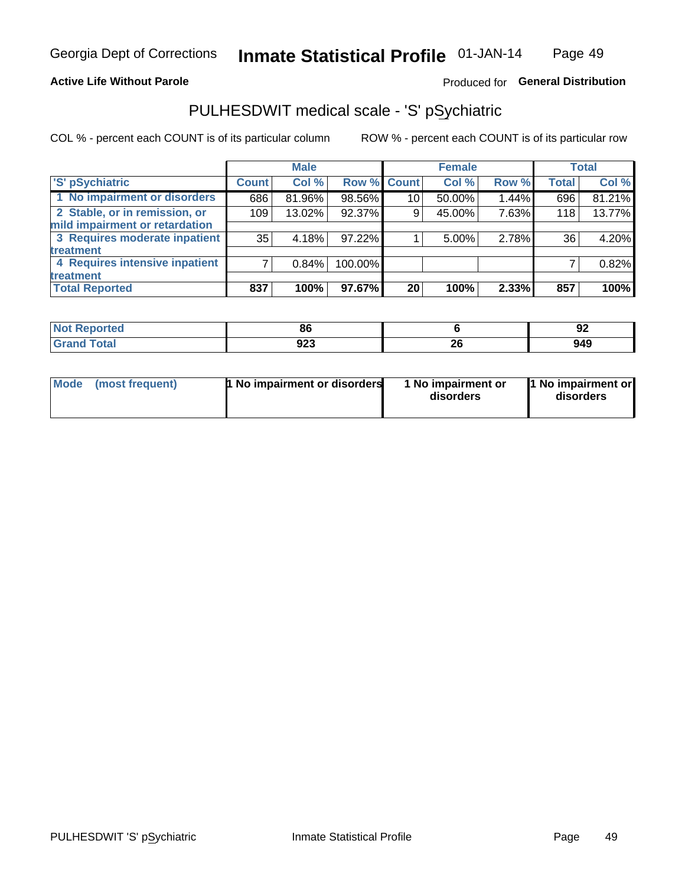Georgia Dept of Corrections **Inmate Statistical Profile** 01-JAN-14

**Active Life Without Parole**

Produced for **General Distribution**

## PULHESDWIT medical scale - 'S' pSychiatric

COL % - percent each COUNT is of its particular column

ROW % - percent each COUNT is of its particular row

| 'S' pSychiatric | Male | | | Female | | | Total | |
|---|---|---|---|---|---|---|---|---|
| | Count | Col % | Row % | Count | Col % | Row % | Total | Col % |
| 1 No impairment or disorders | 686 | 81.96% | 98.56% | 10 | 50.00% | 1.44% | 696 | 81.21% |
| 2 Stable, or in remission, or mild impairment or retardation | 109 | 13.02% | 92.37% | 9 | 45.00% | 7.63% | 118 | 13.77% |
| 3 Requires moderate inpatient treatment | 35 | 4.18% | 97.22% | 1 | 5.00% | 2.78% | 36 | 4.20% |
| 4 Requires intensive inpatient treatment | 7 | 0.84% | 100.00% | | | | 7 | 0.82% |
| **Total Reported** | **837** | **100%** | **97.67%** | **20** | **100%** | **2.33%** | **857** | **100%** |

| | Male | Female | Total |
|---|---|---|---|
| Not Reported | 86 | 6 | 92 |
| Grand Total | 923 | 26 | 949 |

| | Male | Female | Total |
|---|---|---|---|
| Mode (most frequent) | 1 No impairment or disorders | 1 No impairment or disorders | 1 No impairment or disorders |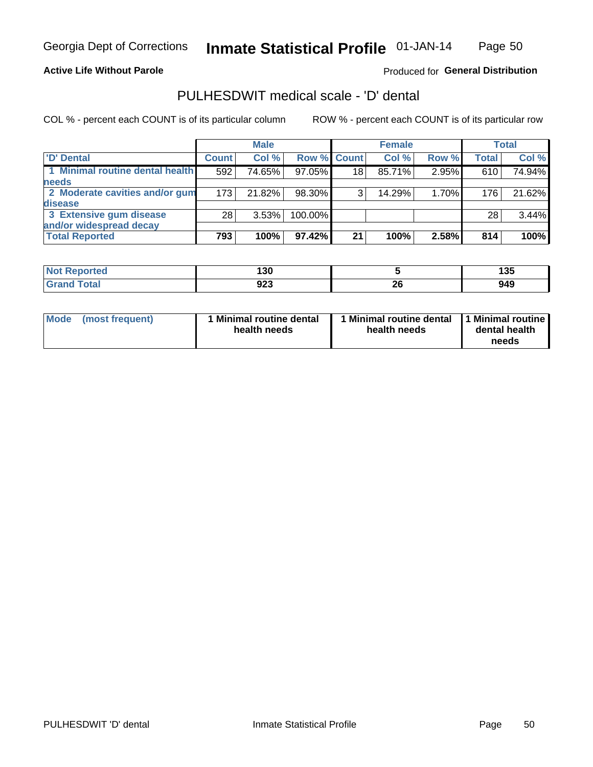Georgia Dept of Corrections **Inmate Statistical Profile** 01-JAN-14

**Active Life Without Parole**

Produced for **General Distribution**

## PULHESDWIT medical scale - 'D' dental

COL % - percent each COUNT is of its particular column

ROW % - percent each COUNT is of its particular row

| | Male | | | Female | | | Total | |
|---|---|---|---|---|---|---|---|---|
| 'D' Dental | Count | Col % | Row % | Count | Col % | Row % | Total | Col % |
| 1 Minimal routine dental health needs | 592 | 74.65% | 97.05% | 18 | 85.71% | 2.95% | 610 | 74.94% |
| 2 Moderate cavities and/or gum disease | 173 | 21.82% | 98.30% | 3 | 14.29% | 1.70% | 176 | 21.62% |
| 3 Extensive gum disease and/or widespread decay | 28 | 3.53% | 100.00% | | | | 28 | 3.44% |
| **Total Reported** | **793** | **100%** | **97.42%** | **21** | **100%** | **2.58%** | **814** | **100%** |

| | Male | Female | Total |
|---|---|---|---|
| Not Reported | 130 | 5 | 135 |
| Grand Total | 923 | 26 | 949 |

| | Male | Female | Total |
|---|---|---|---|
| Mode (most frequent) | 1 Minimal routine dental health needs | 1 Minimal routine dental health needs | 1 Minimal routine dental health needs |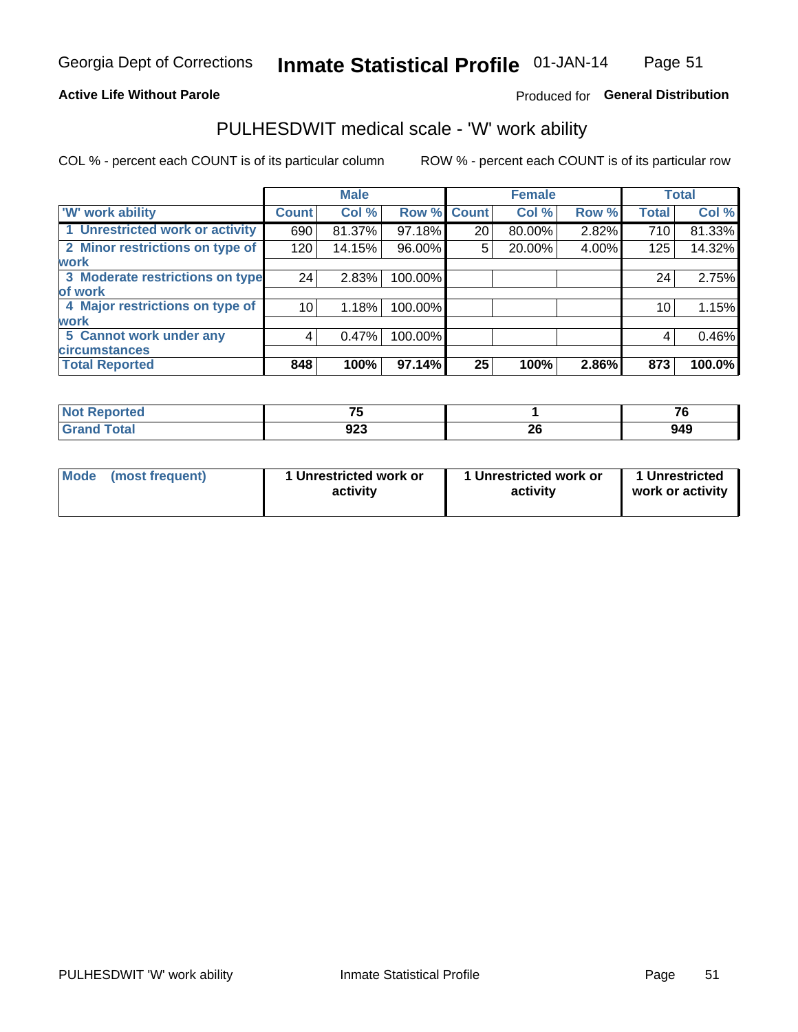Georgia Dept of Corrections **Inmate Statistical Profile** 01-JAN-14

**Active Life Without Parole**

Produced for **General Distribution**

## PULHESDWIT medical scale - 'W' work ability

COL % - percent each COUNT is of its particular column

ROW % - percent each COUNT is of its particular row

| | Male | | | Female | | | Total | |
|---|---|---|---|---|---|---|---|---|
| 'W' work ability | Count | Col % | Row % | Count | Col % | Row % | Total | Col % |
| 1 Unrestricted work or activity | 690 | 81.37% | 97.18% | 20 | 80.00% | 2.82% | 710 | 81.33% |
| 2 Minor restrictions on type of work | 120 | 14.15% | 96.00% | 5 | 20.00% | 4.00% | 125 | 14.32% |
| 3 Moderate restrictions on type of work | 24 | 2.83% | 100.00% | | | | 24 | 2.75% |
| 4 Major restrictions on type of work | 10 | 1.18% | 100.00% | | | | 10 | 1.15% |
| 5 Cannot work under any circumstances | 4 | 0.47% | 100.00% | | | | 4 | 0.46% |
| **Total Reported** | **848** | **100%** | **97.14%** | **25** | **100%** | **2.86%** | **873** | **100.0%** |

| | Male | Female | Total |
|---|---|---|---|
| Not Reported | 75 | 1 | 76 |
| Grand Total | 923 | 26 | 949 |

| | Male | Female | Total |
|---|---|---|---|
| Mode (most frequent) | 1 Unrestricted work or activity | 1 Unrestricted work or activity | 1 Unrestricted work or activity |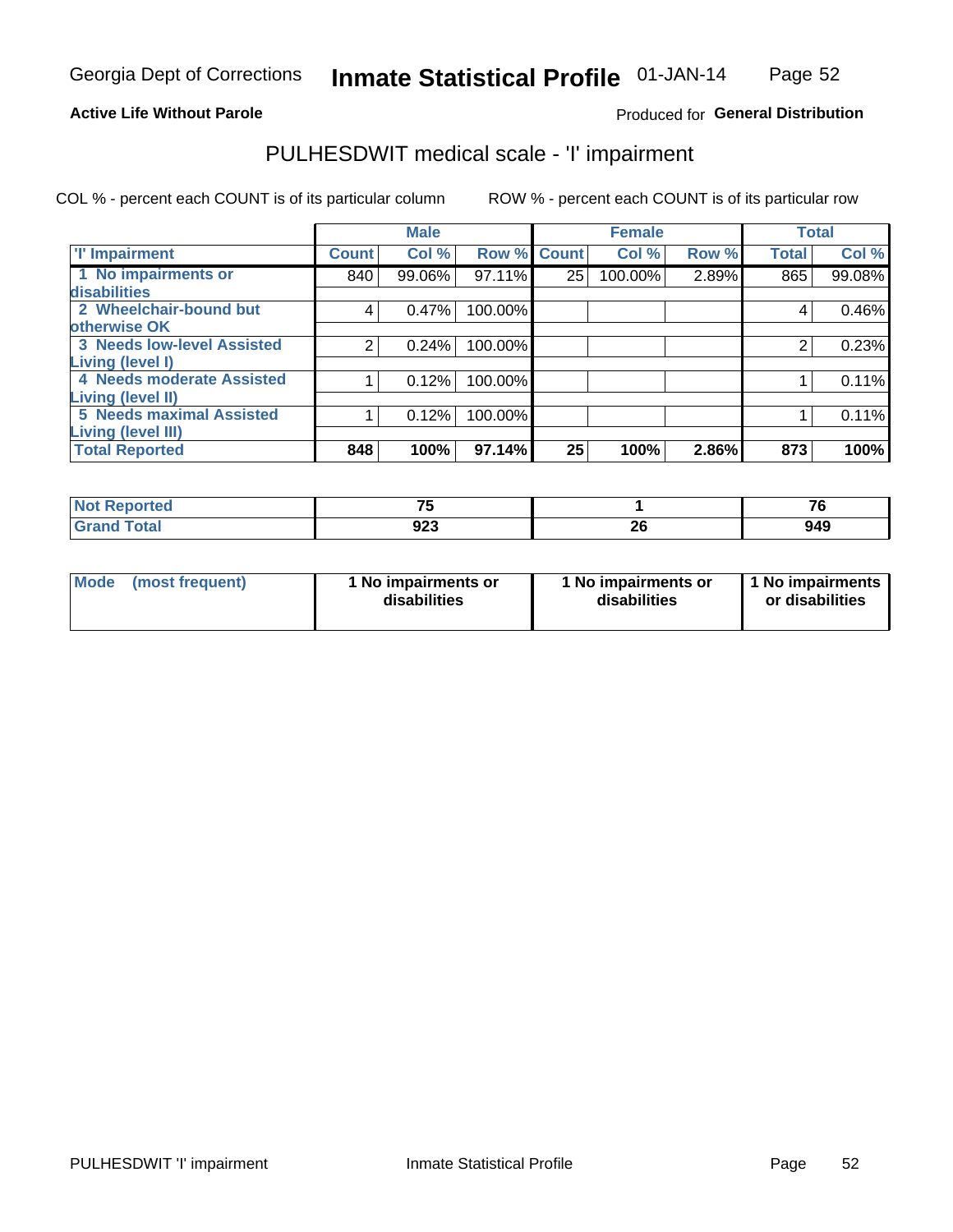Georgia Dept of Corrections **Inmate Statistical Profile** 01-JAN-14

**Active Life Without Parole**

Produced for **General Distribution**

# PULHESDWIT medical scale - 'I' impairment

COL % - percent each COUNT is of its particular column ROW % - percent each COUNT is of its particular row

| | Male | | | Female | | | Total | |
|---|---|---|---|---|---|---|---|---|
| 'I' Impairment | Count | Col % | Row % | Count | Col % | Row % | Total | Col % |
| 1 No impairments or disabilities | 840 | 99.06% | 97.11% | 25 | 100.00% | 2.89% | 865 | 99.08% |
| 2 Wheelchair-bound but otherwise OK | 4 | 0.47% | 100.00% | | | | 4 | 0.46% |
| 3 Needs low-level Assisted Living (level I) | 2 | 0.24% | 100.00% | | | | 2 | 0.23% |
| 4 Needs moderate Assisted Living (level II) | 1 | 0.12% | 100.00% | | | | 1 | 0.11% |
| 5 Needs maximal Assisted Living (level III) | 1 | 0.12% | 100.00% | | | | 1 | 0.11% |
| **Total Reported** | **848** | **100%** | **97.14%** | **25** | **100%** | **2.86%** | **873** | **100%** |

| | Male | Female | Total |
|---|---|---|---|
| Not Reported | 75 | 1 | 76 |
| Grand Total | 923 | 26 | 949 |

| | Male | Female | Total |
|---|---|---|---|
| Mode (most frequent) | 1 No impairments or disabilities | 1 No impairments or disabilities | 1 No impairments or disabilities |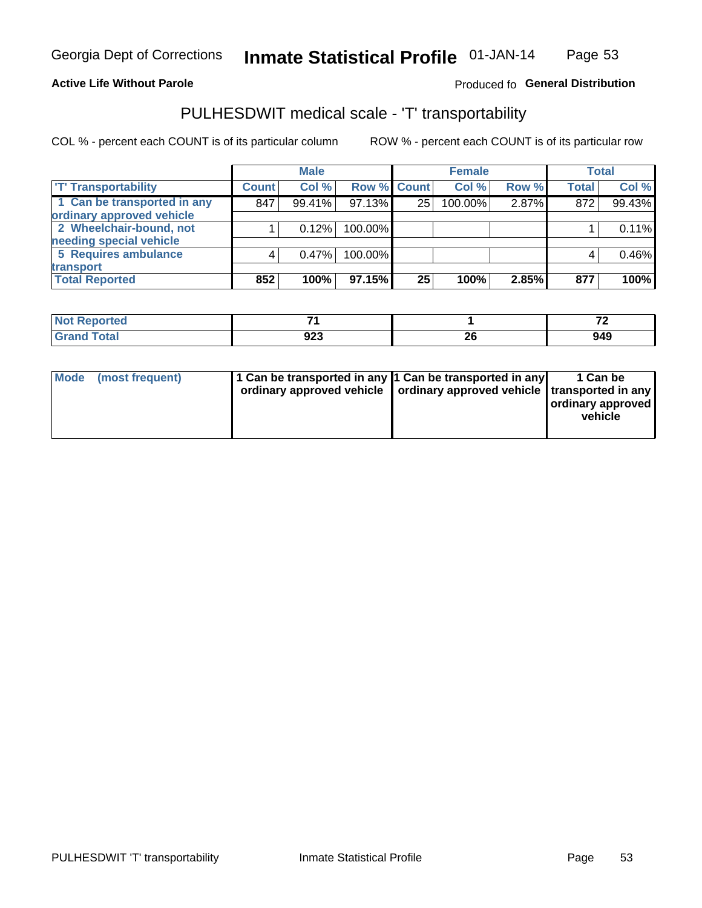Georgia Dept of Corrections **Inmate Statistical Profile** 01-JAN-14

**Active Life Without Parole**

Produced fo **General Distribution**

## PULHESDWIT medical scale - 'T' transportability

COL % - percent each COUNT is of its particular column

ROW % - percent each COUNT is of its particular row

| | Male | | | Female | | | Total | |
|---|---|---|---|---|---|---|---|---|
| 'T' Transportability | Count | Col % | Row % | Count | Col % | Row % | Total | Col % |
| 1 Can be transported in any ordinary approved vehicle | 847 | 99.41% | 97.13% | 25 | 100.00% | 2.87% | 872 | 99.43% |
| 2 Wheelchair-bound, not needing special vehicle | 1 | 0.12% | 100.00% | | | | 1 | 0.11% |
| 5 Requires ambulance transport | 4 | 0.47% | 100.00% | | | | 4 | 0.46% |
| **Total Reported** | **852** | **100%** | **97.15%** | **25** | **100%** | **2.85%** | **877** | **100%** |

| | Male | Female | Total |
|---|---|---|---|
| Not Reported | 71 | 1 | 72 |
| Grand Total | 923 | 26 | 949 |

| | Male | Female | Total |
|---|---|---|---|
| Mode (most frequent) | 1 Can be transported in any ordinary approved vehicle | 1 Can be transported in any ordinary approved vehicle | 1 Can be transported in any ordinary approved vehicle |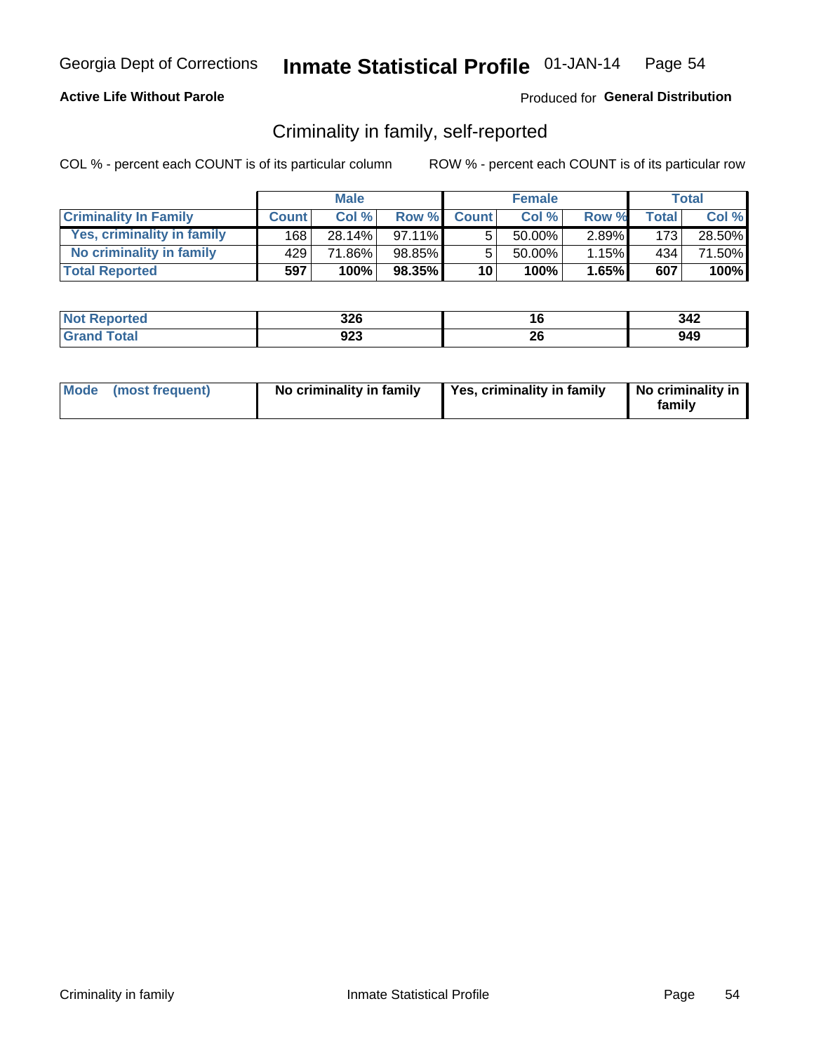Georgia Dept of Corrections **Inmate Statistical Profile** 01-JAN-14

**Active Life Without Parole**

Produced for **General Distribution**

## Criminality in family, self-reported

COL % - percent each COUNT is of its particular column ROW % - percent each COUNT is of its particular row

| | Male | | | Female | | | Total | |
|---|---|---|---|---|---|---|---|---|
| **Criminality In Family** | **Count** | **Col %** | **Row %** | **Count** | **Col %** | **Row %** | **Total** | **Col %** |
| Yes, criminality in family | 168 | 28.14% | 97.11% | 5 | 50.00% | 2.89% | 173 | 28.50% |
| No criminality in family | 429 | 71.86% | 98.85% | 5 | 50.00% | 1.15% | 434 | 71.50% |
| **Total Reported** | **597** | **100%** | **98.35%** | **10** | **100%** | **1.65%** | **607** | **100%** |

| | Male | Female | Total |
|---|---|---|---|
| **Not Reported** | **326** | **16** | **342** |
| **Grand Total** | **923** | **26** | **949** |

| | Male | Female | Total |
|---|---|---|---|
| **Mode (most frequent)** | **No criminality in family** | **Yes, criminality in family** | **No criminality in family** |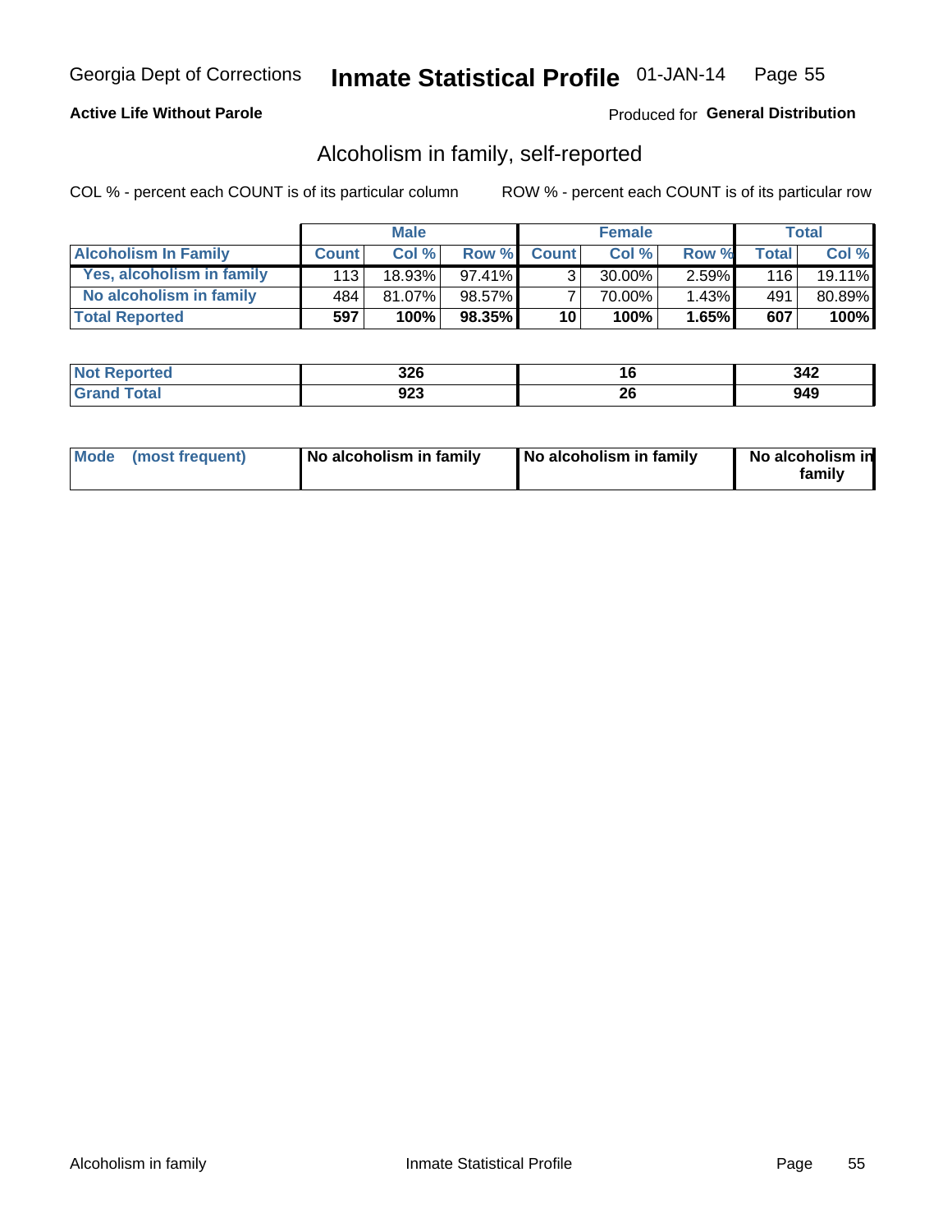Georgia Dept of Corrections **Inmate Statistical Profile** 01-JAN-14

**Active Life Without Parole**

Produced for **General Distribution**

## Alcoholism in family, self-reported

COL % - percent each COUNT is of its particular column

ROW % - percent each COUNT is of its particular row

| | Male | | | Female | | | Total | |
|---|---|---|---|---|---|---|---|---|
| **Alcoholism In Family** | **Count** | **Col %** | **Row %** | **Count** | **Col %** | **Row %** | **Total** | **Col %** |
| Yes, alcoholism in family | 113 | 18.93% | 97.41% | 3 | 30.00% | 2.59% | 116 | 19.11% |
| No alcoholism in family | 484 | 81.07% | 98.57% | 7 | 70.00% | 1.43% | 491 | 80.89% |
| **Total Reported** | **597** | **100%** | **98.35%** | **10** | **100%** | **1.65%** | **607** | **100%** |

| | Male | Female | Total |
|---|---|---|---|
| **Not Reported** | **326** | **16** | **342** |
| **Grand Total** | **923** | **26** | **949** |

| | Male | Female | Total |
|---|---|---|---|
| **Mode (most frequent)** | **No alcoholism in family** | **No alcoholism in family** | **No alcoholism in family** |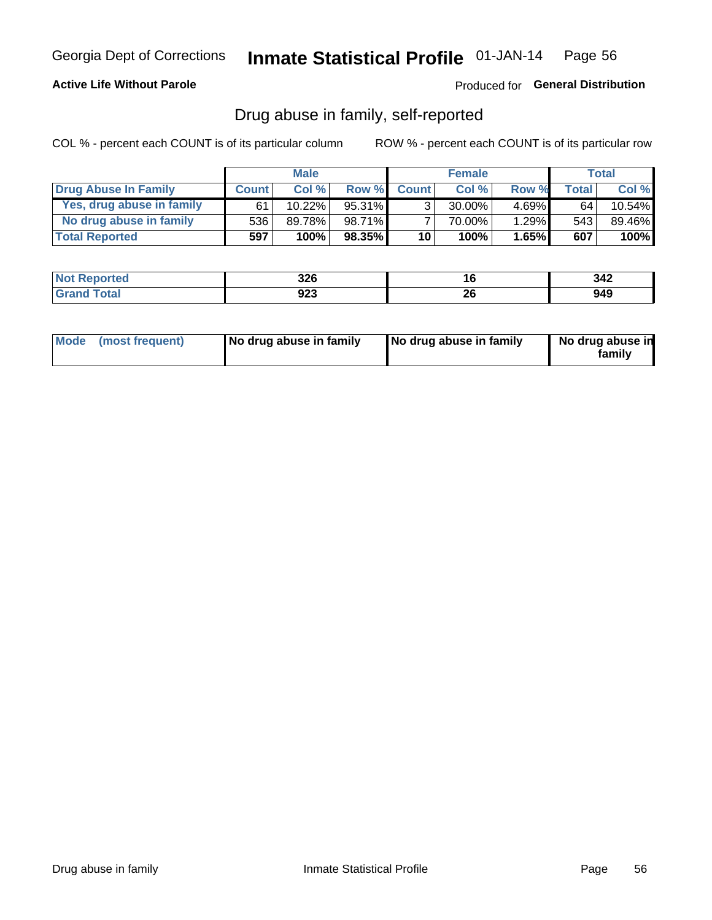Georgia Dept of Corrections **Inmate Statistical Profile** 01-JAN-14

**Active Life Without Parole**

Produced for **General Distribution**

## Drug abuse in family, self-reported

COL % - percent each COUNT is of its particular column ROW % - percent each COUNT is of its particular row

| | Male | | | Female | | | Total | |
|---|---|---|---|---|---|---|---|---|
| **Drug Abuse In Family** | **Count** | **Col %** | **Row %** | **Count** | **Col %** | **Row %** | **Total** | **Col %** |
| Yes, drug abuse in family | 61 | 10.22% | 95.31% | 3 | 30.00% | 4.69% | 64 | 10.54% |
| No drug abuse in family | 536 | 89.78% | 98.71% | 7 | 70.00% | 1.29% | 543 | 89.46% |
| **Total Reported** | **597** | **100%** | **98.35%** | **10** | **100%** | **1.65%** | **607** | **100%** |

| | Male | Female | Total |
|---|---|---|---|
| **Not Reported** | **326** | **16** | **342** |
| **Grand Total** | **923** | **26** | **949** |

| | Male | Female | Total |
|---|---|---|---|
| **Mode (most frequent)** | **No drug abuse in family** | **No drug abuse in family** | **No drug abuse in family** |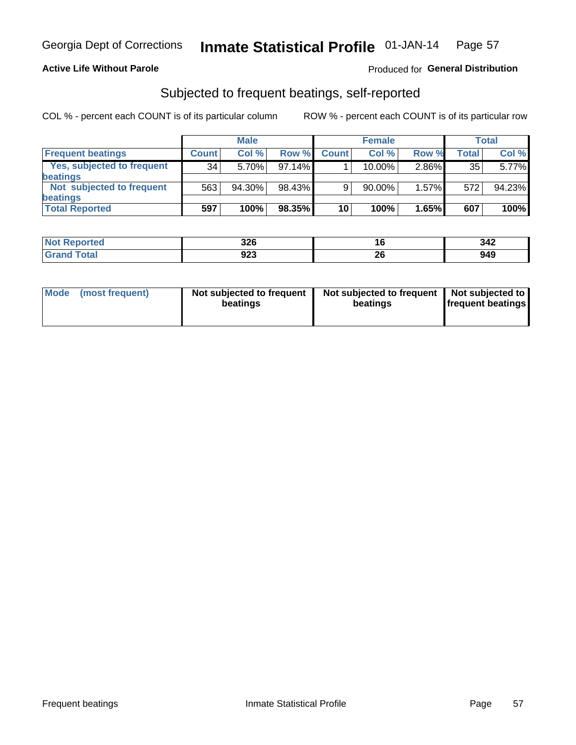Georgia Dept of Corrections **Inmate Statistical Profile** 01-JAN-14

**Active Life Without Parole**

Produced for **General Distribution**

## Subjected to frequent beatings, self-reported

COL % - percent each COUNT is of its particular column    ROW % - percent each COUNT is of its particular row

| | Male | | | Female | | | Total | |
|---|---|---|---|---|---|---|---|---|
| **Frequent beatings** | **Count** | **Col %** | **Row %** | **Count** | **Col %** | **Row %** | **Total** | **Col %** |
| Yes, subjected to frequent beatings | 34 | 5.70% | 97.14% | 1 | 10.00% | 2.86% | 35 | 5.77% |
| Not subjected to frequent beatings | 563 | 94.30% | 98.43% | 9 | 90.00% | 1.57% | 572 | 94.23% |
| **Total Reported** | **597** | **100%** | **98.35%** | **10** | **100%** | **1.65%** | **607** | **100%** |

| | Male | Female | Total |
|---|---|---|---|
| **Not Reported** | **326** | **16** | **342** |
| **Grand Total** | **923** | **26** | **949** |

| | Male | Female | Total |
|---|---|---|---|
| **Mode (most frequent)** | **Not subjected to frequent beatings** | **Not subjected to frequent beatings** | **Not subjected to frequent beatings** |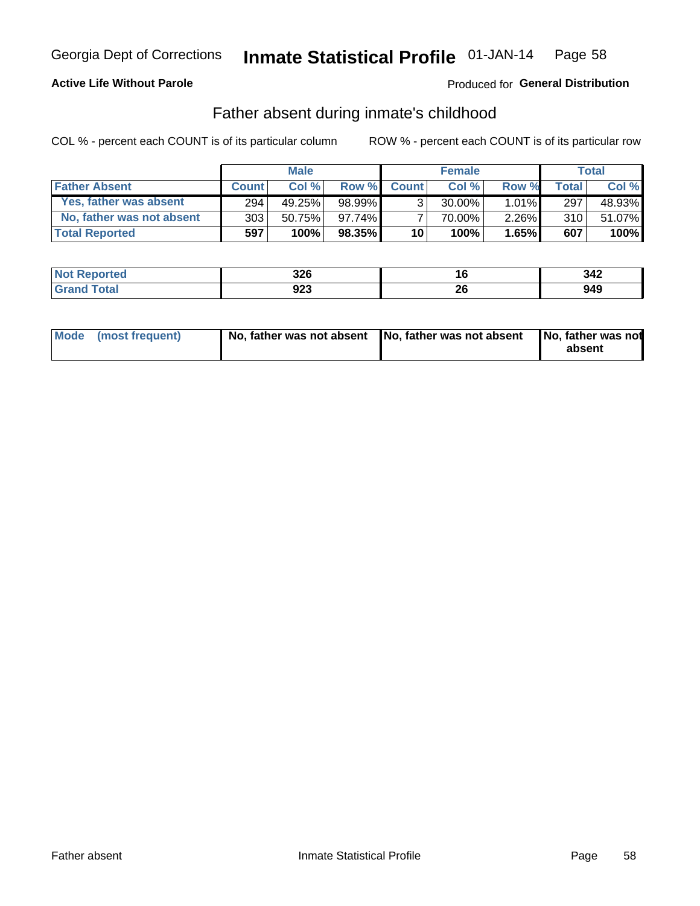Georgia Dept of Corrections **Inmate Statistical Profile** 01-JAN-14

**Active Life Without Parole**

Produced for **General Distribution**

## Father absent during inmate's childhood

COL % - percent each COUNT is of its particular column    ROW % - percent each COUNT is of its particular row

| | Male | | | Female | | | Total | |
|---|---|---|---|---|---|---|---|---|
| **Father Absent** | **Count** | **Col %** | **Row %** | **Count** | **Col %** | **Row %** | **Total** | **Col %** |
| Yes, father was absent | 294 | 49.25% | 98.99% | 3 | 30.00% | 1.01% | 297 | 48.93% |
| No, father was not absent | 303 | 50.75% | 97.74% | 7 | 70.00% | 2.26% | 310 | 51.07% |
| **Total Reported** | **597** | **100%** | **98.35%** | **10** | **100%** | **1.65%** | **607** | **100%** |

| | Male | Female | Total |
|---|---|---|---|
| **Not Reported** | **326** | **16** | **342** |
| **Grand Total** | **923** | **26** | **949** |

| | Male | Female | Total |
|---|---|---|---|
| **Mode (most frequent)** | **No, father was not absent** | **No, father was not absent** | **No, father was not absent** |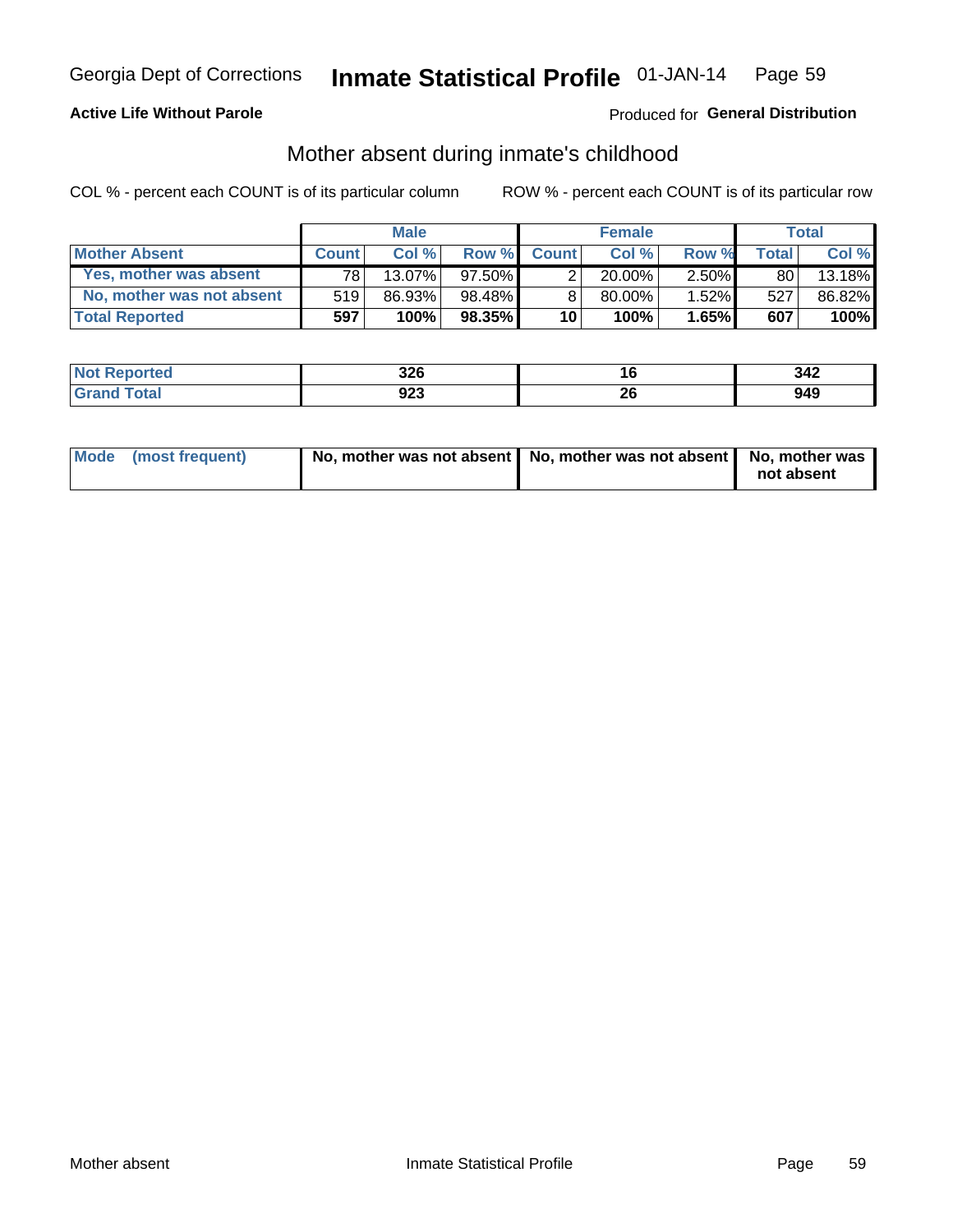Georgia Dept of Corrections **Inmate Statistical Profile** 01-JAN-14

**Active Life Without Parole**

Produced for **General Distribution**

## Mother absent during inmate's childhood

COL % - percent each COUNT is of its particular column

ROW % - percent each COUNT is of its particular row

| | Male | | | Female | | | Total | |
|---|---|---|---|---|---|---|---|---|
| **Mother Absent** | **Count** | **Col %** | **Row %** | **Count** | **Col %** | **Row %** | **Total** | **Col %** |
| Yes, mother was absent | 78 | 13.07% | 97.50% | 2 | 20.00% | 2.50% | 80 | 13.18% |
| No, mother was not absent | 519 | 86.93% | 98.48% | 8 | 80.00% | 1.52% | 527 | 86.82% |
| **Total Reported** | **597** | **100%** | **98.35%** | **10** | **100%** | **1.65%** | **607** | **100%** |

| | Male | Female | Total |
|---|---|---|---|
| **Not Reported** | **326** | **16** | **342** |
| **Grand Total** | **923** | **26** | **949** |

| | Male | Female | Total |
|---|---|---|---|
| **Mode (most frequent)** | **No, mother was not absent** | **No, mother was not absent** | **No, mother was not absent** |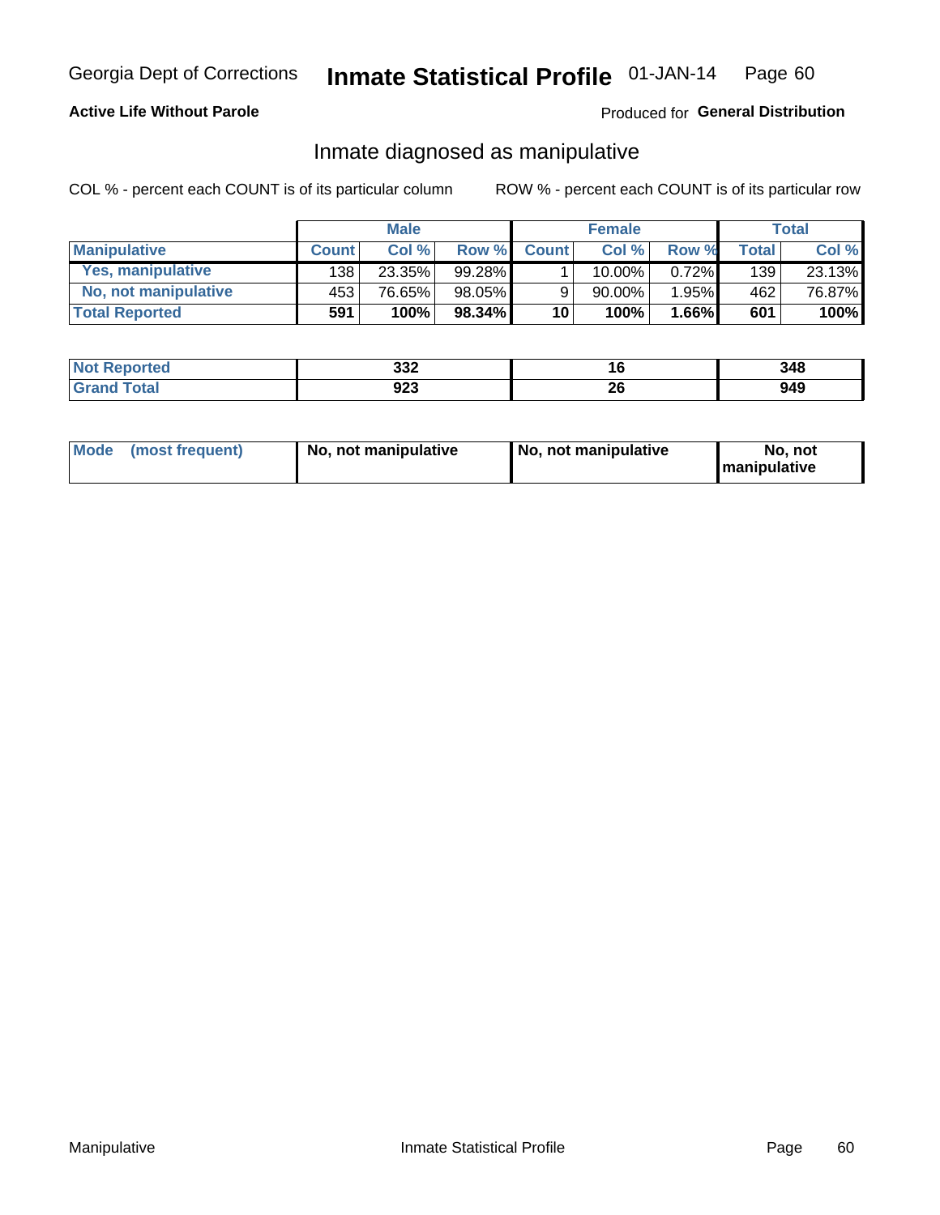Georgia Dept of Corrections **Inmate Statistical Profile** 01-JAN-14

**Active Life Without Parole**

Produced for **General Distribution**

## Inmate diagnosed as manipulative

COL % - percent each COUNT is of its particular column

ROW % - percent each COUNT is of its particular row

| | Male | | | Female | | | Total | |
|---|---|---|---|---|---|---|---|---|
| **Manipulative** | **Count** | **Col %** | **Row %** | **Count** | **Col %** | **Row %** | **Total** | **Col %** |
| **Yes, manipulative** | 138 | 23.35% | 99.28% | 1 | 10.00% | 0.72% | 139 | 23.13% |
| **No, not manipulative** | 453 | 76.65% | 98.05% | 9 | 90.00% | 1.95% | 462 | 76.87% |
| **Total Reported** | **591** | **100%** | **98.34%** | **10** | **100%** | **1.66%** | **601** | **100%** |

| | Male | Female | Total |
|---|---|---|---|
| **Not Reported** | **332** | **16** | **348** |
| **Grand Total** | **923** | **26** | **949** |

| | Male | Female | Total |
|---|---|---|---|
| **Mode (most frequent)** | **No, not manipulative** | **No, not manipulative** | **No, not manipulative** |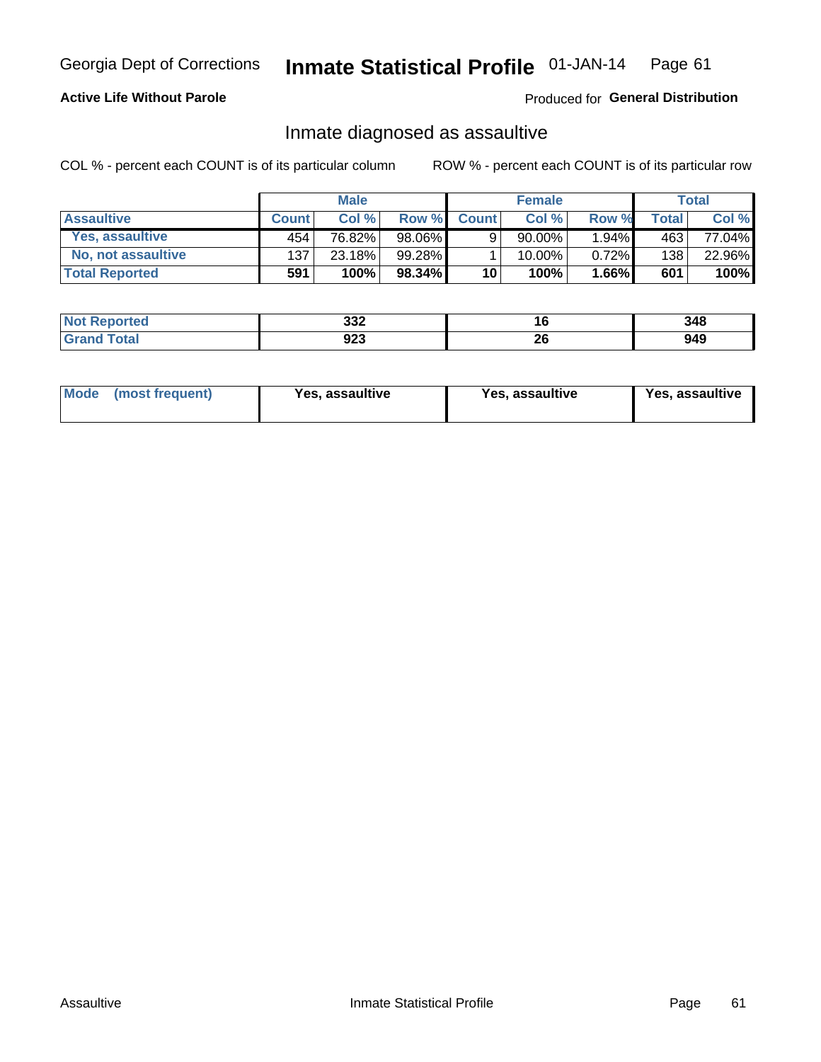Georgia Dept of Corrections **Inmate Statistical Profile** 01-JAN-14

**Active Life Without Parole**

Produced for **General Distribution**

## Inmate diagnosed as assaultive

COL % - percent each COUNT is of its particular column

ROW % - percent each COUNT is of its particular row

| | Male | | | Female | | | Total | |
|---|---|---|---|---|---|---|---|---|
| **Assaultive** | **Count** | **Col %** | **Row %** | **Count** | **Col %** | **Row %** | **Total** | **Col %** |
| **Yes, assaultive** | 454 | 76.82% | 98.06% | 9 | 90.00% | 1.94% | 463 | 77.04% |
| **No, not assaultive** | 137 | 23.18% | 99.28% | 1 | 10.00% | 0.72% | 138 | 22.96% |
| **Total Reported** | **591** | **100%** | **98.34%** | **10** | **100%** | **1.66%** | **601** | **100%** |

| | Male | Female | Total |
|---|---|---|---|
| **Not Reported** | **332** | **16** | **348** |
| **Grand Total** | **923** | **26** | **949** |

| | Male | Female | Total |
|---|---|---|---|
| **Mode (most frequent)** | **Yes, assaultive** | **Yes, assaultive** | **Yes, assaultive** |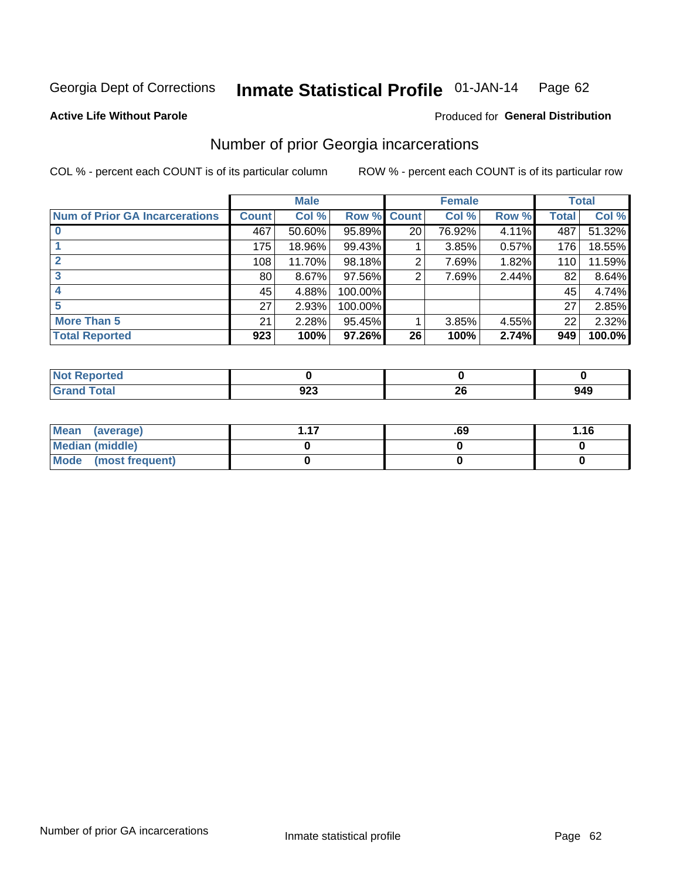Georgia Dept of Corrections **Inmate Statistical Profile** 01-JAN-14

**Active Life Without Parole**

Produced for **General Distribution**

## Number of prior Georgia incarcerations

COL % - percent each COUNT is of its particular column

ROW % - percent each COUNT is of its particular row

| | Male | | | Female | | | Total | |
|---|---|---|---|---|---|---|---|---|
| **Num of Prior GA Incarcerations** | **Count** | **Col %** | **Row %** | **Count** | **Col %** | **Row %** | **Total** | **Col %** |
| **0** | 467 | 50.60% | 95.89% | 20 | 76.92% | 4.11% | 487 | 51.32% |
| **1** | 175 | 18.96% | 99.43% | 1 | 3.85% | 0.57% | 176 | 18.55% |
| **2** | 108 | 11.70% | 98.18% | 2 | 7.69% | 1.82% | 110 | 11.59% |
| **3** | 80 | 8.67% | 97.56% | 2 | 7.69% | 2.44% | 82 | 8.64% |
| **4** | 45 | 4.88% | 100.00% | | | | 45 | 4.74% |
| **5** | 27 | 2.93% | 100.00% | | | | 27 | 2.85% |
| **More Than 5** | 21 | 2.28% | 95.45% | 1 | 3.85% | 4.55% | 22 | 2.32% |
| **Total Reported** | **923** | **100%** | **97.26%** | **26** | **100%** | **2.74%** | **949** | **100.0%** |

| | Male | Female | Total |
|---|---|---|---|
| **Not Reported** | **0** | **0** | **0** |
| **Grand Total** | **923** | **26** | **949** |

| | Male | Female | Total |
|---|---|---|---|
| **Mean (average)** | **1.17** | **.69** | **1.16** |
| **Median (middle)** | **0** | **0** | **0** |
| **Mode (most frequent)** | **0** | **0** | **0** |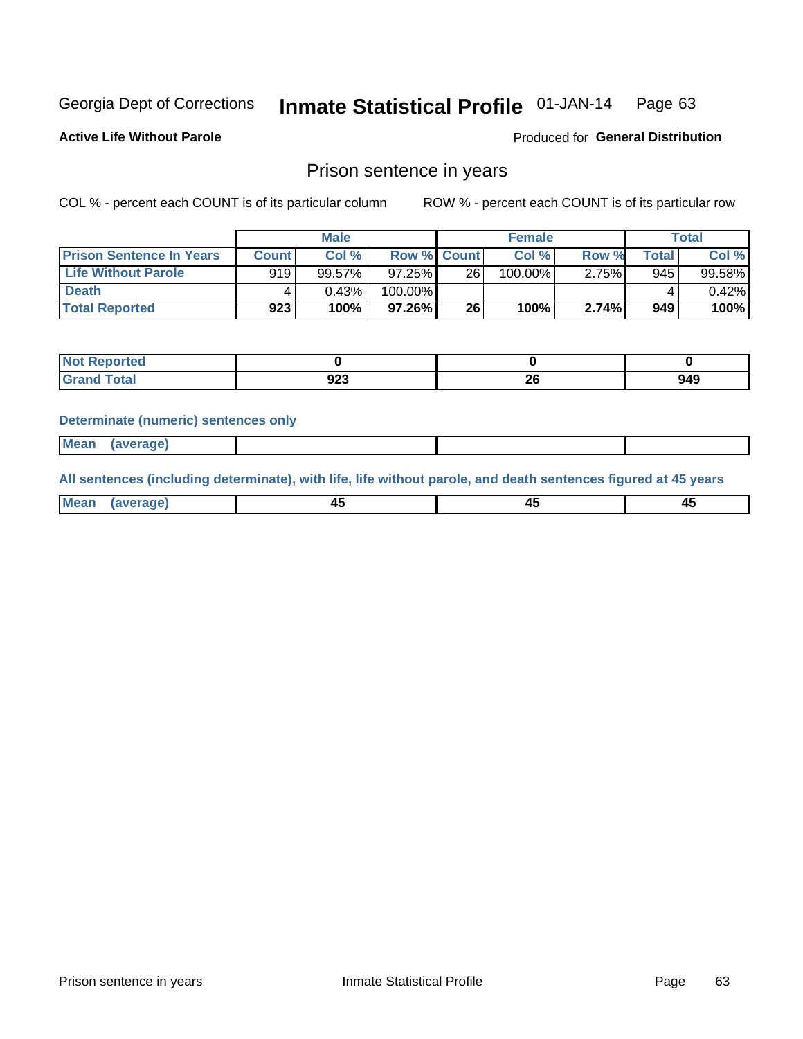Georgia Dept of Corrections **Inmate Statistical Profile** 01-JAN-14

**Active Life Without Parole**

Produced for **General Distribution**

## Prison sentence in years

COL % - percent each COUNT is of its particular column ROW % - percent each COUNT is of its particular row

| | Male | | | Female | | | Total | |
|---|---|---|---|---|---|---|---|---|
| **Prison Sentence In Years** | **Count** | **Col %** | **Row %** | **Count** | **Col %** | **Row %** | **Total** | **Col %** |
| **Life Without Parole** | 919 | 99.57% | 97.25% | 26 | 100.00% | 2.75% | 945 | 99.58% |
| **Death** | 4 | 0.43% | 100.00% | | | | 4 | 0.42% |
| **Total Reported** | **923** | **100%** | **97.26%** | **26** | **100%** | **2.74%** | **949** | **100%** |

| | Male | Female | Total |
|---|---|---|---|
| **Not Reported** | **0** | **0** | **0** |
| **Grand Total** | **923** | **26** | **949** |

**Determinate (numeric) sentences only**

| | Male | Female | Total |
|---|---|---|---|
| **Mean (average)** | | | |

**All sentences (including determinate), with life, life without parole, and death sentences figured at 45 years**

| | Male | Female | Total |
|---|---|---|---|
| **Mean (average)** | **45** | **45** | **45** |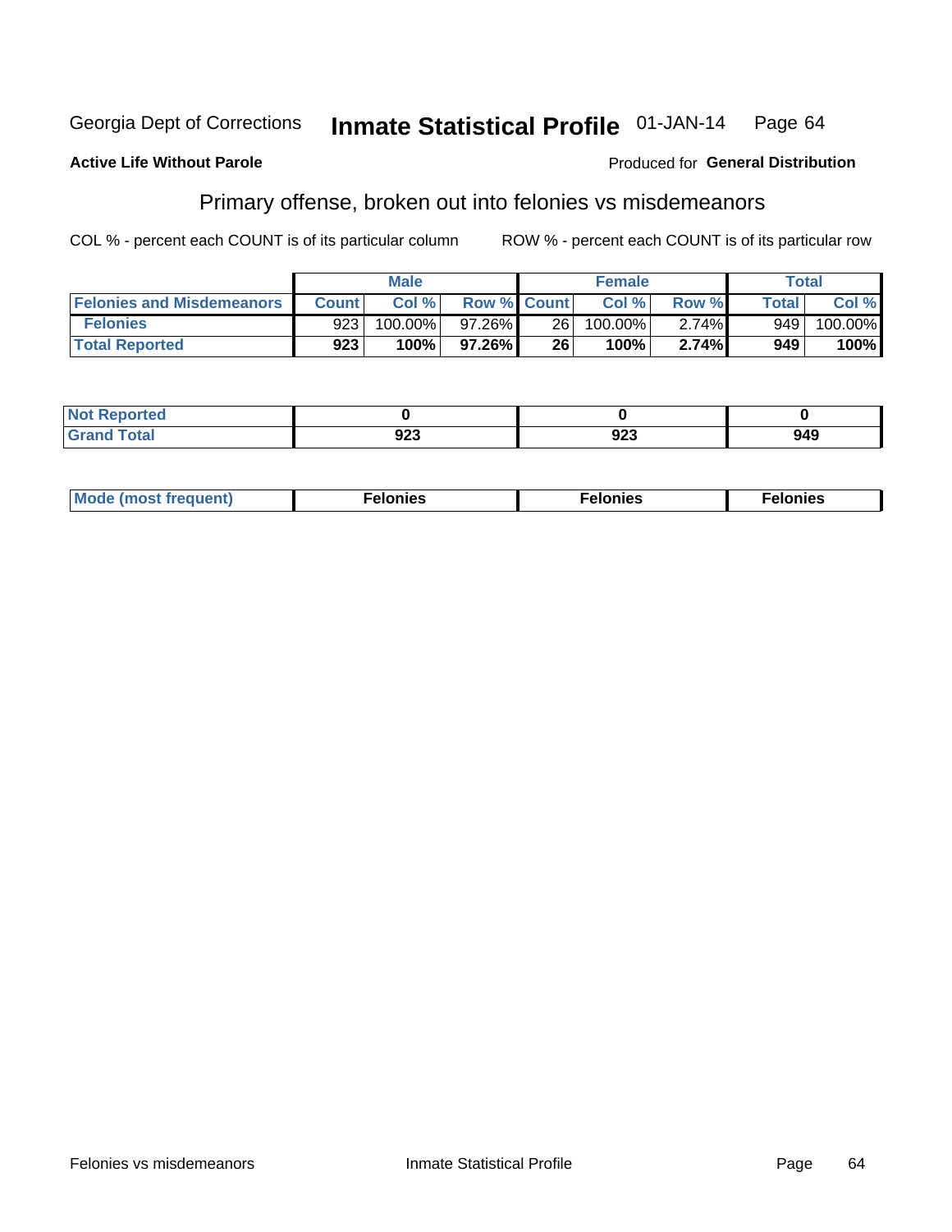Georgia Dept of Corrections **Inmate Statistical Profile** 01-JAN-14

**Active Life Without Parole**

Produced for **General Distribution**

## Primary offense, broken out into felonies vs misdemeanors

COL % - percent each COUNT is of its particular column

ROW % - percent each COUNT is of its particular row

| | Male | | | Female | | | Total | |
|---|---|---|---|---|---|---|---|---|
| **Felonies and Misdemeanors** | **Count** | **Col %** | **Row %** | **Count** | **Col %** | **Row %** | **Total** | **Col %** |
| **Felonies** | 923 | 100.00% | 97.26% | 26 | 100.00% | 2.74% | 949 | 100.00% |
| **Total Reported** | **923** | **100%** | **97.26%** | **26** | **100%** | **2.74%** | **949** | **100%** |

| | Male | Female | Total |
|---|---|---|---|
| **Not Reported** | **0** | **0** | **0** |
| **Grand Total** | **923** | **923** | **949** |

| | Male | Female | Total |
|---|---|---|---|
| **Mode (most frequent)** | **Felonies** | **Felonies** | **Felonies** |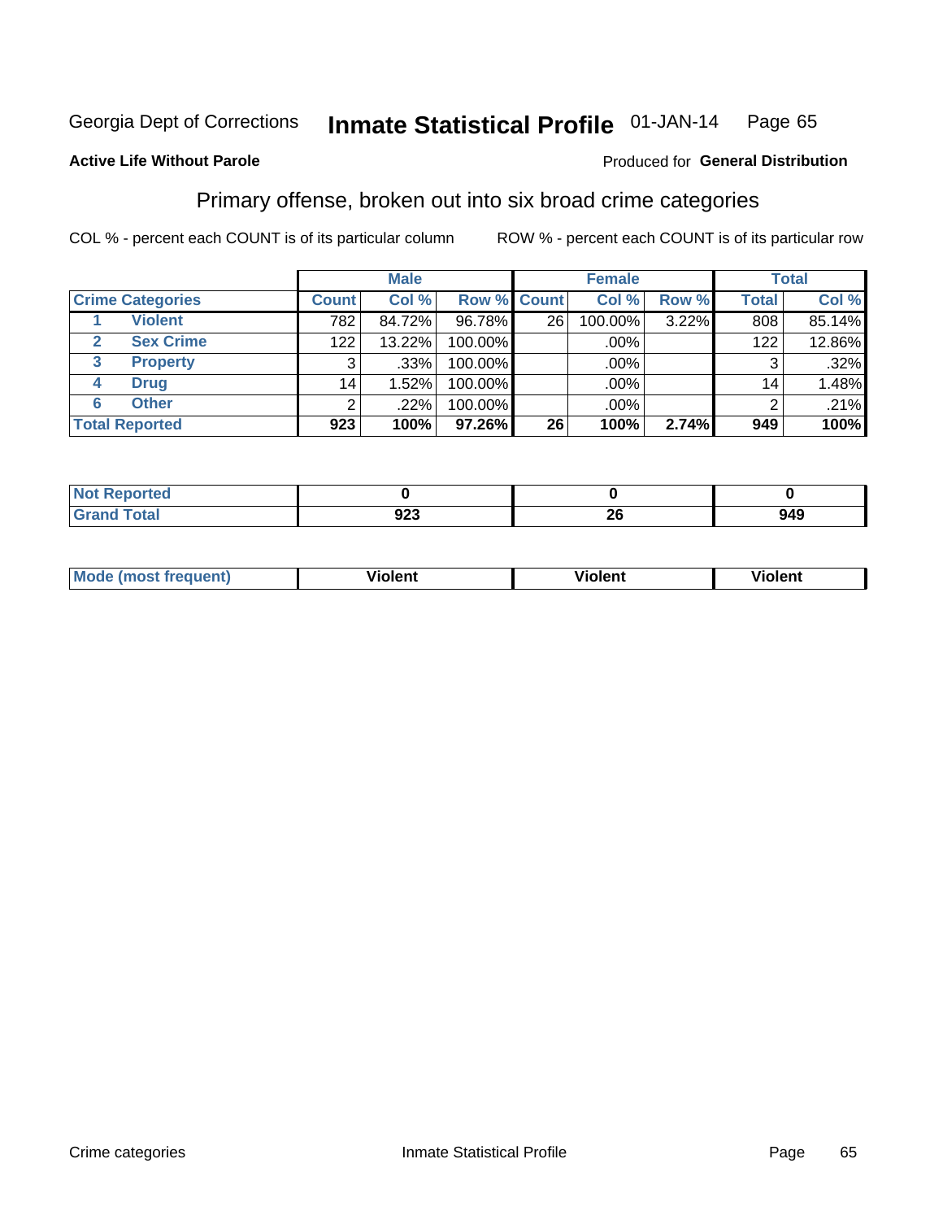Georgia Dept of Corrections **Inmate Statistical Profile** 01-JAN-14

**Active Life Without Parole**

Produced for **General Distribution**

## Primary offense, broken out into six broad crime categories

COL % - percent each COUNT is of its particular column

ROW % - percent each COUNT is of its particular row

| Crime Categories | | Male | | | Female | | | Total | |
|---|---|---|---|---|---|---|---|---|---|
| | | Count | Col % | Row % | Count | Col % | Row % | Total | Col % |
| 1 | Violent | 782 | 84.72% | 96.78% | 26 | 100.00% | 3.22% | 808 | 85.14% |
| 2 | Sex Crime | 122 | 13.22% | 100.00% | | .00% | | 122 | 12.86% |
| 3 | Property | 3 | .33% | 100.00% | | .00% | | 3 | .32% |
| 4 | Drug | 14 | 1.52% | 100.00% | | .00% | | 14 | 1.48% |
| 6 | Other | 2 | .22% | 100.00% | | .00% | | 2 | .21% |
| **Total Reported** | | **923** | **100%** | **97.26%** | **26** | **100%** | **2.74%** | **949** | **100%** |

| | Male | Female | Total |
|---|---|---|---|
| Not Reported | 0 | 0 | 0 |
| Grand Total | 923 | 26 | 949 |

| | Male | Female | Total |
|---|---|---|---|
| Mode (most frequent) | Violent | Violent | Violent |

Crime categories Inmate Statistical Profile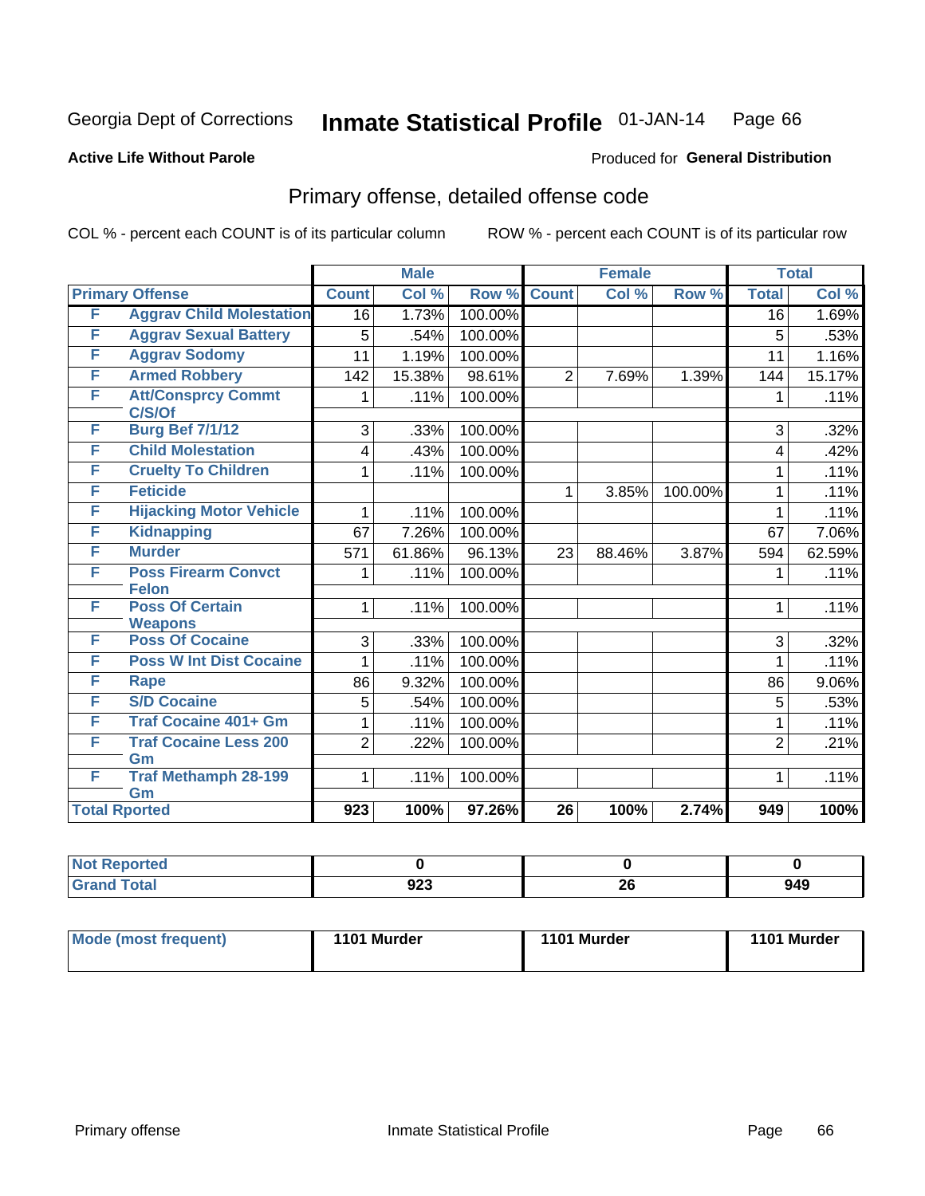Georgia Dept of Corrections **Inmate Statistical Profile** 01-JAN-14

**Active Life Without Parole**

Produced for **General Distribution**

## Primary offense, detailed offense code

COL % - percent each COUNT is of its particular column ROW % - percent each COUNT is of its particular row

| | | Male | | | Female | | | Total | |
|---|---|---|---|---|---|---|---|---|---|
| **Primary Offense** | | **Count** | **Col %** | **Row %** | **Count** | **Col %** | **Row %** | **Total** | **Col %** |
| F | Aggrav Child Molestation | 16 | 1.73% | 100.00% | | | | 16 | 1.69% |
| F | Aggrav Sexual Battery | 5 | .54% | 100.00% | | | | 5 | .53% |
| F | Aggrav Sodomy | 11 | 1.19% | 100.00% | | | | 11 | 1.16% |
| F | Armed Robbery | 142 | 15.38% | 98.61% | 2 | 7.69% | 1.39% | 144 | 15.17% |
| F | Att/Consprcy Commt C/S/Of | 1 | .11% | 100.00% | | | | 1 | .11% |
| F | Burg Bef 7/1/12 | 3 | .33% | 100.00% | | | | 3 | .32% |
| F | Child Molestation | 4 | .43% | 100.00% | | | | 4 | .42% |
| F | Cruelty To Children | 1 | .11% | 100.00% | | | | 1 | .11% |
| F | Feticide | | | | 1 | 3.85% | 100.00% | 1 | .11% |
| F | Hijacking Motor Vehicle | 1 | .11% | 100.00% | | | | 1 | .11% |
| F | Kidnapping | 67 | 7.26% | 100.00% | | | | 67 | 7.06% |
| F | Murder | 571 | 61.86% | 96.13% | 23 | 88.46% | 3.87% | 594 | 62.59% |
| F | Poss Firearm Convct Felon | 1 | .11% | 100.00% | | | | 1 | .11% |
| F | Poss Of Certain Weapons | 1 | .11% | 100.00% | | | | 1 | .11% |
| F | Poss Of Cocaine | 3 | .33% | 100.00% | | | | 3 | .32% |
| F | Poss W Int Dist Cocaine | 1 | .11% | 100.00% | | | | 1 | .11% |
| F | Rape | 86 | 9.32% | 100.00% | | | | 86 | 9.06% |
| F | S/D Cocaine | 5 | .54% | 100.00% | | | | 5 | .53% |
| F | Traf Cocaine 401+ Gm | 1 | .11% | 100.00% | | | | 1 | .11% |
| F | Traf Cocaine Less 200 Gm | 2 | .22% | 100.00% | | | | 2 | .21% |
| F | Traf Methamph 28-199 Gm | 1 | .11% | 100.00% | | | | 1 | .11% |
| **Total Rported** | | **923** | **100%** | **97.26%** | **26** | **100%** | **2.74%** | **949** | **100%** |

| | Male | Female | Total |
|---|---|---|---|
| **Not Reported** | **0** | **0** | **0** |
| **Grand Total** | **923** | **26** | **949** |

| | Male | Female | Total |
|---|---|---|---|
| **Mode (most frequent)** | **1101 Murder** | **1101 Murder** | **1101 Murder** |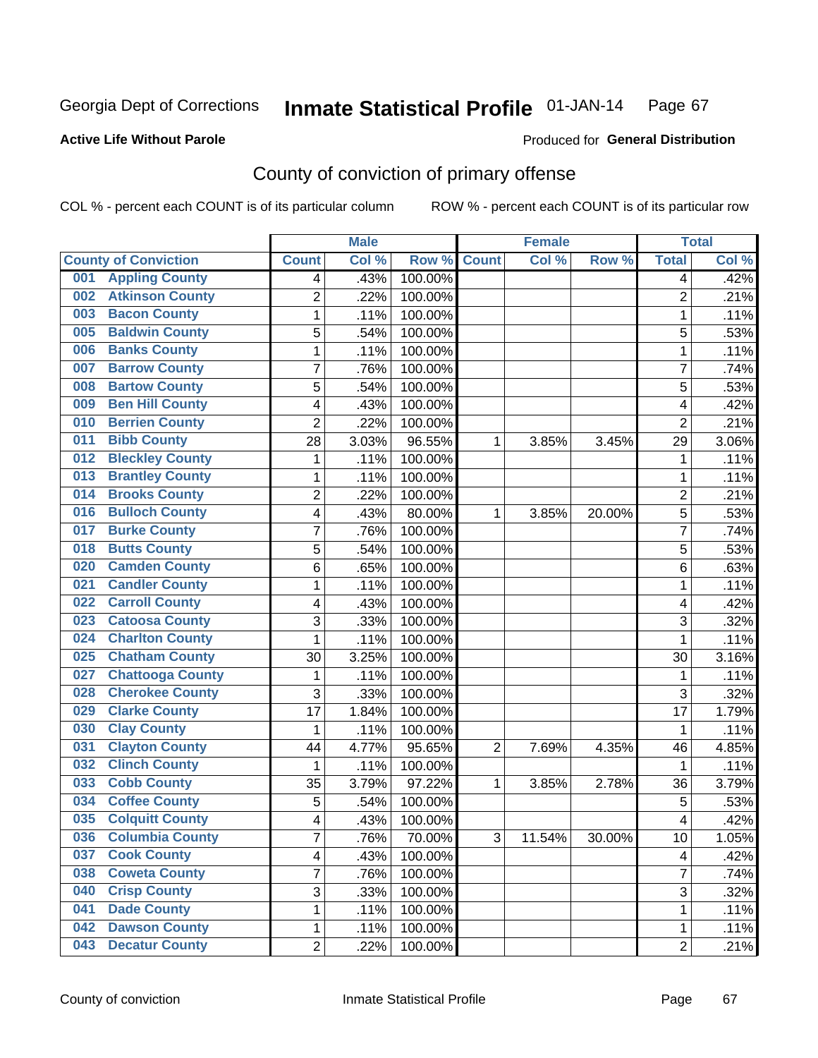Georgia Dept of Corrections **Inmate Statistical Profile** 01-JAN-14

**Active Life Without Parole**

Produced for **General Distribution**

## County of conviction of primary offense

COL % - percent each COUNT is of its particular column    ROW % - percent each COUNT is of its particular row

| County of Conviction | Male | | | Female | | | Total | |
|---|---|---|---|---|---|---|---|---|
| | Count | Col % | Row % | Count | Col % | Row % | Total | Col % |
| 001 Appling County | 4 | .43% | 100.00% | | | | 4 | .42% |
| 002 Atkinson County | 2 | .22% | 100.00% | | | | 2 | .21% |
| 003 Bacon County | 1 | .11% | 100.00% | | | | 1 | .11% |
| 005 Baldwin County | 5 | .54% | 100.00% | | | | 5 | .53% |
| 006 Banks County | 1 | .11% | 100.00% | | | | 1 | .11% |
| 007 Barrow County | 7 | .76% | 100.00% | | | | 7 | .74% |
| 008 Bartow County | 5 | .54% | 100.00% | | | | 5 | .53% |
| 009 Ben Hill County | 4 | .43% | 100.00% | | | | 4 | .42% |
| 010 Berrien County | 2 | .22% | 100.00% | | | | 2 | .21% |
| 011 Bibb County | 28 | 3.03% | 96.55% | 1 | 3.85% | 3.45% | 29 | 3.06% |
| 012 Bleckley County | 1 | .11% | 100.00% | | | | 1 | .11% |
| 013 Brantley County | 1 | .11% | 100.00% | | | | 1 | .11% |
| 014 Brooks County | 2 | .22% | 100.00% | | | | 2 | .21% |
| 016 Bulloch County | 4 | .43% | 80.00% | 1 | 3.85% | 20.00% | 5 | .53% |
| 017 Burke County | 7 | .76% | 100.00% | | | | 7 | .74% |
| 018 Butts County | 5 | .54% | 100.00% | | | | 5 | .53% |
| 020 Camden County | 6 | .65% | 100.00% | | | | 6 | .63% |
| 021 Candler County | 1 | .11% | 100.00% | | | | 1 | .11% |
| 022 Carroll County | 4 | .43% | 100.00% | | | | 4 | .42% |
| 023 Catoosa County | 3 | .33% | 100.00% | | | | 3 | .32% |
| 024 Charlton County | 1 | .11% | 100.00% | | | | 1 | .11% |
| 025 Chatham County | 30 | 3.25% | 100.00% | | | | 30 | 3.16% |
| 027 Chattooga County | 1 | .11% | 100.00% | | | | 1 | .11% |
| 028 Cherokee County | 3 | .33% | 100.00% | | | | 3 | .32% |
| 029 Clarke County | 17 | 1.84% | 100.00% | | | | 17 | 1.79% |
| 030 Clay County | 1 | .11% | 100.00% | | | | 1 | .11% |
| 031 Clayton County | 44 | 4.77% | 95.65% | 2 | 7.69% | 4.35% | 46 | 4.85% |
| 032 Clinch County | 1 | .11% | 100.00% | | | | 1 | .11% |
| 033 Cobb County | 35 | 3.79% | 97.22% | 1 | 3.85% | 2.78% | 36 | 3.79% |
| 034 Coffee County | 5 | .54% | 100.00% | | | | 5 | .53% |
| 035 Colquitt County | 4 | .43% | 100.00% | | | | 4 | .42% |
| 036 Columbia County | 7 | .76% | 70.00% | 3 | 11.54% | 30.00% | 10 | 1.05% |
| 037 Cook County | 4 | .43% | 100.00% | | | | 4 | .42% |
| 038 Coweta County | 7 | .76% | 100.00% | | | | 7 | .74% |
| 040 Crisp County | 3 | .33% | 100.00% | | | | 3 | .32% |
| 041 Dade County | 1 | .11% | 100.00% | | | | 1 | .11% |
| 042 Dawson County | 1 | .11% | 100.00% | | | | 1 | .11% |
| 043 Decatur County | 2 | .22% | 100.00% | | | | 2 | .21% |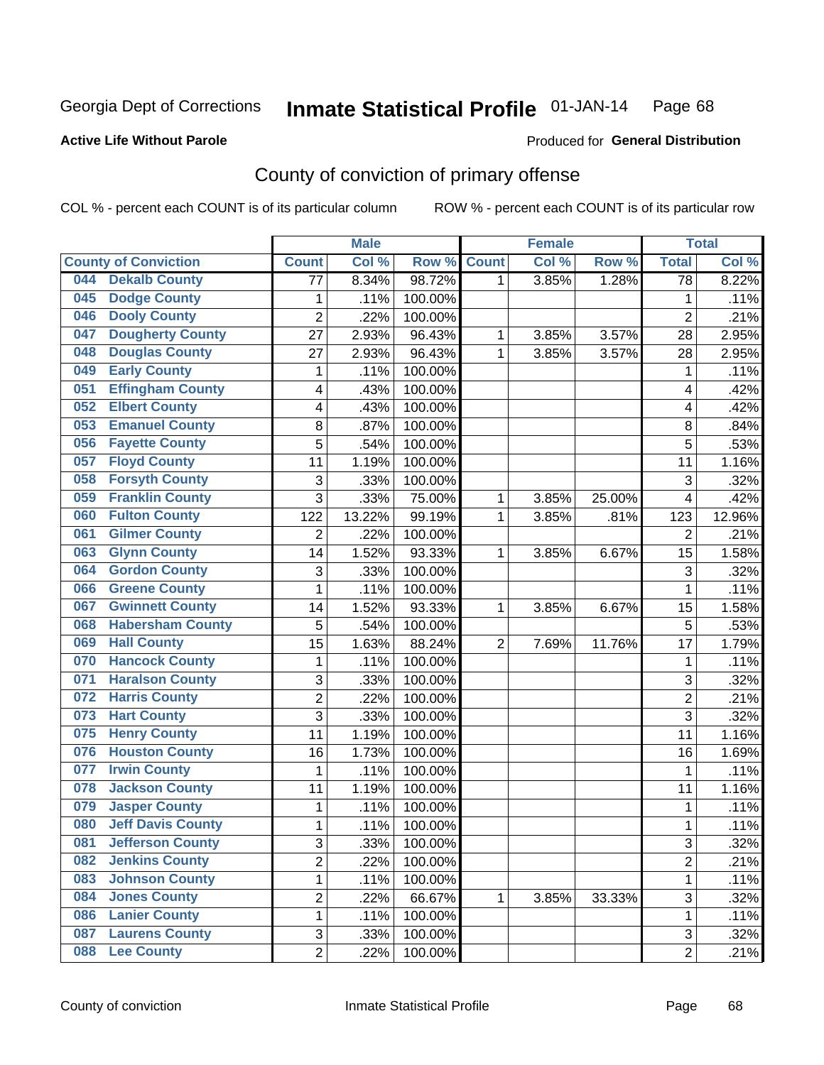Georgia Dept of Corrections **Inmate Statistical Profile** 01-JAN-14

**Active Life Without Parole**

Produced for **General Distribution**

## County of conviction of primary offense

COL % - percent each COUNT is of its particular column ROW % - percent each COUNT is of its particular row

| County of Conviction | Male | | | Female | | | Total | |
|---|---|---|---|---|---|---|---|---|
| | Count | Col % | Row % | Count | Col % | Row % | Total | Col % |
| 044 Dekalb County | 77 | 8.34% | 98.72% | 1 | 3.85% | 1.28% | 78 | 8.22% |
| 045 Dodge County | 1 | .11% | 100.00% | | | | 1 | .11% |
| 046 Dooly County | 2 | .22% | 100.00% | | | | 2 | .21% |
| 047 Dougherty County | 27 | 2.93% | 96.43% | 1 | 3.85% | 3.57% | 28 | 2.95% |
| 048 Douglas County | 27 | 2.93% | 96.43% | 1 | 3.85% | 3.57% | 28 | 2.95% |
| 049 Early County | 1 | .11% | 100.00% | | | | 1 | .11% |
| 051 Effingham County | 4 | .43% | 100.00% | | | | 4 | .42% |
| 052 Elbert County | 4 | .43% | 100.00% | | | | 4 | .42% |
| 053 Emanuel County | 8 | .87% | 100.00% | | | | 8 | .84% |
| 056 Fayette County | 5 | .54% | 100.00% | | | | 5 | .53% |
| 057 Floyd County | 11 | 1.19% | 100.00% | | | | 11 | 1.16% |
| 058 Forsyth County | 3 | .33% | 100.00% | | | | 3 | .32% |
| 059 Franklin County | 3 | .33% | 75.00% | 1 | 3.85% | 25.00% | 4 | .42% |
| 060 Fulton County | 122 | 13.22% | 99.19% | 1 | 3.85% | .81% | 123 | 12.96% |
| 061 Gilmer County | 2 | .22% | 100.00% | | | | 2 | .21% |
| 063 Glynn County | 14 | 1.52% | 93.33% | 1 | 3.85% | 6.67% | 15 | 1.58% |
| 064 Gordon County | 3 | .33% | 100.00% | | | | 3 | .32% |
| 066 Greene County | 1 | .11% | 100.00% | | | | 1 | .11% |
| 067 Gwinnett County | 14 | 1.52% | 93.33% | 1 | 3.85% | 6.67% | 15 | 1.58% |
| 068 Habersham County | 5 | .54% | 100.00% | | | | 5 | .53% |
| 069 Hall County | 15 | 1.63% | 88.24% | 2 | 7.69% | 11.76% | 17 | 1.79% |
| 070 Hancock County | 1 | .11% | 100.00% | | | | 1 | .11% |
| 071 Haralson County | 3 | .33% | 100.00% | | | | 3 | .32% |
| 072 Harris County | 2 | .22% | 100.00% | | | | 2 | .21% |
| 073 Hart County | 3 | .33% | 100.00% | | | | 3 | .32% |
| 075 Henry County | 11 | 1.19% | 100.00% | | | | 11 | 1.16% |
| 076 Houston County | 16 | 1.73% | 100.00% | | | | 16 | 1.69% |
| 077 Irwin County | 1 | .11% | 100.00% | | | | 1 | .11% |
| 078 Jackson County | 11 | 1.19% | 100.00% | | | | 11 | 1.16% |
| 079 Jasper County | 1 | .11% | 100.00% | | | | 1 | .11% |
| 080 Jeff Davis County | 1 | .11% | 100.00% | | | | 1 | .11% |
| 081 Jefferson County | 3 | .33% | 100.00% | | | | 3 | .32% |
| 082 Jenkins County | 2 | .22% | 100.00% | | | | 2 | .21% |
| 083 Johnson County | 1 | .11% | 100.00% | | | | 1 | .11% |
| 084 Jones County | 2 | .22% | 66.67% | 1 | 3.85% | 33.33% | 3 | .32% |
| 086 Lanier County | 1 | .11% | 100.00% | | | | 1 | .11% |
| 087 Laurens County | 3 | .33% | 100.00% | | | | 3 | .32% |
| 088 Lee County | 2 | .22% | 100.00% | | | | 2 | .21% |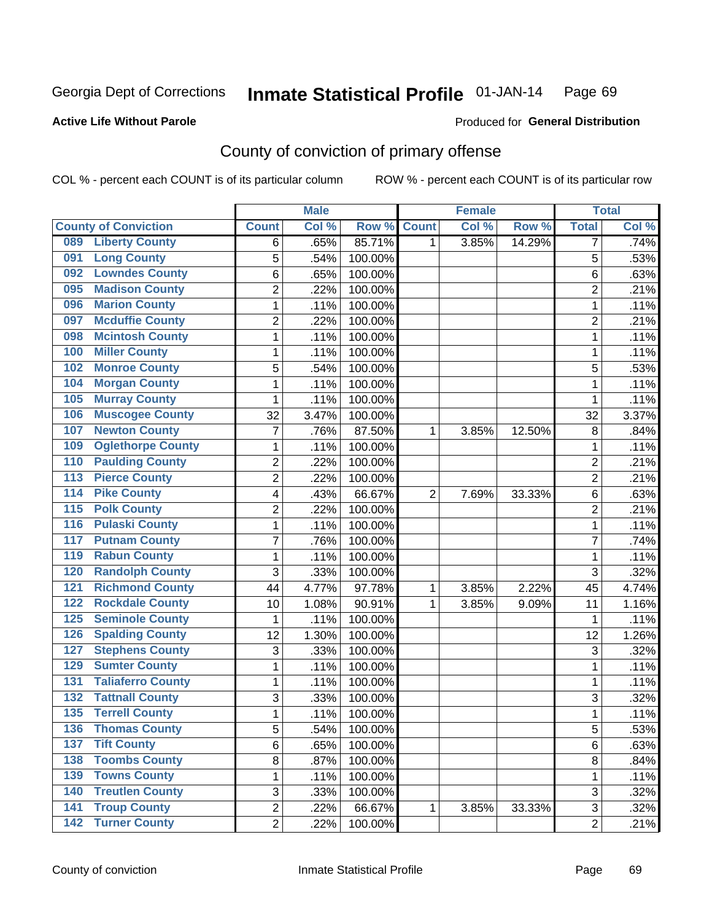Georgia Dept of Corrections **Inmate Statistical Profile** 01-JAN-14

**Active Life Without Parole**

Produced for **General Distribution**

## County of conviction of primary offense

COL % - percent each COUNT is of its particular column    ROW % - percent each COUNT is of its particular row

| | Male | | | Female | | | Total | |
|---|---|---|---|---|---|---|---|---|
| County of Conviction | Count | Col % | Row % | Count | Col % | Row % | Total | Col % |
| 089 Liberty County | 6 | .65% | 85.71% | 1 | 3.85% | 14.29% | 7 | .74% |
| 091 Long County | 5 | .54% | 100.00% | | | | 5 | .53% |
| 092 Lowndes County | 6 | .65% | 100.00% | | | | 6 | .63% |
| 095 Madison County | 2 | .22% | 100.00% | | | | 2 | .21% |
| 096 Marion County | 1 | .11% | 100.00% | | | | 1 | .11% |
| 097 Mcduffie County | 2 | .22% | 100.00% | | | | 2 | .21% |
| 098 Mcintosh County | 1 | .11% | 100.00% | | | | 1 | .11% |
| 100 Miller County | 1 | .11% | 100.00% | | | | 1 | .11% |
| 102 Monroe County | 5 | .54% | 100.00% | | | | 5 | .53% |
| 104 Morgan County | 1 | .11% | 100.00% | | | | 1 | .11% |
| 105 Murray County | 1 | .11% | 100.00% | | | | 1 | .11% |
| 106 Muscogee County | 32 | 3.47% | 100.00% | | | | 32 | 3.37% |
| 107 Newton County | 7 | .76% | 87.50% | 1 | 3.85% | 12.50% | 8 | .84% |
| 109 Oglethorpe County | 1 | .11% | 100.00% | | | | 1 | .11% |
| 110 Paulding County | 2 | .22% | 100.00% | | | | 2 | .21% |
| 113 Pierce County | 2 | .22% | 100.00% | | | | 2 | .21% |
| 114 Pike County | 4 | .43% | 66.67% | 2 | 7.69% | 33.33% | 6 | .63% |
| 115 Polk County | 2 | .22% | 100.00% | | | | 2 | .21% |
| 116 Pulaski County | 1 | .11% | 100.00% | | | | 1 | .11% |
| 117 Putnam County | 7 | .76% | 100.00% | | | | 7 | .74% |
| 119 Rabun County | 1 | .11% | 100.00% | | | | 1 | .11% |
| 120 Randolph County | 3 | .33% | 100.00% | | | | 3 | .32% |
| 121 Richmond County | 44 | 4.77% | 97.78% | 1 | 3.85% | 2.22% | 45 | 4.74% |
| 122 Rockdale County | 10 | 1.08% | 90.91% | 1 | 3.85% | 9.09% | 11 | 1.16% |
| 125 Seminole County | 1 | .11% | 100.00% | | | | 1 | .11% |
| 126 Spalding County | 12 | 1.30% | 100.00% | | | | 12 | 1.26% |
| 127 Stephens County | 3 | .33% | 100.00% | | | | 3 | .32% |
| 129 Sumter County | 1 | .11% | 100.00% | | | | 1 | .11% |
| 131 Taliaferro County | 1 | .11% | 100.00% | | | | 1 | .11% |
| 132 Tattnall County | 3 | .33% | 100.00% | | | | 3 | .32% |
| 135 Terrell County | 1 | .11% | 100.00% | | | | 1 | .11% |
| 136 Thomas County | 5 | .54% | 100.00% | | | | 5 | .53% |
| 137 Tift County | 6 | .65% | 100.00% | | | | 6 | .63% |
| 138 Toombs County | 8 | .87% | 100.00% | | | | 8 | .84% |
| 139 Towns County | 1 | .11% | 100.00% | | | | 1 | .11% |
| 140 Treutlen County | 3 | .33% | 100.00% | | | | 3 | .32% |
| 141 Troup County | 2 | .22% | 66.67% | 1 | 3.85% | 33.33% | 3 | .32% |
| 142 Turner County | 2 | .22% | 100.00% | | | | 2 | .21% |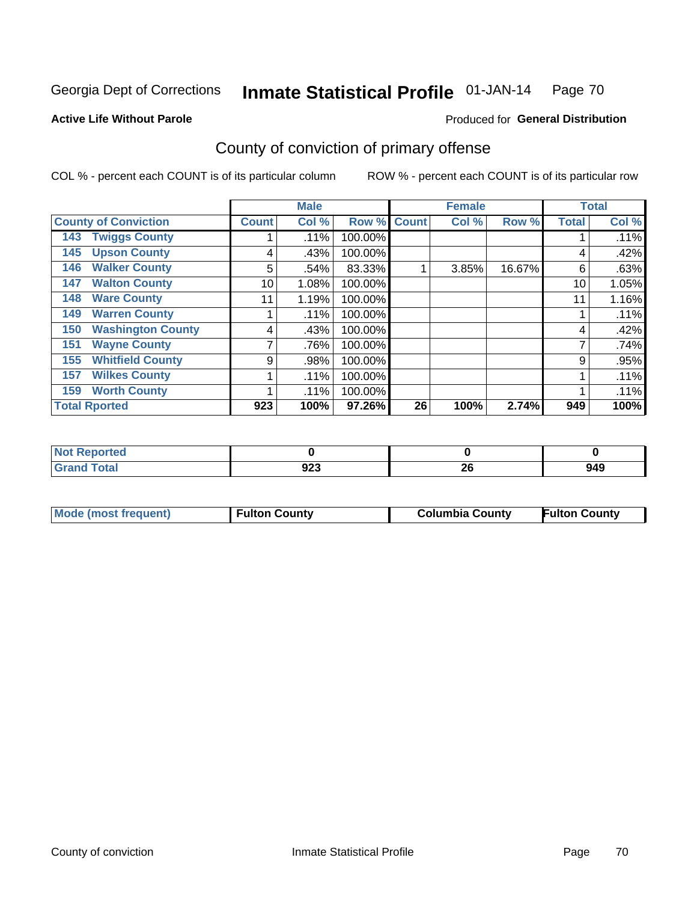Georgia Dept of Corrections **Inmate Statistical Profile** 01-JAN-14

**Active Life Without Parole**

Produced for **General Distribution**

## County of conviction of primary offense

COL % - percent each COUNT is of its particular column    ROW % - percent each COUNT is of its particular row

| County of Conviction | Male | | | Female | | | Total | |
|---|---|---|---|---|---|---|---|---|
| | Count | Col % | Row % | Count | Col % | Row % | Total | Col % |
| 143 Twiggs County | 1 | .11% | 100.00% | | | | 1 | .11% |
| 145 Upson County | 4 | .43% | 100.00% | | | | 4 | .42% |
| 146 Walker County | 5 | .54% | 83.33% | 1 | 3.85% | 16.67% | 6 | .63% |
| 147 Walton County | 10 | 1.08% | 100.00% | | | | 10 | 1.05% |
| 148 Ware County | 11 | 1.19% | 100.00% | | | | 11 | 1.16% |
| 149 Warren County | 1 | .11% | 100.00% | | | | 1 | .11% |
| 150 Washington County | 4 | .43% | 100.00% | | | | 4 | .42% |
| 151 Wayne County | 7 | .76% | 100.00% | | | | 7 | .74% |
| 155 Whitfield County | 9 | .98% | 100.00% | | | | 9 | .95% |
| 157 Wilkes County | 1 | .11% | 100.00% | | | | 1 | .11% |
| 159 Worth County | 1 | .11% | 100.00% | | | | 1 | .11% |
| **Total Rported** | **923** | **100%** | **97.26%** | **26** | **100%** | **2.74%** | **949** | **100%** |

| | Male | Female | Total |
|---|---|---|---|
| **Not Reported** | **0** | **0** | **0** |
| **Grand Total** | **923** | **26** | **949** |

| | Male | Female | Total |
|---|---|---|---|
| **Mode (most frequent)** | **Fulton County** | **Columbia County** | **Fulton County** |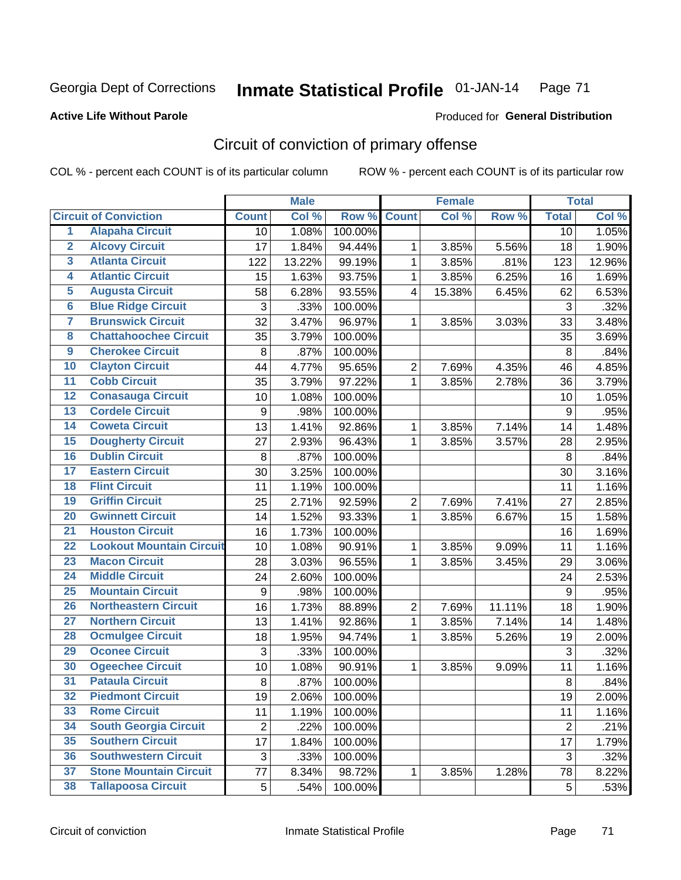Georgia Dept of Corrections **Inmate Statistical Profile** 01-JAN-14

**Active Life Without Parole**

Produced for **General Distribution**

## Circuit of conviction of primary offense

COL % - percent each COUNT is of its particular column    ROW % - percent each COUNT is of its particular row

| | Circuit of Conviction | Male | | | Female | | | Total | |
|---|---|---|---|---|---|---|---|---|---|
| | | Count | Col % | Row % | Count | Col % | Row % | Total | Col % |
| 1 | Alapaha Circuit | 10 | 1.08% | 100.00% | | | | 10 | 1.05% |
| 2 | Alcovy Circuit | 17 | 1.84% | 94.44% | 1 | 3.85% | 5.56% | 18 | 1.90% |
| 3 | Atlanta Circuit | 122 | 13.22% | 99.19% | 1 | 3.85% | .81% | 123 | 12.96% |
| 4 | Atlantic Circuit | 15 | 1.63% | 93.75% | 1 | 3.85% | 6.25% | 16 | 1.69% |
| 5 | Augusta Circuit | 58 | 6.28% | 93.55% | 4 | 15.38% | 6.45% | 62 | 6.53% |
| 6 | Blue Ridge Circuit | 3 | .33% | 100.00% | | | | 3 | .32% |
| 7 | Brunswick Circuit | 32 | 3.47% | 96.97% | 1 | 3.85% | 3.03% | 33 | 3.48% |
| 8 | Chattahoochee Circuit | 35 | 3.79% | 100.00% | | | | 35 | 3.69% |
| 9 | Cherokee Circuit | 8 | .87% | 100.00% | | | | 8 | .84% |
| 10 | Clayton Circuit | 44 | 4.77% | 95.65% | 2 | 7.69% | 4.35% | 46 | 4.85% |
| 11 | Cobb Circuit | 35 | 3.79% | 97.22% | 1 | 3.85% | 2.78% | 36 | 3.79% |
| 12 | Conasauga Circuit | 10 | 1.08% | 100.00% | | | | 10 | 1.05% |
| 13 | Cordele Circuit | 9 | .98% | 100.00% | | | | 9 | .95% |
| 14 | Coweta Circuit | 13 | 1.41% | 92.86% | 1 | 3.85% | 7.14% | 14 | 1.48% |
| 15 | Dougherty Circuit | 27 | 2.93% | 96.43% | 1 | 3.85% | 3.57% | 28 | 2.95% |
| 16 | Dublin Circuit | 8 | .87% | 100.00% | | | | 8 | .84% |
| 17 | Eastern Circuit | 30 | 3.25% | 100.00% | | | | 30 | 3.16% |
| 18 | Flint Circuit | 11 | 1.19% | 100.00% | | | | 11 | 1.16% |
| 19 | Griffin Circuit | 25 | 2.71% | 92.59% | 2 | 7.69% | 7.41% | 27 | 2.85% |
| 20 | Gwinnett Circuit | 14 | 1.52% | 93.33% | 1 | 3.85% | 6.67% | 15 | 1.58% |
| 21 | Houston Circuit | 16 | 1.73% | 100.00% | | | | 16 | 1.69% |
| 22 | Lookout Mountain Circuit | 10 | 1.08% | 90.91% | 1 | 3.85% | 9.09% | 11 | 1.16% |
| 23 | Macon Circuit | 28 | 3.03% | 96.55% | 1 | 3.85% | 3.45% | 29 | 3.06% |
| 24 | Middle Circuit | 24 | 2.60% | 100.00% | | | | 24 | 2.53% |
| 25 | Mountain Circuit | 9 | .98% | 100.00% | | | | 9 | .95% |
| 26 | Northeastern Circuit | 16 | 1.73% | 88.89% | 2 | 7.69% | 11.11% | 18 | 1.90% |
| 27 | Northern Circuit | 13 | 1.41% | 92.86% | 1 | 3.85% | 7.14% | 14 | 1.48% |
| 28 | Ocmulgee Circuit | 18 | 1.95% | 94.74% | 1 | 3.85% | 5.26% | 19 | 2.00% |
| 29 | Oconee Circuit | 3 | .33% | 100.00% | | | | 3 | .32% |
| 30 | Ogeechee Circuit | 10 | 1.08% | 90.91% | 1 | 3.85% | 9.09% | 11 | 1.16% |
| 31 | Pataula Circuit | 8 | .87% | 100.00% | | | | 8 | .84% |
| 32 | Piedmont Circuit | 19 | 2.06% | 100.00% | | | | 19 | 2.00% |
| 33 | Rome Circuit | 11 | 1.19% | 100.00% | | | | 11 | 1.16% |
| 34 | South Georgia Circuit | 2 | .22% | 100.00% | | | | 2 | .21% |
| 35 | Southern Circuit | 17 | 1.84% | 100.00% | | | | 17 | 1.79% |
| 36 | Southwestern Circuit | 3 | .33% | 100.00% | | | | 3 | .32% |
| 37 | Stone Mountain Circuit | 77 | 8.34% | 98.72% | 1 | 3.85% | 1.28% | 78 | 8.22% |
| 38 | Tallapoosa Circuit | 5 | .54% | 100.00% | | | | 5 | .53% |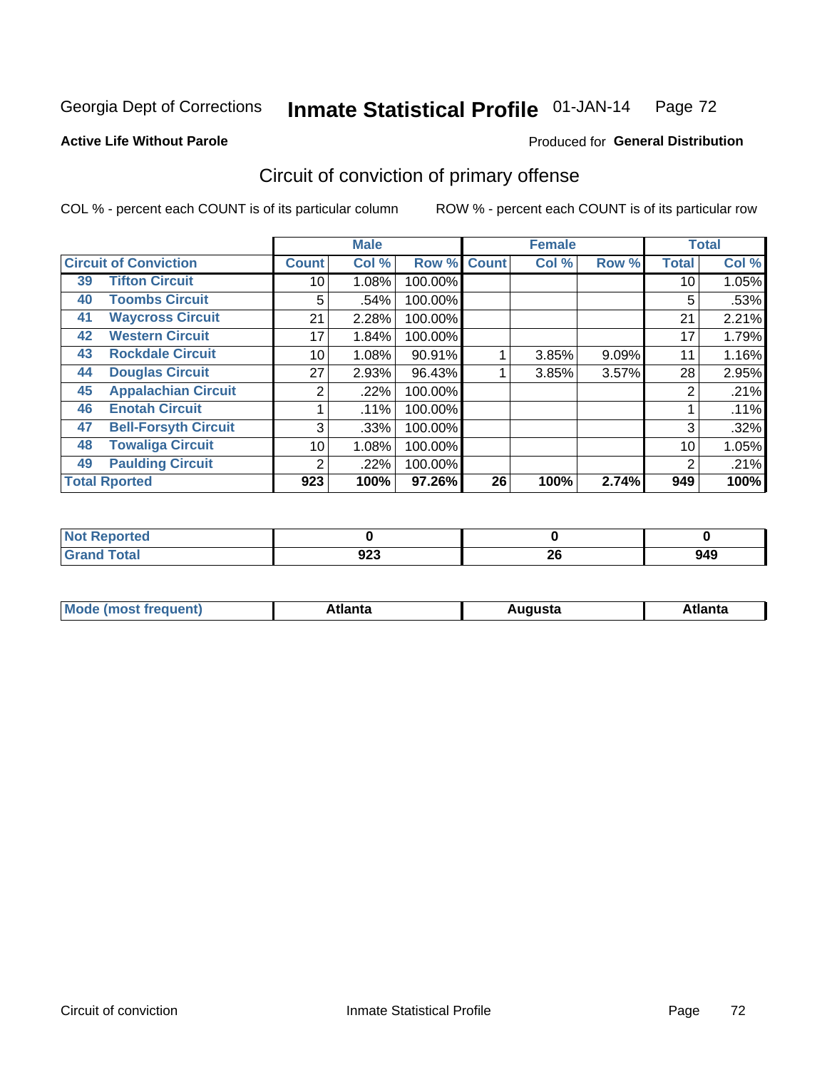Georgia Dept of Corrections **Inmate Statistical Profile** 01-JAN-14

**Active Life Without Parole**

Produced for **General Distribution**

## Circuit of conviction of primary offense

COL % - percent each COUNT is of its particular column

ROW % - percent each COUNT is of its particular row

| Circuit of Conviction | | Male | | | Female | | | Total | |
|---|---|---|---|---|---|---|---|---|---|
| | | Count | Col % | Row % | Count | Col % | Row % | Total | Col % |
| 39 | Tifton Circuit | 10 | 1.08% | 100.00% | | | | 10 | 1.05% |
| 40 | Toombs Circuit | 5 | .54% | 100.00% | | | | 5 | .53% |
| 41 | Waycross Circuit | 21 | 2.28% | 100.00% | | | | 21 | 2.21% |
| 42 | Western Circuit | 17 | 1.84% | 100.00% | | | | 17 | 1.79% |
| 43 | Rockdale Circuit | 10 | 1.08% | 90.91% | 1 | 3.85% | 9.09% | 11 | 1.16% |
| 44 | Douglas Circuit | 27 | 2.93% | 96.43% | 1 | 3.85% | 3.57% | 28 | 2.95% |
| 45 | Appalachian Circuit | 2 | .22% | 100.00% | | | | 2 | .21% |
| 46 | Enotah Circuit | 1 | .11% | 100.00% | | | | 1 | .11% |
| 47 | Bell-Forsyth Circuit | 3 | .33% | 100.00% | | | | 3 | .32% |
| 48 | Towaliga Circuit | 10 | 1.08% | 100.00% | | | | 10 | 1.05% |
| 49 | Paulding Circuit | 2 | .22% | 100.00% | | | | 2 | .21% |
| **Total Rported** | | **923** | **100%** | **97.26%** | **26** | **100%** | **2.74%** | **949** | **100%** |

| | Male | Female | Total |
|---|---|---|---|
| Not Reported | 0 | 0 | 0 |
| Grand Total | 923 | 26 | 949 |

| | Male | Female | Total |
|---|---|---|---|
| Mode (most frequent) | Atlanta | Augusta | Atlanta |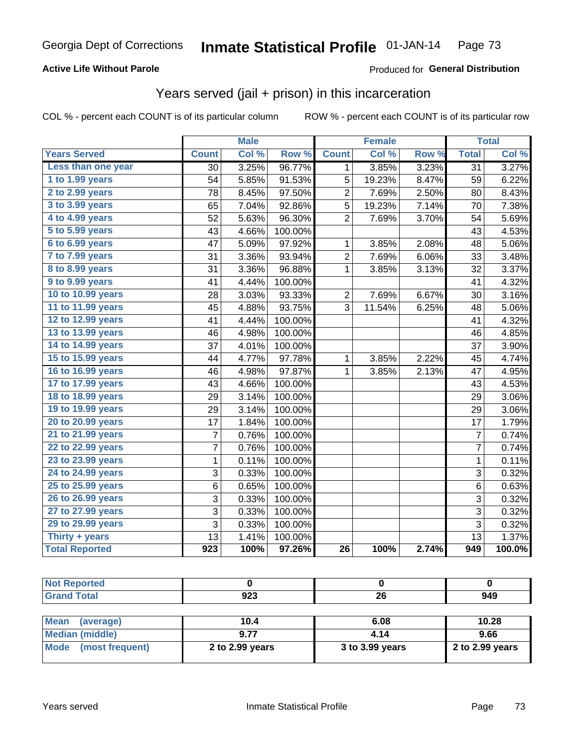Georgia Dept of Corrections **Inmate Statistical Profile** 01-JAN-14

**Active Life Without Parole**

Produced for **General Distribution**

## Years served (jail + prison) in this incarceration

COL % - percent each COUNT is of its particular column ROW % - percent each COUNT is of its particular row

| | Male | | | Female | | | Total | |
|---|---|---|---|---|---|---|---|---|
| **Years Served** | **Count** | **Col %** | **Row %** | **Count** | **Col %** | **Row %** | **Total** | **Col %** |
| Less than one year | 30 | 3.25% | 96.77% | 1 | 3.85% | 3.23% | 31 | 3.27% |
| 1 to 1.99 years | 54 | 5.85% | 91.53% | 5 | 19.23% | 8.47% | 59 | 6.22% |
| 2 to 2.99 years | 78 | 8.45% | 97.50% | 2 | 7.69% | 2.50% | 80 | 8.43% |
| 3 to 3.99 years | 65 | 7.04% | 92.86% | 5 | 19.23% | 7.14% | 70 | 7.38% |
| 4 to 4.99 years | 52 | 5.63% | 96.30% | 2 | 7.69% | 3.70% | 54 | 5.69% |
| 5 to 5.99 years | 43 | 4.66% | 100.00% | | | | 43 | 4.53% |
| 6 to 6.99 years | 47 | 5.09% | 97.92% | 1 | 3.85% | 2.08% | 48 | 5.06% |
| 7 to 7.99 years | 31 | 3.36% | 93.94% | 2 | 7.69% | 6.06% | 33 | 3.48% |
| 8 to 8.99 years | 31 | 3.36% | 96.88% | 1 | 3.85% | 3.13% | 32 | 3.37% |
| 9 to 9.99 years | 41 | 4.44% | 100.00% | | | | 41 | 4.32% |
| 10 to 10.99 years | 28 | 3.03% | 93.33% | 2 | 7.69% | 6.67% | 30 | 3.16% |
| 11 to 11.99 years | 45 | 4.88% | 93.75% | 3 | 11.54% | 6.25% | 48 | 5.06% |
| 12 to 12.99 years | 41 | 4.44% | 100.00% | | | | 41 | 4.32% |
| 13 to 13.99 years | 46 | 4.98% | 100.00% | | | | 46 | 4.85% |
| 14 to 14.99 years | 37 | 4.01% | 100.00% | | | | 37 | 3.90% |
| 15 to 15.99 years | 44 | 4.77% | 97.78% | 1 | 3.85% | 2.22% | 45 | 4.74% |
| 16 to 16.99 years | 46 | 4.98% | 97.87% | 1 | 3.85% | 2.13% | 47 | 4.95% |
| 17 to 17.99 years | 43 | 4.66% | 100.00% | | | | 43 | 4.53% |
| 18 to 18.99 years | 29 | 3.14% | 100.00% | | | | 29 | 3.06% |
| 19 to 19.99 years | 29 | 3.14% | 100.00% | | | | 29 | 3.06% |
| 20 to 20.99 years | 17 | 1.84% | 100.00% | | | | 17 | 1.79% |
| 21 to 21.99 years | 7 | 0.76% | 100.00% | | | | 7 | 0.74% |
| 22 to 22.99 years | 7 | 0.76% | 100.00% | | | | 7 | 0.74% |
| 23 to 23.99 years | 1 | 0.11% | 100.00% | | | | 1 | 0.11% |
| 24 to 24.99 years | 3 | 0.33% | 100.00% | | | | 3 | 0.32% |
| 25 to 25.99 years | 6 | 0.65% | 100.00% | | | | 6 | 0.63% |
| 26 to 26.99 years | 3 | 0.33% | 100.00% | | | | 3 | 0.32% |
| 27 to 27.99 years | 3 | 0.33% | 100.00% | | | | 3 | 0.32% |
| 29 to 29.99 years | 3 | 0.33% | 100.00% | | | | 3 | 0.32% |
| Thirty + years | 13 | 1.41% | 100.00% | | | | 13 | 1.37% |
| **Total Reported** | **923** | **100%** | **97.26%** | **26** | **100%** | **2.74%** | **949** | **100.0%** |

| | Male | Female | Total |
|---|---|---|---|
| **Not Reported** | **0** | **0** | **0** |
| **Grand Total** | **923** | **26** | **949** |

| | Male | Female | Total |
|---|---|---|---|
| **Mean (average)** | **10.4** | **6.08** | **10.28** |
| **Median (middle)** | **9.77** | **4.14** | **9.66** |
| **Mode (most frequent)** | **2 to 2.99 years** | **3 to 3.99 years** | **2 to 2.99 years** |

Years served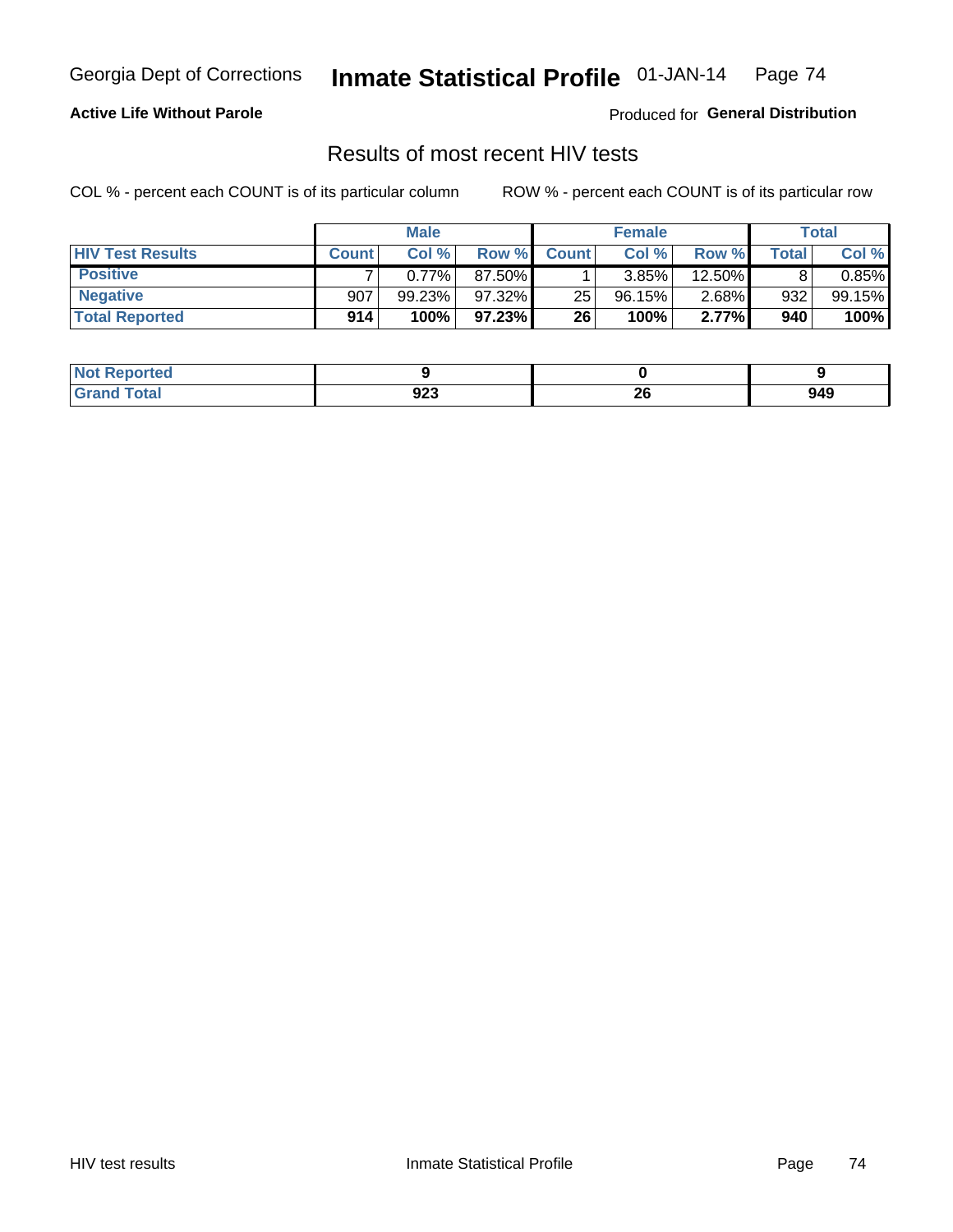Georgia Dept of Corrections **Inmate Statistical Profile** 01-JAN-14 Page 74

**Active Life Without Parole**

Produced for **General Distribution**

## Results of most recent HIV tests

COL % - percent each COUNT is of its particular column    ROW % - percent each COUNT is of its particular row

| | Male | | | Female | | | Total | |
|---|---|---|---|---|---|---|---|---|
| **HIV Test Results** | **Count** | **Col %** | **Row %** | **Count** | **Col %** | **Row %** | **Total** | **Col %** |
| **Positive** | 7 | 0.77% | 87.50% | 1 | 3.85% | 12.50% | 8 | 0.85% |
| **Negative** | 907 | 99.23% | 97.32% | 25 | 96.15% | 2.68% | 932 | 99.15% |
| **Total Reported** | **914** | **100%** | **97.23%** | **26** | **100%** | **2.77%** | **940** | **100%** |

| | Male | Female | Total |
|---|---|---|---|
| **Not Reported** | **9** | **0** | **9** |
| **Grand Total** | **923** | **26** | **949** |

HIV test results    Inmate Statistical Profile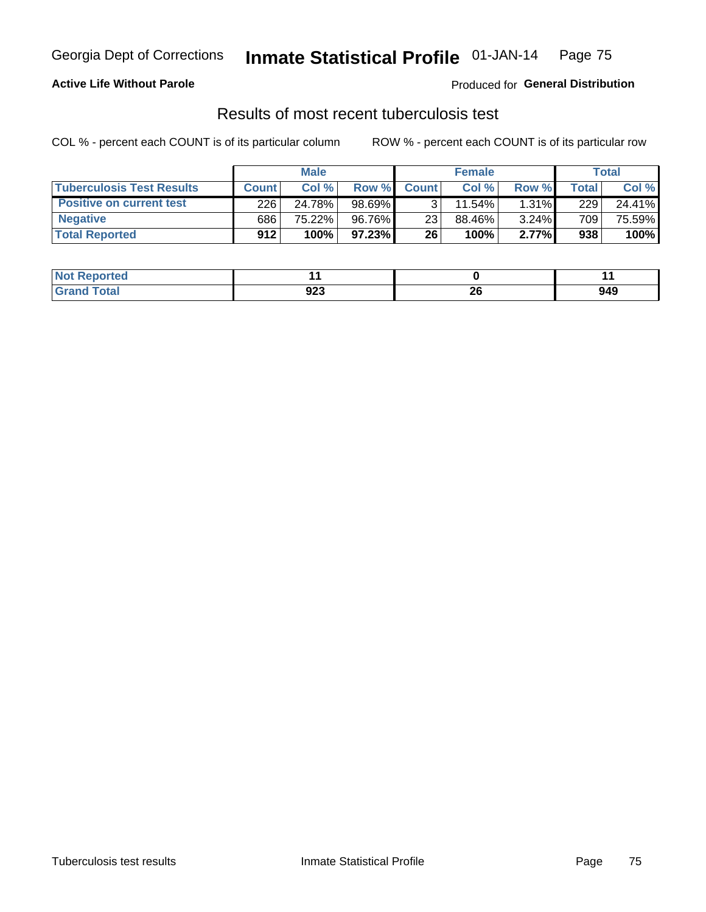Georgia Dept of Corrections **Inmate Statistical Profile** 01-JAN-14

**Active Life Without Parole**

Produced for **General Distribution**

## Results of most recent tuberculosis test

COL % - percent each COUNT is of its particular column

ROW % - percent each COUNT is of its particular row

| | Male | | | Female | | | Total | |
|---|---|---|---|---|---|---|---|---|
| **Tuberculosis Test Results** | **Count** | **Col %** | **Row %** | **Count** | **Col %** | **Row %** | **Total** | **Col %** |
| **Positive on current test** | 226 | 24.78% | 98.69% | 3 | 11.54% | 1.31% | 229 | 24.41% |
| **Negative** | 686 | 75.22% | 96.76% | 23 | 88.46% | 3.24% | 709 | 75.59% |
| **Total Reported** | **912** | **100%** | **97.23%** | **26** | **100%** | **2.77%** | **938** | **100%** |

| | Male | Female | Total |
|---|---|---|---|
| **Not Reported** | **11** | **0** | **11** |
| **Grand Total** | **923** | **26** | **949** |

Tuberculosis test results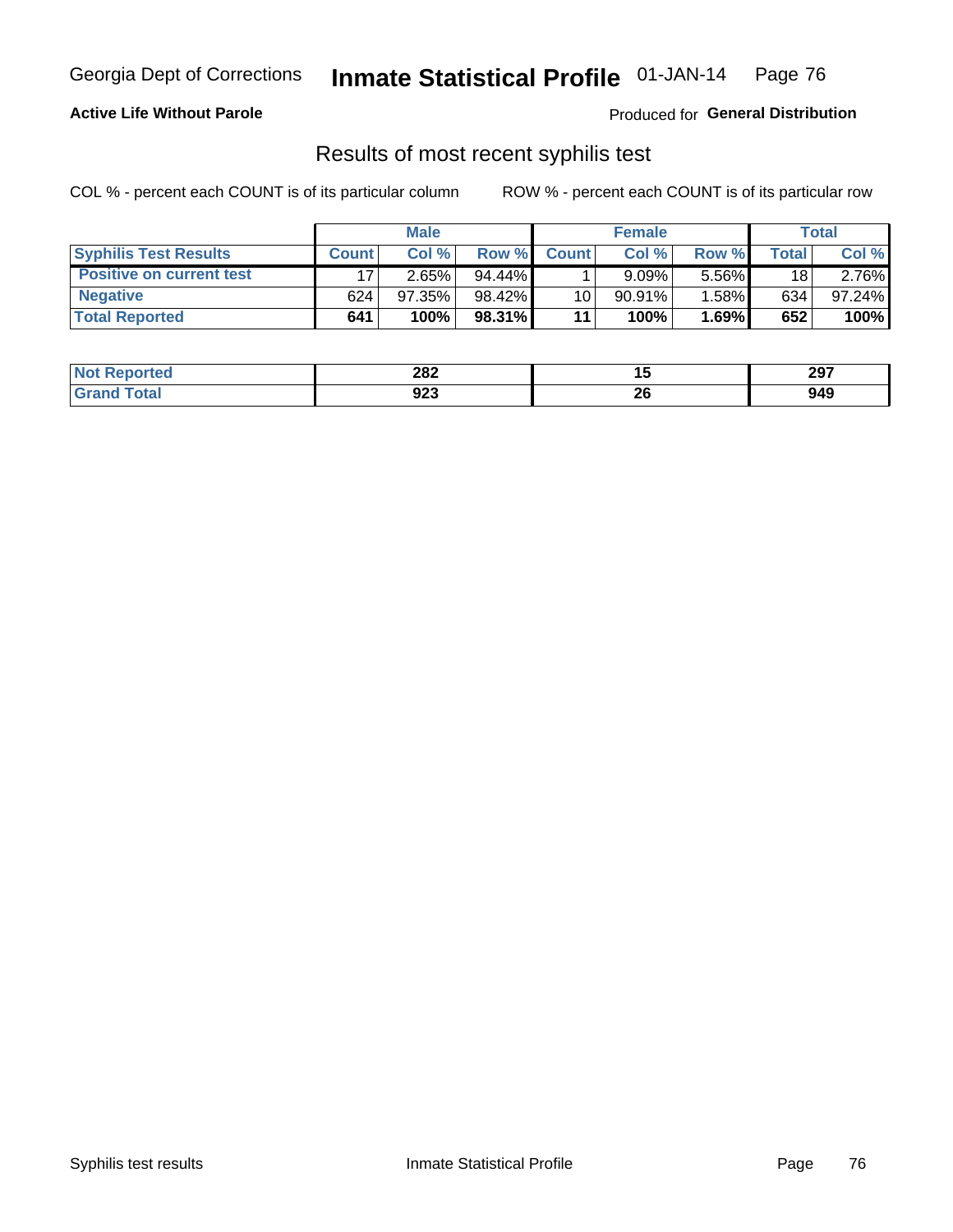**Active Life Without Parole**

Produced for **General Distribution**

## Results of most recent syphilis test

COL % - percent each COUNT is of its particular column

ROW % - percent each COUNT is of its particular row

| | Male | | | Female | | | Total | |
|---|---|---|---|---|---|---|---|---|
| **Syphilis Test Results** | **Count** | **Col %** | **Row %** | **Count** | **Col %** | **Row %** | **Total** | **Col %** |
| **Positive on current test** | 17 | 2.65% | 94.44% | 1 | 9.09% | 5.56% | 18 | 2.76% |
| **Negative** | 624 | 97.35% | 98.42% | 10 | 90.91% | 1.58% | 634 | 97.24% |
| **Total Reported** | **641** | **100%** | **98.31%** | **11** | **100%** | **1.69%** | **652** | **100%** |

| | Male | Female | Total |
|---|---|---|---|
| **Not Reported** | **282** | **15** | **297** |
| **Grand Total** | **923** | **26** | **949** |

Syphilis test results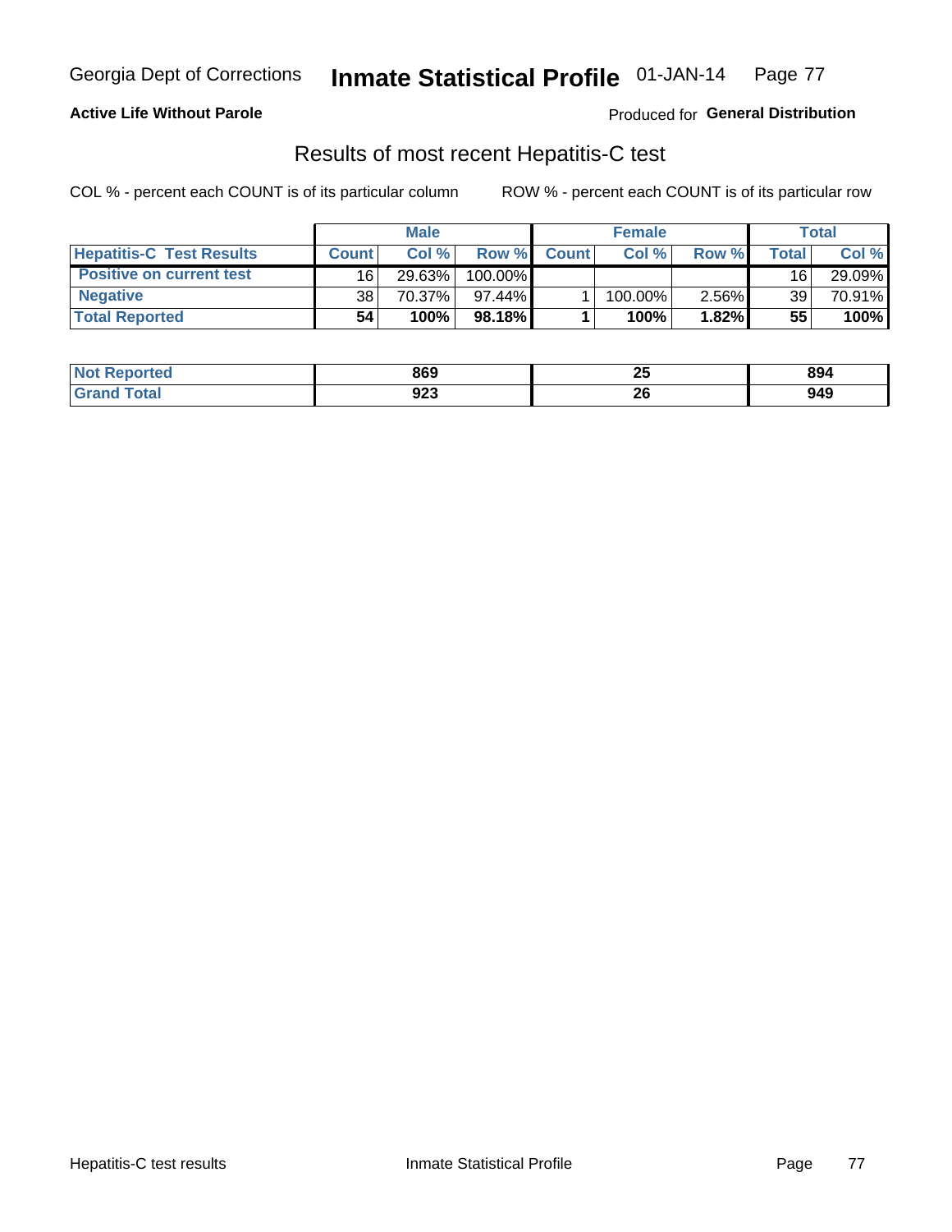Georgia Dept of Corrections **Inmate Statistical Profile** 01-JAN-14

**Active Life Without Parole**

Produced for **General Distribution**

## Results of most recent Hepatitis-C test

COL % - percent each COUNT is of its particular column ROW % - percent each COUNT is of its particular row

| | Male | | | Female | | | Total | |
|---|---|---|---|---|---|---|---|---|
| **Hepatitis-C Test Results** | **Count** | **Col %** | **Row %** | **Count** | **Col %** | **Row %** | **Total** | **Col %** |
| **Positive on current test** | 16 | 29.63% | 100.00% | | | | 16 | 29.09% |
| **Negative** | 38 | 70.37% | 97.44% | 1 | 100.00% | 2.56% | 39 | 70.91% |
| **Total Reported** | **54** | **100%** | **98.18%** | **1** | **100%** | **1.82%** | **55** | **100%** |

| | Male | Female | Total |
|---|---|---|---|
| **Not Reported** | **869** | **25** | **894** |
| **Grand Total** | **923** | **26** | **949** |

Hepatitis-C test results Inmate Statistical Profile